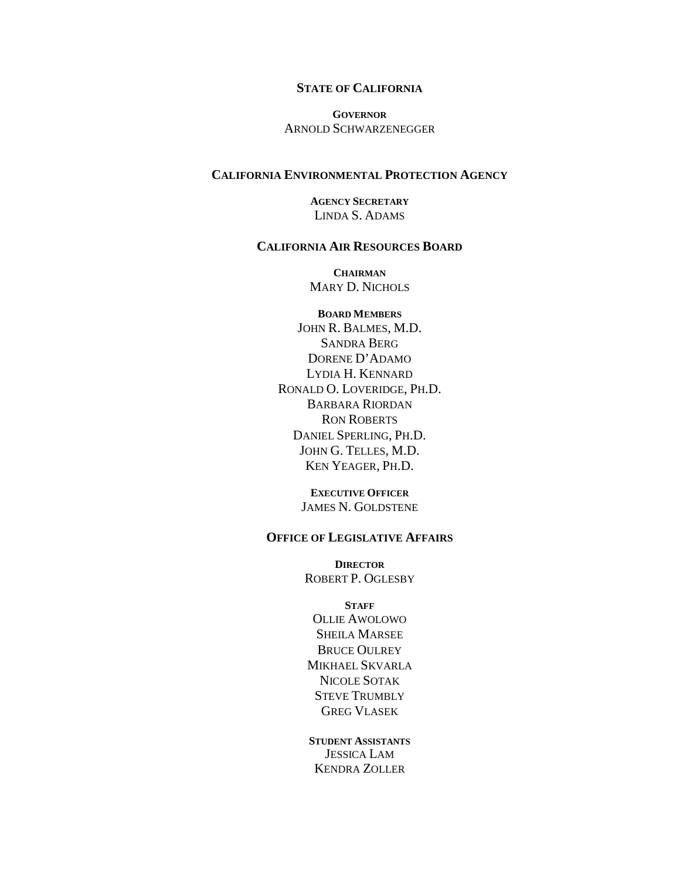## STATE OF CALIFORNIA

**GOVERNOR**
ARNOLD SCHWARZENEGGER

## CALIFORNIA ENVIRONMENTAL PROTECTION AGENCY

**AGENCY SECRETARY**
LINDA S. ADAMS

## CALIFORNIA AIR RESOURCES BOARD

**CHAIRMAN**
MARY D. NICHOLS

**BOARD MEMBERS**
JOHN R. BALMES, M.D.
SANDRA BERG
DORENE D'ADAMO
LYDIA H. KENNARD
RONALD O. LOVERIDGE, PH.D.
BARBARA RIORDAN
RON ROBERTS
DANIEL SPERLING, PH.D.
JOHN G. TELLES, M.D.
KEN YEAGER, PH.D.

**EXECUTIVE OFFICER**
JAMES N. GOLDSTENE

## OFFICE OF LEGISLATIVE AFFAIRS

**DIRECTOR**
ROBERT P. OGLESBY

**STAFF**
OLLIE AWOLOWO
SHEILA MARSEE
BRUCE OULREY
MIKHAEL SKVARLA
NICOLE SOTAK
STEVE TRUMBLY
GREG VLASEK

**STUDENT ASSISTANTS**
JESSICA LAM
KENDRA ZOLLER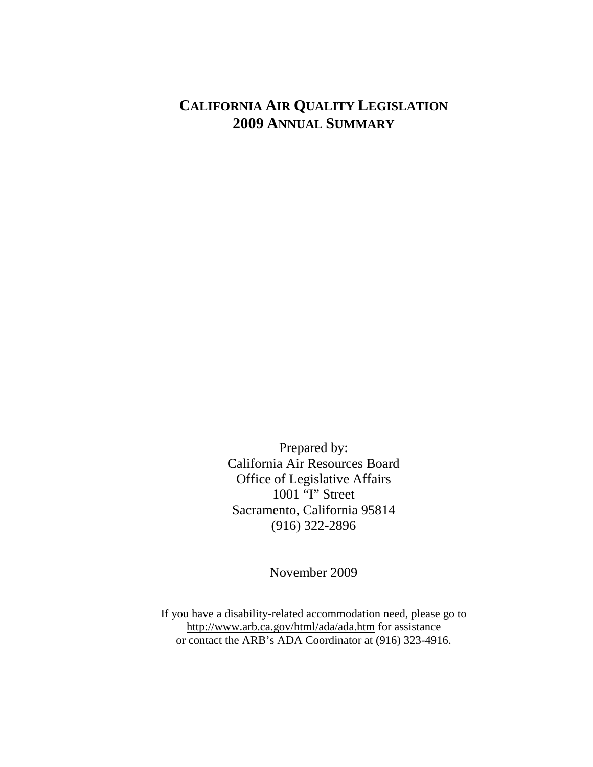# CALIFORNIA AIR QUALITY LEGISLATION
# 2009 ANNUAL SUMMARY

Prepared by:
California Air Resources Board
Office of Legislative Affairs
1001 "I" Street
Sacramento, California 95814
(916) 322-2896

November 2009

If you have a disability-related accommodation need, please go to
http://www.arb.ca.gov/html/ada/ada.htm for assistance
or contact the ARB's ADA Coordinator at (916) 323-4916.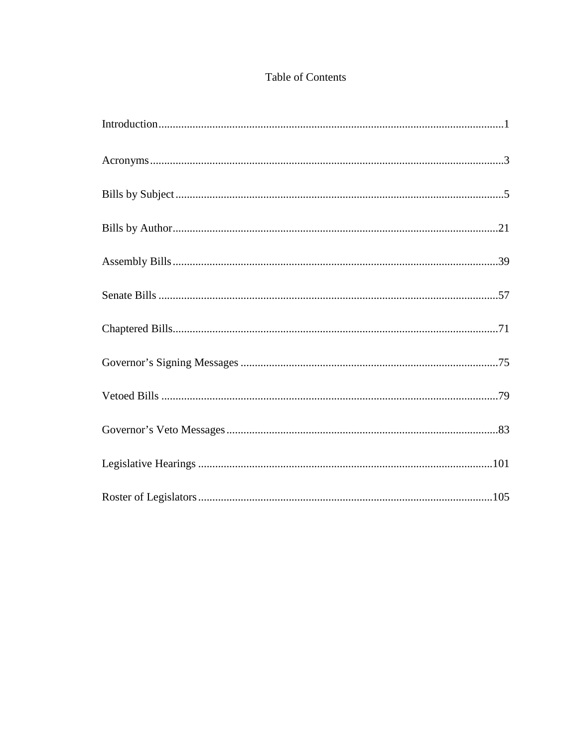# Table of Contents

| Section | Page |
| --- | --- |
| Introduction | 1 |
| Acronyms | 3 |
| Bills by Subject | 5 |
| Bills by Author | 21 |
| Assembly Bills | 39 |
| Senate Bills | 57 |
| Chaptered Bills | 71 |
| Governor's Signing Messages | 75 |
| Vetoed Bills | 79 |
| Governor's Veto Messages | 83 |
| Legislative Hearings | 101 |
| Roster of Legislators | 105 |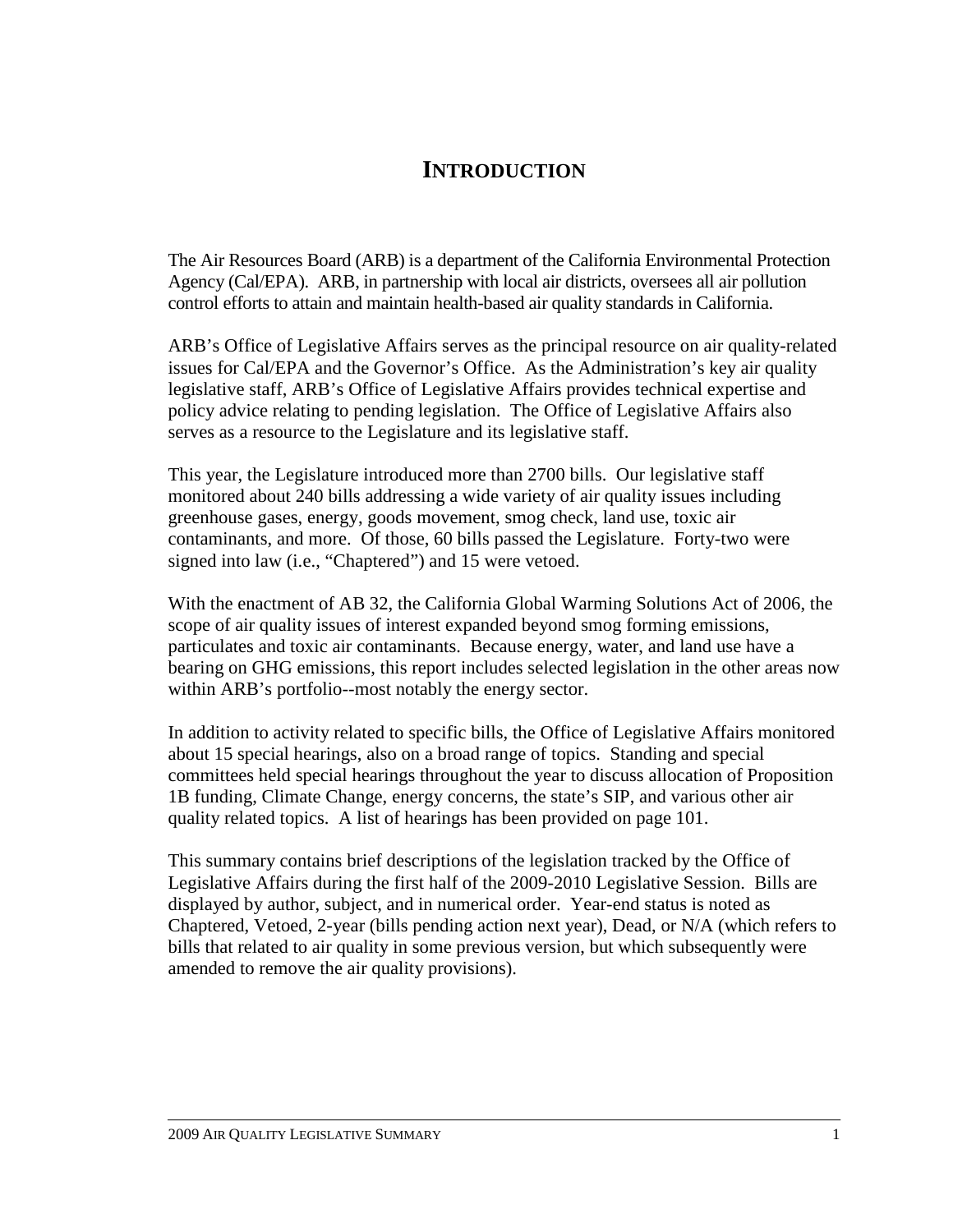# INTRODUCTION

The Air Resources Board (ARB) is a department of the California Environmental Protection Agency (Cal/EPA). ARB, in partnership with local air districts, oversees all air pollution control efforts to attain and maintain health-based air quality standards in California.

ARB's Office of Legislative Affairs serves as the principal resource on air quality-related issues for Cal/EPA and the Governor's Office. As the Administration's key air quality legislative staff, ARB's Office of Legislative Affairs provides technical expertise and policy advice relating to pending legislation. The Office of Legislative Affairs also serves as a resource to the Legislature and its legislative staff.

This year, the Legislature introduced more than 2700 bills. Our legislative staff monitored about 240 bills addressing a wide variety of air quality issues including greenhouse gases, energy, goods movement, smog check, land use, toxic air contaminants, and more. Of those, 60 bills passed the Legislature. Forty-two were signed into law (i.e., "Chaptered") and 15 were vetoed.

With the enactment of AB 32, the California Global Warming Solutions Act of 2006, the scope of air quality issues of interest expanded beyond smog forming emissions, particulates and toxic air contaminants. Because energy, water, and land use have a bearing on GHG emissions, this report includes selected legislation in the other areas now within ARB's portfolio--most notably the energy sector.

In addition to activity related to specific bills, the Office of Legislative Affairs monitored about 15 special hearings, also on a broad range of topics. Standing and special committees held special hearings throughout the year to discuss allocation of Proposition 1B funding, Climate Change, energy concerns, the state's SIP, and various other air quality related topics. A list of hearings has been provided on page 101.

This summary contains brief descriptions of the legislation tracked by the Office of Legislative Affairs during the first half of the 2009-2010 Legislative Session. Bills are displayed by author, subject, and in numerical order. Year-end status is noted as Chaptered, Vetoed, 2-year (bills pending action next year), Dead, or N/A (which refers to bills that related to air quality in some previous version, but which subsequently were amended to remove the air quality provisions).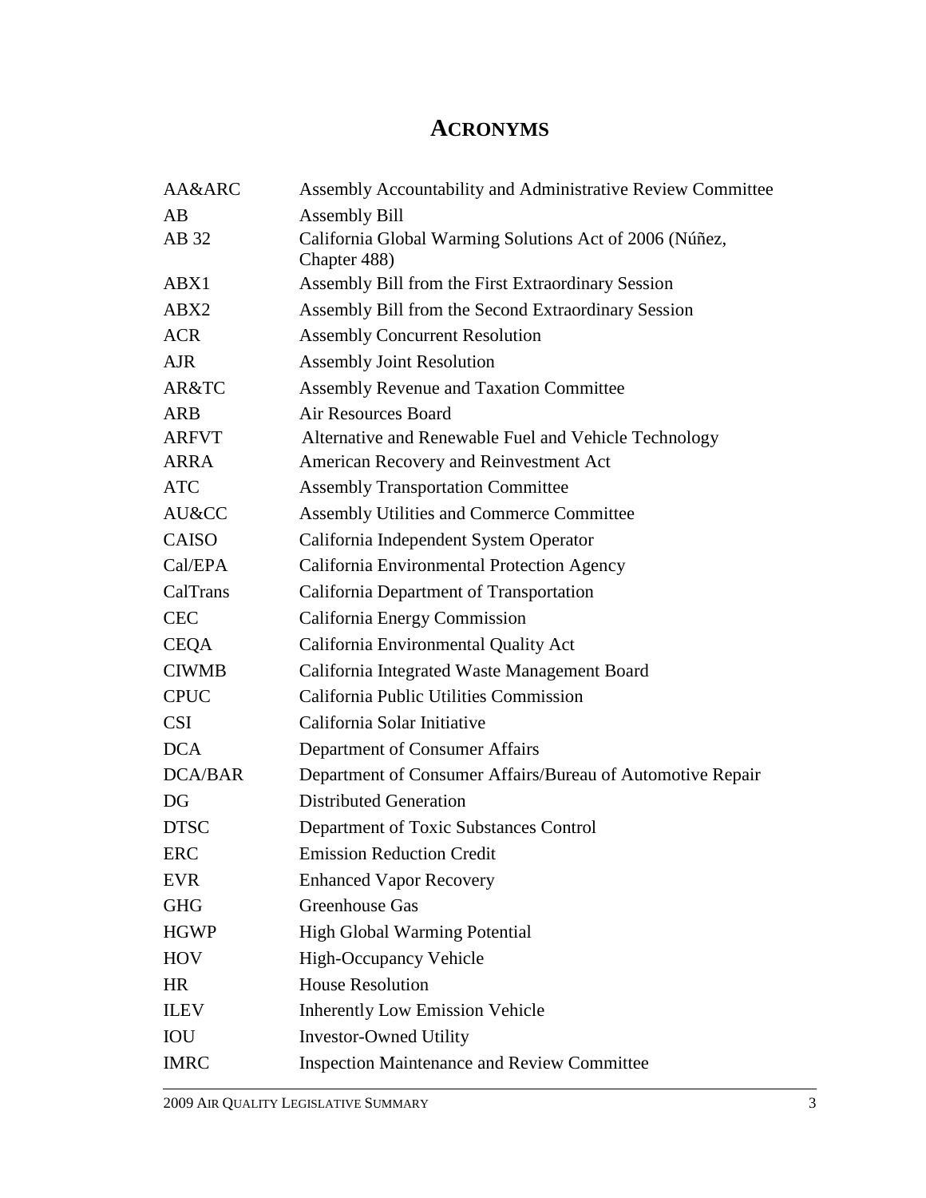# ACRONYMS

| | |
|---|---|
| AA&ARC | Assembly Accountability and Administrative Review Committee |
| AB | Assembly Bill |
| AB 32 | California Global Warming Solutions Act of 2006 (Núñez, Chapter 488) |
| ABX1 | Assembly Bill from the First Extraordinary Session |
| ABX2 | Assembly Bill from the Second Extraordinary Session |
| ACR | Assembly Concurrent Resolution |
| AJR | Assembly Joint Resolution |
| AR&TC | Assembly Revenue and Taxation Committee |
| ARB | Air Resources Board |
| ARFVT | Alternative and Renewable Fuel and Vehicle Technology |
| ARRA | American Recovery and Reinvestment Act |
| ATC | Assembly Transportation Committee |
| AU&CC | Assembly Utilities and Commerce Committee |
| CAISO | California Independent System Operator |
| Cal/EPA | California Environmental Protection Agency |
| CalTrans | California Department of Transportation |
| CEC | California Energy Commission |
| CEQA | California Environmental Quality Act |
| CIWMB | California Integrated Waste Management Board |
| CPUC | California Public Utilities Commission |
| CSI | California Solar Initiative |
| DCA | Department of Consumer Affairs |
| DCA/BAR | Department of Consumer Affairs/Bureau of Automotive Repair |
| DG | Distributed Generation |
| DTSC | Department of Toxic Substances Control |
| ERC | Emission Reduction Credit |
| EVR | Enhanced Vapor Recovery |
| GHG | Greenhouse Gas |
| HGWP | High Global Warming Potential |
| HOV | High-Occupancy Vehicle |
| HR | House Resolution |
| ILEV | Inherently Low Emission Vehicle |
| IOU | Investor-Owned Utility |
| IMRC | Inspection Maintenance and Review Committee |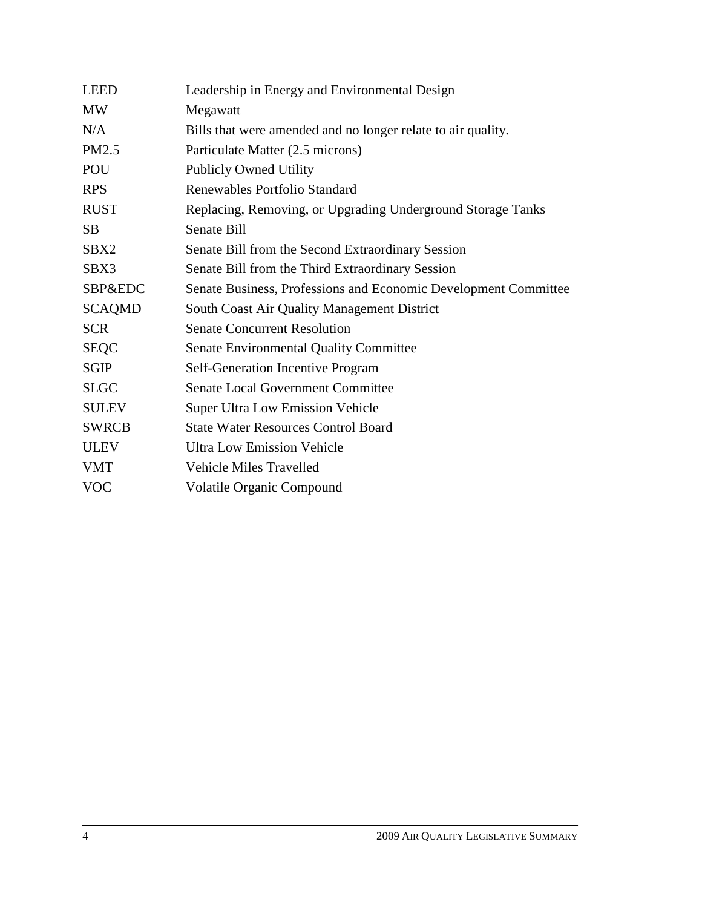| | |
|---|---|
| LEED | Leadership in Energy and Environmental Design |
| MW | Megawatt |
| N/A | Bills that were amended and no longer relate to air quality. |
| PM2.5 | Particulate Matter (2.5 microns) |
| POU | Publicly Owned Utility |
| RPS | Renewables Portfolio Standard |
| RUST | Replacing, Removing, or Upgrading Underground Storage Tanks |
| SB | Senate Bill |
| SBX2 | Senate Bill from the Second Extraordinary Session |
| SBX3 | Senate Bill from the Third Extraordinary Session |
| SBP&EDC | Senate Business, Professions and Economic Development Committee |
| SCAQMD | South Coast Air Quality Management District |
| SCR | Senate Concurrent Resolution |
| SEQC | Senate Environmental Quality Committee |
| SGIP | Self-Generation Incentive Program |
| SLGC | Senate Local Government Committee |
| SULEV | Super Ultra Low Emission Vehicle |
| SWRCB | State Water Resources Control Board |
| ULEV | Ultra Low Emission Vehicle |
| VMT | Vehicle Miles Travelled |
| VOC | Volatile Organic Compound |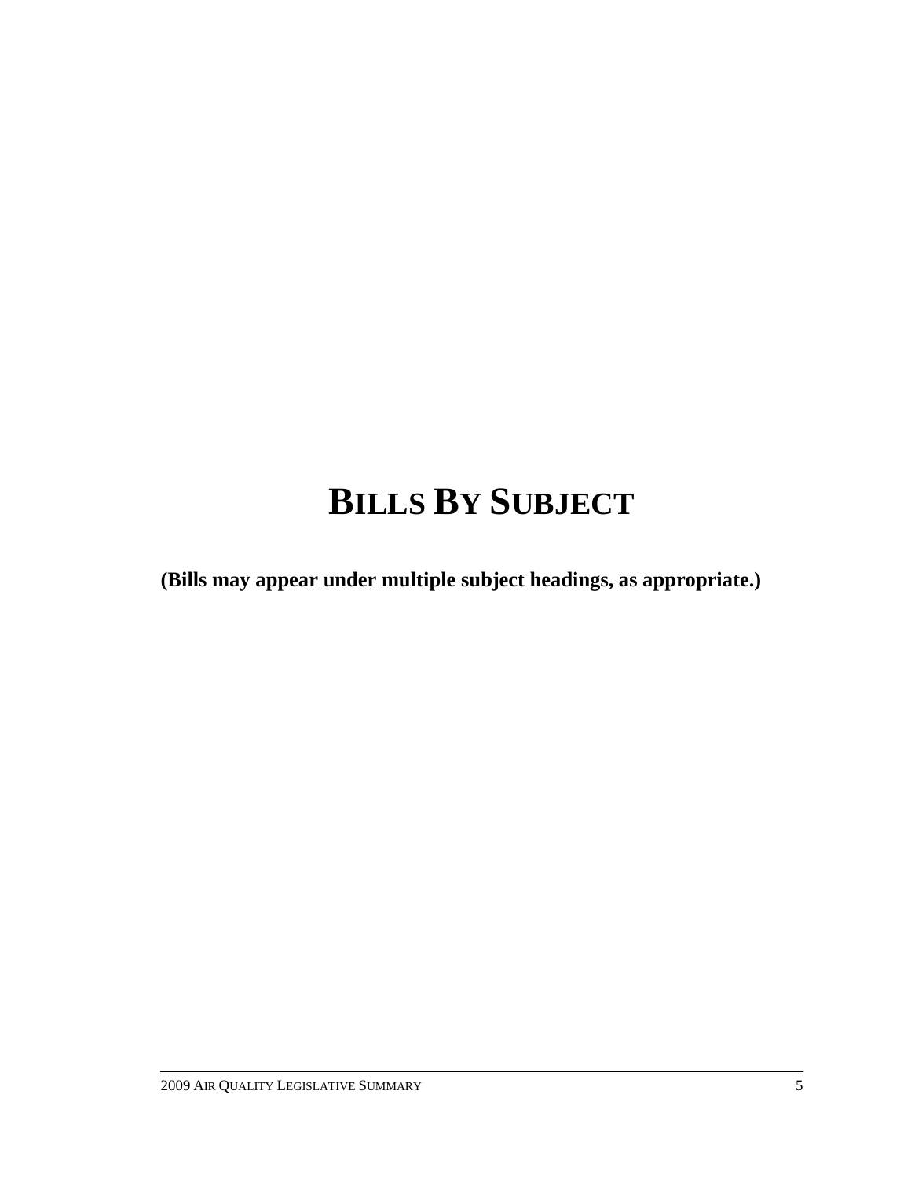# BILLS BY SUBJECT

**(Bills may appear under multiple subject headings, as appropriate.)**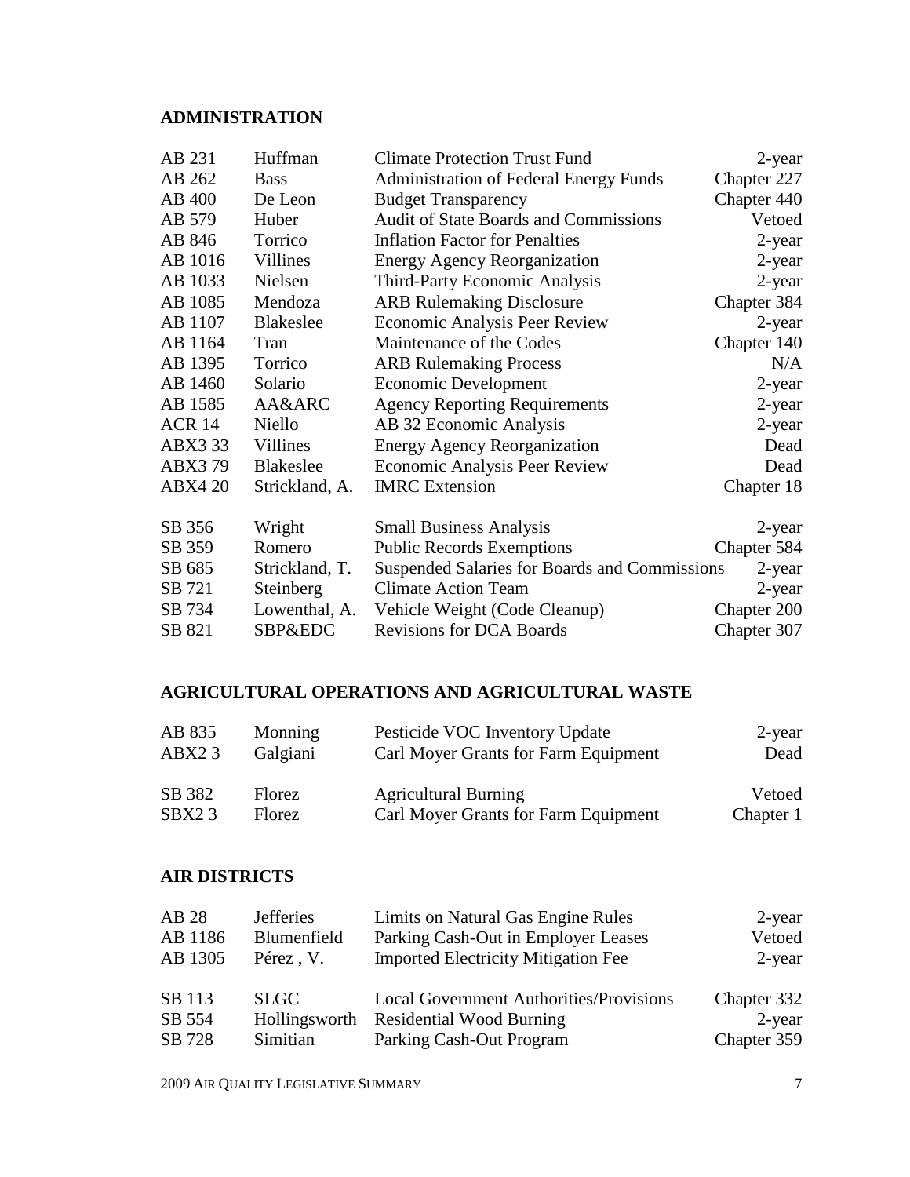## ADMINISTRATION

| | | | |
|---|---|---|---|
| AB 231 | Huffman | Climate Protection Trust Fund | 2-year |
| AB 262 | Bass | Administration of Federal Energy Funds | Chapter 227 |
| AB 400 | De Leon | Budget Transparency | Chapter 440 |
| AB 579 | Huber | Audit of State Boards and Commissions | Vetoed |
| AB 846 | Torrico | Inflation Factor for Penalties | 2-year |
| AB 1016 | Villines | Energy Agency Reorganization | 2-year |
| AB 1033 | Nielsen | Third-Party Economic Analysis | 2-year |
| AB 1085 | Mendoza | ARB Rulemaking Disclosure | Chapter 384 |
| AB 1107 | Blakeslee | Economic Analysis Peer Review | 2-year |
| AB 1164 | Tran | Maintenance of the Codes | Chapter 140 |
| AB 1395 | Torrico | ARB Rulemaking Process | N/A |
| AB 1460 | Solario | Economic Development | 2-year |
| AB 1585 | AA&ARC | Agency Reporting Requirements | 2-year |
| ACR 14 | Niello | AB 32 Economic Analysis | 2-year |
| ABX3 33 | Villines | Energy Agency Reorganization | Dead |
| ABX3 79 | Blakeslee | Economic Analysis Peer Review | Dead |
| ABX4 20 | Strickland, A. | IMRC Extension | Chapter 18 |
| SB 356 | Wright | Small Business Analysis | 2-year |
| SB 359 | Romero | Public Records Exemptions | Chapter 584 |
| SB 685 | Strickland, T. | Suspended Salaries for Boards and Commissions | 2-year |
| SB 721 | Steinberg | Climate Action Team | 2-year |
| SB 734 | Lowenthal, A. | Vehicle Weight (Code Cleanup) | Chapter 200 |
| SB 821 | SBP&EDC | Revisions for DCA Boards | Chapter 307 |

## AGRICULTURAL OPERATIONS AND AGRICULTURAL WASTE

| | | | |
|---|---|---|---|
| AB 835 | Monning | Pesticide VOC Inventory Update | 2-year |
| ABX2 3 | Galgiani | Carl Moyer Grants for Farm Equipment | Dead |
| SB 382 | Florez | Agricultural Burning | Vetoed |
| SBX2 3 | Florez | Carl Moyer Grants for Farm Equipment | Chapter 1 |

## AIR DISTRICTS

| | | | |
|---|---|---|---|
| AB 28 | Jefferies | Limits on Natural Gas Engine Rules | 2-year |
| AB 1186 | Blumenfield | Parking Cash-Out in Employer Leases | Vetoed |
| AB 1305 | Pérez , V. | Imported Electricity Mitigation Fee | 2-year |
| SB 113 | SLGC | Local Government Authorities/Provisions | Chapter 332 |
| SB 554 | Hollingsworth | Residential Wood Burning | 2-year |
| SB 728 | Simitian | Parking Cash-Out Program | Chapter 359 |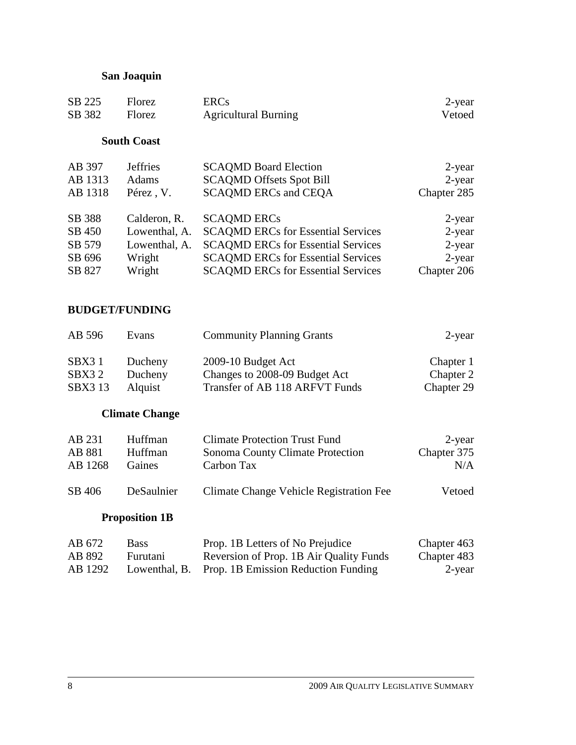### San Joaquin

| | | | |
|---|---|---|---|
| SB 225 | Florez | ERCs | 2-year |
| SB 382 | Florez | Agricultural Burning | Vetoed |

### South Coast

| | | | |
|---|---|---|---|
| AB 397 | Jeffries | SCAQMD Board Election | 2-year |
| AB 1313 | Adams | SCAQMD Offsets Spot Bill | 2-year |
| AB 1318 | Pérez , V. | SCAQMD ERCs and CEQA | Chapter 285 |
| SB 388 | Calderon, R. | SCAQMD ERCs | 2-year |
| SB 450 | Lowenthal, A. | SCAQMD ERCs for Essential Services | 2-year |
| SB 579 | Lowenthal, A. | SCAQMD ERCs for Essential Services | 2-year |
| SB 696 | Wright | SCAQMD ERCs for Essential Services | 2-year |
| SB 827 | Wright | SCAQMD ERCs for Essential Services | Chapter 206 |

## BUDGET/FUNDING

| | | | |
|---|---|---|---|
| AB 596 | Evans | Community Planning Grants | 2-year |
| SBX3 1 | Ducheny | 2009-10 Budget Act | Chapter 1 |
| SBX3 2 | Ducheny | Changes to 2008-09 Budget Act | Chapter 2 |
| SBX3 13 | Alquist | Transfer of AB 118 ARFVT Funds | Chapter 29 |

### Climate Change

| | | | |
|---|---|---|---|
| AB 231 | Huffman | Climate Protection Trust Fund | 2-year |
| AB 881 | Huffman | Sonoma County Climate Protection | Chapter 375 |
| AB 1268 | Gaines | Carbon Tax | N/A |
| SB 406 | DeSaulnier | Climate Change Vehicle Registration Fee | Vetoed |

### Proposition 1B

| | | | |
|---|---|---|---|
| AB 672 | Bass | Prop. 1B Letters of No Prejudice | Chapter 463 |
| AB 892 | Furutani | Reversion of Prop. 1B Air Quality Funds | Chapter 483 |
| AB 1292 | Lowenthal, B. | Prop. 1B Emission Reduction Funding | 2-year |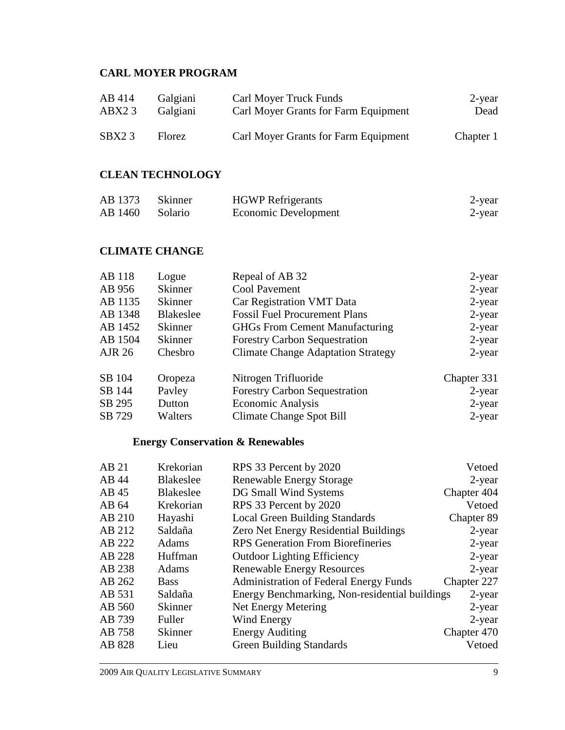## CARL MOYER PROGRAM

| | | | |
|---|---|---|---|
| AB 414 | Galgiani | Carl Moyer Truck Funds | 2-year |
| ABX2 3 | Galgiani | Carl Moyer Grants for Farm Equipment | Dead |
| SBX2 3 | Florez | Carl Moyer Grants for Farm Equipment | Chapter 1 |

## CLEAN TECHNOLOGY

| | | | |
|---|---|---|---|
| AB 1373 | Skinner | HGWP Refrigerants | 2-year |
| AB 1460 | Solario | Economic Development | 2-year |

## CLIMATE CHANGE

| | | | |
|---|---|---|---|
| AB 118 | Logue | Repeal of AB 32 | 2-year |
| AB 956 | Skinner | Cool Pavement | 2-year |
| AB 1135 | Skinner | Car Registration VMT Data | 2-year |
| AB 1348 | Blakeslee | Fossil Fuel Procurement Plans | 2-year |
| AB 1452 | Skinner | GHGs From Cement Manufacturing | 2-year |
| AB 1504 | Skinner | Forestry Carbon Sequestration | 2-year |
| AJR 26 | Chesbro | Climate Change Adaptation Strategy | 2-year |
| SB 104 | Oropeza | Nitrogen Trifluoride | Chapter 331 |
| SB 144 | Pavley | Forestry Carbon Sequestration | 2-year |
| SB 295 | Dutton | Economic Analysis | 2-year |
| SB 729 | Walters | Climate Change Spot Bill | 2-year |

### Energy Conservation & Renewables

| | | | |
|---|---|---|---|
| AB 21 | Krekorian | RPS 33 Percent by 2020 | Vetoed |
| AB 44 | Blakeslee | Renewable Energy Storage | 2-year |
| AB 45 | Blakeslee | DG Small Wind Systems | Chapter 404 |
| AB 64 | Krekorian | RPS 33 Percent by 2020 | Vetoed |
| AB 210 | Hayashi | Local Green Building Standards | Chapter 89 |
| AB 212 | Saldaña | Zero Net Energy Residential Buildings | 2-year |
| AB 222 | Adams | RPS Generation From Biorefineries | 2-year |
| AB 228 | Huffman | Outdoor Lighting Efficiency | 2-year |
| AB 238 | Adams | Renewable Energy Resources | 2-year |
| AB 262 | Bass | Administration of Federal Energy Funds | Chapter 227 |
| AB 531 | Saldaña | Energy Benchmarking, Non-residential buildings | 2-year |
| AB 560 | Skinner | Net Energy Metering | 2-year |
| AB 739 | Fuller | Wind Energy | 2-year |
| AB 758 | Skinner | Energy Auditing | Chapter 470 |
| AB 828 | Lieu | Green Building Standards | Vetoed |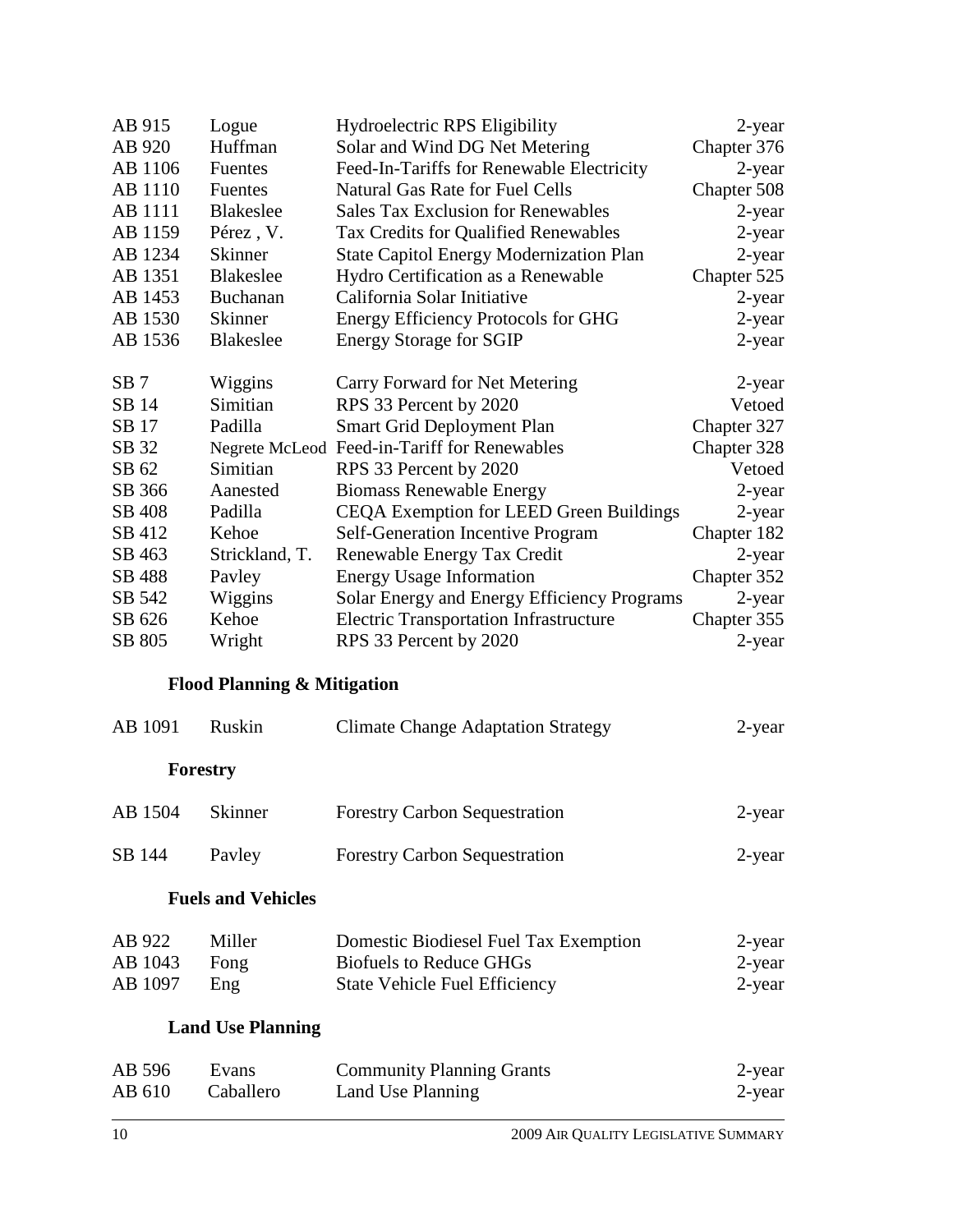| | | | |
|---|---|---|---|
| AB 915 | Logue | Hydroelectric RPS Eligibility | 2-year |
| AB 920 | Huffman | Solar and Wind DG Net Metering | Chapter 376 |
| AB 1106 | Fuentes | Feed-In-Tariffs for Renewable Electricity | 2-year |
| AB 1110 | Fuentes | Natural Gas Rate for Fuel Cells | Chapter 508 |
| AB 1111 | Blakeslee | Sales Tax Exclusion for Renewables | 2-year |
| AB 1159 | Pérez , V. | Tax Credits for Qualified Renewables | 2-year |
| AB 1234 | Skinner | State Capitol Energy Modernization Plan | 2-year |
| AB 1351 | Blakeslee | Hydro Certification as a Renewable | Chapter 525 |
| AB 1453 | Buchanan | California Solar Initiative | 2-year |
| AB 1530 | Skinner | Energy Efficiency Protocols for GHG | 2-year |
| AB 1536 | Blakeslee | Energy Storage for SGIP | 2-year |
| SB 7 | Wiggins | Carry Forward for Net Metering | 2-year |
| SB 14 | Simitian | RPS 33 Percent by 2020 | Vetoed |
| SB 17 | Padilla | Smart Grid Deployment Plan | Chapter 327 |
| SB 32 | Negrete McLeod | Feed-in-Tariff for Renewables | Chapter 328 |
| SB 62 | Simitian | RPS 33 Percent by 2020 | Vetoed |
| SB 366 | Aanestad | Biomass Renewable Energy | 2-year |
| SB 408 | Padilla | CEQA Exemption for LEED Green Buildings | 2-year |
| SB 412 | Kehoe | Self-Generation Incentive Program | Chapter 182 |
| SB 463 | Strickland, T. | Renewable Energy Tax Credit | 2-year |
| SB 488 | Pavley | Energy Usage Information | Chapter 352 |
| SB 542 | Wiggins | Solar Energy and Energy Efficiency Programs | 2-year |
| SB 626 | Kehoe | Electric Transportation Infrastructure | Chapter 355 |
| SB 805 | Wright | RPS 33 Percent by 2020 | 2-year |

### Flood Planning & Mitigation

| | | | |
|---|---|---|---|
| AB 1091 | Ruskin | Climate Change Adaptation Strategy | 2-year |

### Forestry

| | | | |
|---|---|---|---|
| AB 1504 | Skinner | Forestry Carbon Sequestration | 2-year |
| SB 144 | Pavley | Forestry Carbon Sequestration | 2-year |

### Fuels and Vehicles

| | | | |
|---|---|---|---|
| AB 922 | Miller | Domestic Biodiesel Fuel Tax Exemption | 2-year |
| AB 1043 | Fong | Biofuels to Reduce GHGs | 2-year |
| AB 1097 | Eng | State Vehicle Fuel Efficiency | 2-year |

### Land Use Planning

| | | | |
|---|---|---|---|
| AB 596 | Evans | Community Planning Grants | 2-year |
| AB 610 | Caballero | Land Use Planning | 2-year |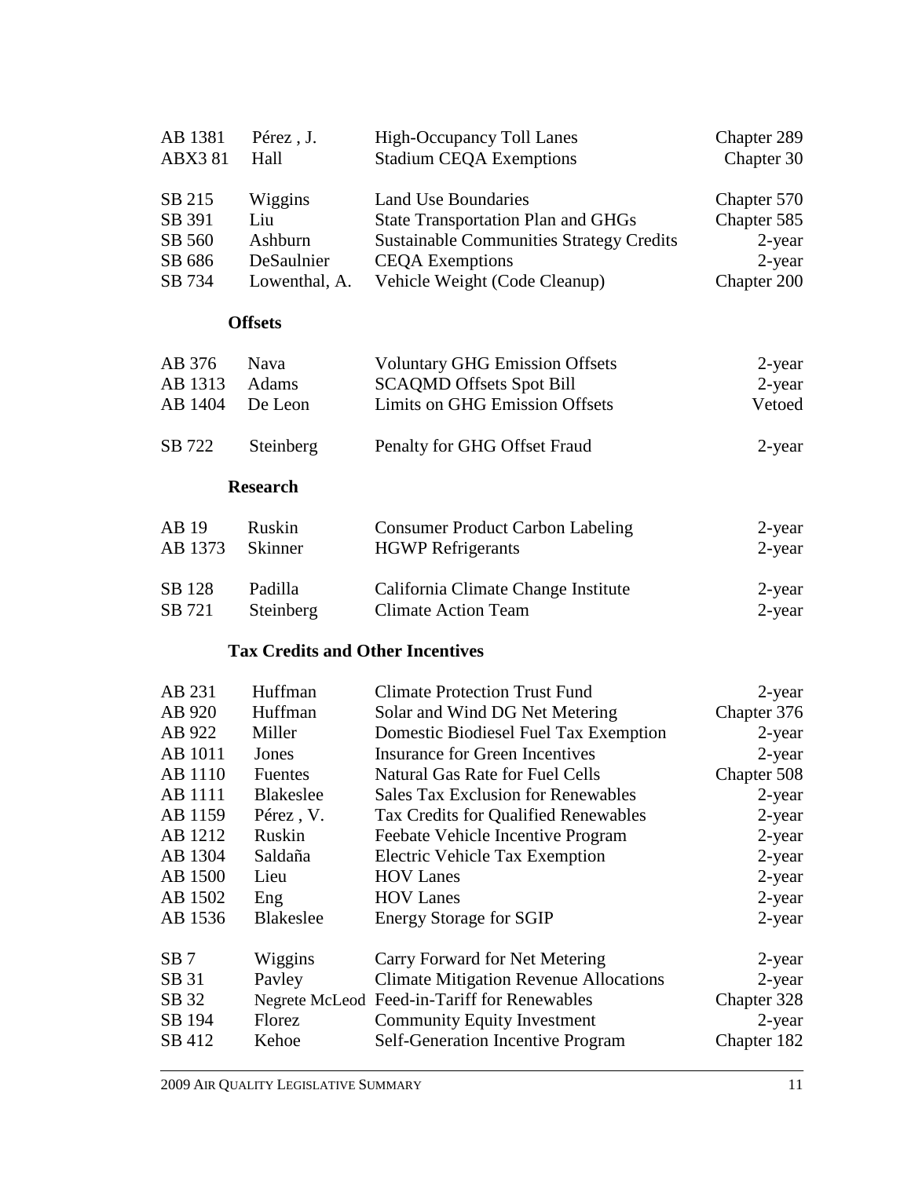| | | | |
|---|---|---|---|
| AB 1381 | Pérez , J. | High-Occupancy Toll Lanes | Chapter 289 |
| ABX3 81 | Hall | Stadium CEQA Exemptions | Chapter 30 |
| SB 215 | Wiggins | Land Use Boundaries | Chapter 570 |
| SB 391 | Liu | State Transportation Plan and GHGs | Chapter 585 |
| SB 560 | Ashburn | Sustainable Communities Strategy Credits | 2-year |
| SB 686 | DeSaulnier | CEQA Exemptions | 2-year |
| SB 734 | Lowenthal, A. | Vehicle Weight (Code Cleanup) | Chapter 200 |

**Offsets**

| | | | |
|---|---|---|---|
| AB 376 | Nava | Voluntary GHG Emission Offsets | 2-year |
| AB 1313 | Adams | SCAQMD Offsets Spot Bill | 2-year |
| AB 1404 | De Leon | Limits on GHG Emission Offsets | Vetoed |
| SB 722 | Steinberg | Penalty for GHG Offset Fraud | 2-year |

**Research**

| | | | |
|---|---|---|---|
| AB 19 | Ruskin | Consumer Product Carbon Labeling | 2-year |
| AB 1373 | Skinner | HGWP Refrigerants | 2-year |
| SB 128 | Padilla | California Climate Change Institute | 2-year |
| SB 721 | Steinberg | Climate Action Team | 2-year |

**Tax Credits and Other Incentives**

| | | | |
|---|---|---|---|
| AB 231 | Huffman | Climate Protection Trust Fund | 2-year |
| AB 920 | Huffman | Solar and Wind DG Net Metering | Chapter 376 |
| AB 922 | Miller | Domestic Biodiesel Fuel Tax Exemption | 2-year |
| AB 1011 | Jones | Insurance for Green Incentives | 2-year |
| AB 1110 | Fuentes | Natural Gas Rate for Fuel Cells | Chapter 508 |
| AB 1111 | Blakeslee | Sales Tax Exclusion for Renewables | 2-year |
| AB 1159 | Pérez , V. | Tax Credits for Qualified Renewables | 2-year |
| AB 1212 | Ruskin | Feebate Vehicle Incentive Program | 2-year |
| AB 1304 | Saldaña | Electric Vehicle Tax Exemption | 2-year |
| AB 1500 | Lieu | HOV Lanes | 2-year |
| AB 1502 | Eng | HOV Lanes | 2-year |
| AB 1536 | Blakeslee | Energy Storage for SGIP | 2-year |
| SB 7 | Wiggins | Carry Forward for Net Metering | 2-year |
| SB 31 | Pavley | Climate Mitigation Revenue Allocations | 2-year |
| SB 32 | Negrete McLeod | Feed-in-Tariff for Renewables | Chapter 328 |
| SB 194 | Florez | Community Equity Investment | 2-year |
| SB 412 | Kehoe | Self-Generation Incentive Program | Chapter 182 |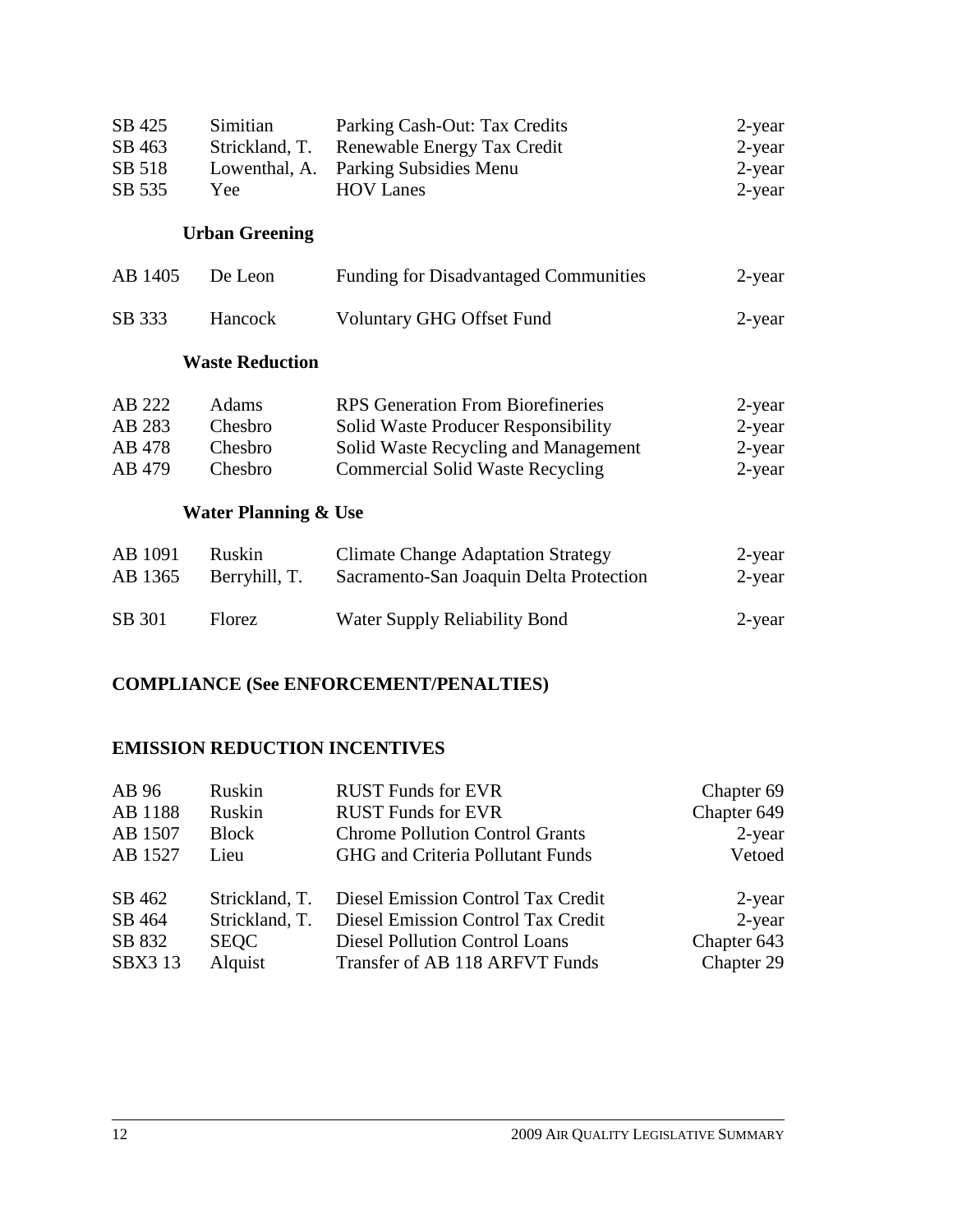| | | | |
|---|---|---|---|
| SB 425 | Simitian | Parking Cash-Out: Tax Credits | 2-year |
| SB 463 | Strickland, T. | Renewable Energy Tax Credit | 2-year |
| SB 518 | Lowenthal, A. | Parking Subsidies Menu | 2-year |
| SB 535 | Yee | HOV Lanes | 2-year |

### Urban Greening

| | | | |
|---|---|---|---|
| AB 1405 | De Leon | Funding for Disadvantaged Communities | 2-year |
| SB 333 | Hancock | Voluntary GHG Offset Fund | 2-year |

### Waste Reduction

| | | | |
|---|---|---|---|
| AB 222 | Adams | RPS Generation From Biorefineries | 2-year |
| AB 283 | Chesbro | Solid Waste Producer Responsibility | 2-year |
| AB 478 | Chesbro | Solid Waste Recycling and Management | 2-year |
| AB 479 | Chesbro | Commercial Solid Waste Recycling | 2-year |

### Water Planning & Use

| | | | |
|---|---|---|---|
| AB 1091 | Ruskin | Climate Change Adaptation Strategy | 2-year |
| AB 1365 | Berryhill, T. | Sacramento-San Joaquin Delta Protection | 2-year |
| SB 301 | Florez | Water Supply Reliability Bond | 2-year |

## COMPLIANCE (See ENFORCEMENT/PENALTIES)

## EMISSION REDUCTION INCENTIVES

| | | | |
|---|---|---|---|
| AB 96 | Ruskin | RUST Funds for EVR | Chapter 69 |
| AB 1188 | Ruskin | RUST Funds for EVR | Chapter 649 |
| AB 1507 | Block | Chrome Pollution Control Grants | 2-year |
| AB 1527 | Lieu | GHG and Criteria Pollutant Funds | Vetoed |
| SB 462 | Strickland, T. | Diesel Emission Control Tax Credit | 2-year |
| SB 464 | Strickland, T. | Diesel Emission Control Tax Credit | 2-year |
| SB 832 | SEQC | Diesel Pollution Control Loans | Chapter 643 |
| SBX3 13 | Alquist | Transfer of AB 118 ARFVT Funds | Chapter 29 |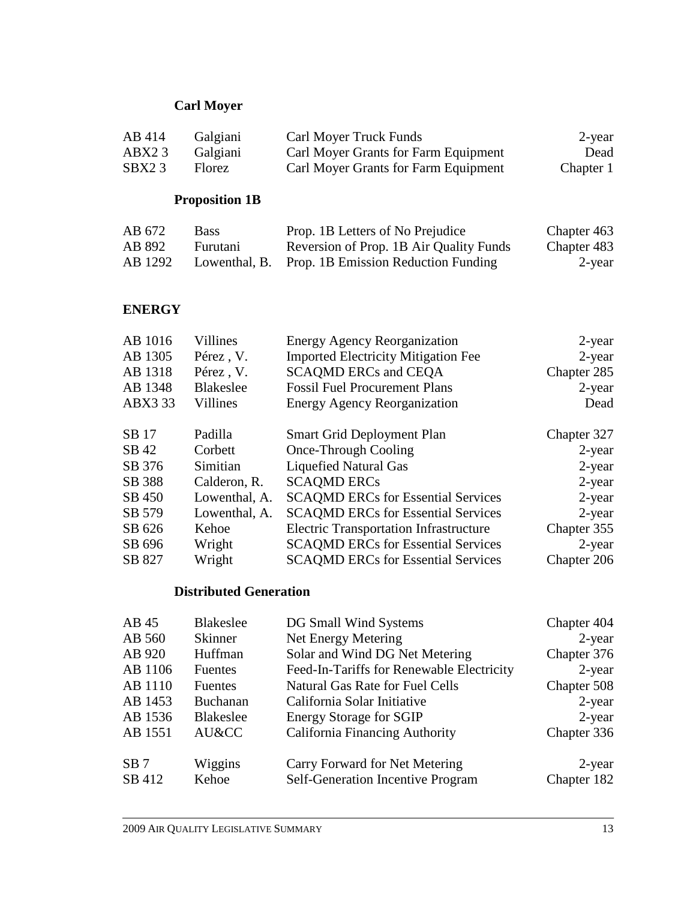### Carl Moyer

| | | | |
|---|---|---|---|
| AB 414 | Galgiani | Carl Moyer Truck Funds | 2-year |
| ABX2 3 | Galgiani | Carl Moyer Grants for Farm Equipment | Dead |
| SBX2 3 | Florez | Carl Moyer Grants for Farm Equipment | Chapter 1 |

### Proposition 1B

| | | | |
|---|---|---|---|
| AB 672 | Bass | Prop. 1B Letters of No Prejudice | Chapter 463 |
| AB 892 | Furutani | Reversion of Prop. 1B Air Quality Funds | Chapter 483 |
| AB 1292 | Lowenthal, B. | Prop. 1B Emission Reduction Funding | 2-year |

## ENERGY

| | | | |
|---|---|---|---|
| AB 1016 | Villines | Energy Agency Reorganization | 2-year |
| AB 1305 | Pérez , V. | Imported Electricity Mitigation Fee | 2-year |
| AB 1318 | Pérez , V. | SCAQMD ERCs and CEQA | Chapter 285 |
| AB 1348 | Blakeslee | Fossil Fuel Procurement Plans | 2-year |
| ABX3 33 | Villines | Energy Agency Reorganization | Dead |
| SB 17 | Padilla | Smart Grid Deployment Plan | Chapter 327 |
| SB 42 | Corbett | Once-Through Cooling | 2-year |
| SB 376 | Simitian | Liquefied Natural Gas | 2-year |
| SB 388 | Calderon, R. | SCAQMD ERCs | 2-year |
| SB 450 | Lowenthal, A. | SCAQMD ERCs for Essential Services | 2-year |
| SB 579 | Lowenthal, A. | SCAQMD ERCs for Essential Services | 2-year |
| SB 626 | Kehoe | Electric Transportation Infrastructure | Chapter 355 |
| SB 696 | Wright | SCAQMD ERCs for Essential Services | 2-year |
| SB 827 | Wright | SCAQMD ERCs for Essential Services | Chapter 206 |

### Distributed Generation

| | | | |
|---|---|---|---|
| AB 45 | Blakeslee | DG Small Wind Systems | Chapter 404 |
| AB 560 | Skinner | Net Energy Metering | 2-year |
| AB 920 | Huffman | Solar and Wind DG Net Metering | Chapter 376 |
| AB 1106 | Fuentes | Feed-In-Tariffs for Renewable Electricity | 2-year |
| AB 1110 | Fuentes | Natural Gas Rate for Fuel Cells | Chapter 508 |
| AB 1453 | Buchanan | California Solar Initiative | 2-year |
| AB 1536 | Blakeslee | Energy Storage for SGIP | 2-year |
| AB 1551 | AU&CC | California Financing Authority | Chapter 336 |
| SB 7 | Wiggins | Carry Forward for Net Metering | 2-year |
| SB 412 | Kehoe | Self-Generation Incentive Program | Chapter 182 |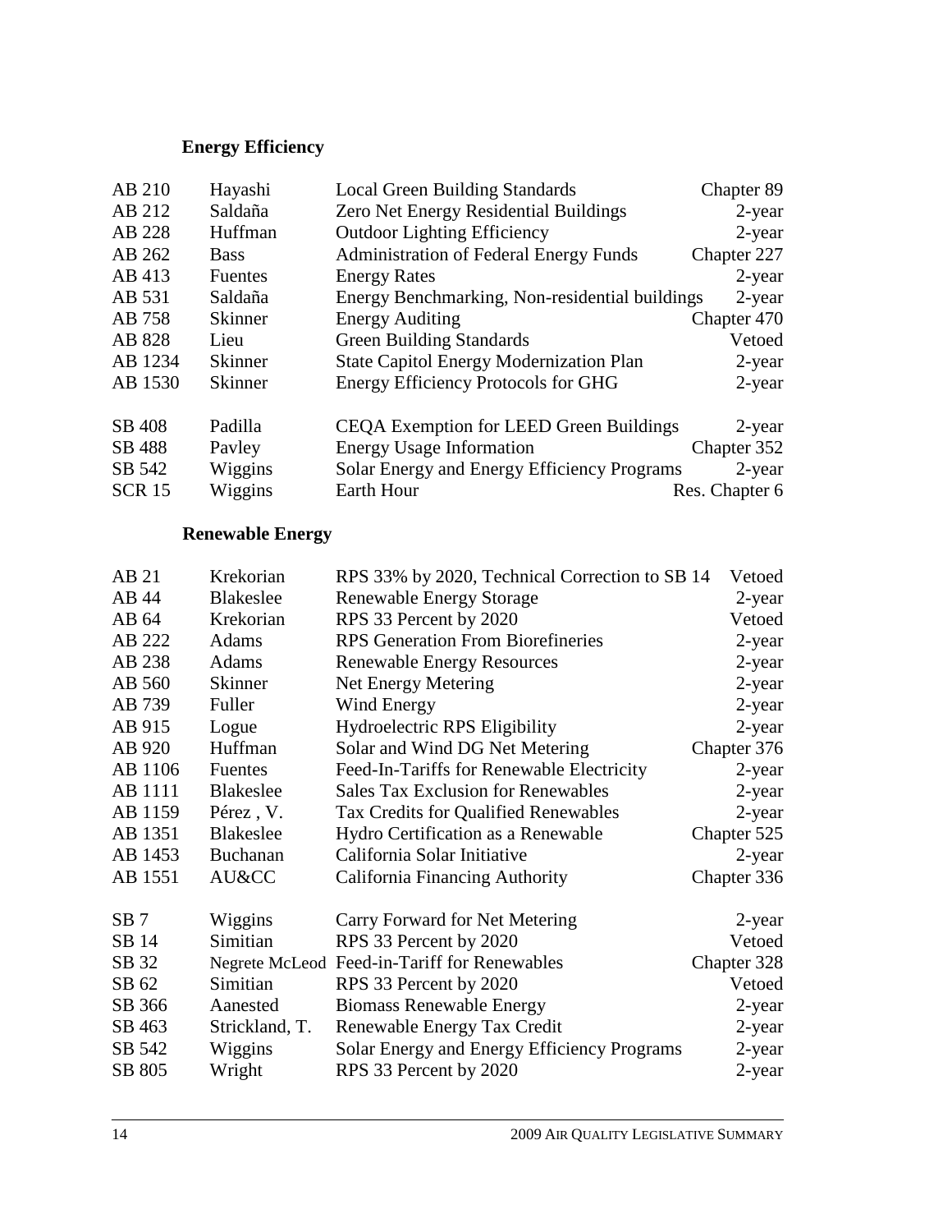## Energy Efficiency

| | | | |
|---|---|---|---|
| AB 210 | Hayashi | Local Green Building Standards | Chapter 89 |
| AB 212 | Saldaña | Zero Net Energy Residential Buildings | 2-year |
| AB 228 | Huffman | Outdoor Lighting Efficiency | 2-year |
| AB 262 | Bass | Administration of Federal Energy Funds | Chapter 227 |
| AB 413 | Fuentes | Energy Rates | 2-year |
| AB 531 | Saldaña | Energy Benchmarking, Non-residential buildings | 2-year |
| AB 758 | Skinner | Energy Auditing | Chapter 470 |
| AB 828 | Lieu | Green Building Standards | Vetoed |
| AB 1234 | Skinner | State Capitol Energy Modernization Plan | 2-year |
| AB 1530 | Skinner | Energy Efficiency Protocols for GHG | 2-year |
| SB 408 | Padilla | CEQA Exemption for LEED Green Buildings | 2-year |
| SB 488 | Pavley | Energy Usage Information | Chapter 352 |
| SB 542 | Wiggins | Solar Energy and Energy Efficiency Programs | 2-year |
| SCR 15 | Wiggins | Earth Hour | Res. Chapter 6 |

## Renewable Energy

| | | | |
|---|---|---|---|
| AB 21 | Krekorian | RPS 33% by 2020, Technical Correction to SB 14 | Vetoed |
| AB 44 | Blakeslee | Renewable Energy Storage | 2-year |
| AB 64 | Krekorian | RPS 33 Percent by 2020 | Vetoed |
| AB 222 | Adams | RPS Generation From Biorefineries | 2-year |
| AB 238 | Adams | Renewable Energy Resources | 2-year |
| AB 560 | Skinner | Net Energy Metering | 2-year |
| AB 739 | Fuller | Wind Energy | 2-year |
| AB 915 | Logue | Hydroelectric RPS Eligibility | 2-year |
| AB 920 | Huffman | Solar and Wind DG Net Metering | Chapter 376 |
| AB 1106 | Fuentes | Feed-In-Tariffs for Renewable Electricity | 2-year |
| AB 1111 | Blakeslee | Sales Tax Exclusion for Renewables | 2-year |
| AB 1159 | Pérez , V. | Tax Credits for Qualified Renewables | 2-year |
| AB 1351 | Blakeslee | Hydro Certification as a Renewable | Chapter 525 |
| AB 1453 | Buchanan | California Solar Initiative | 2-year |
| AB 1551 | AU&CC | California Financing Authority | Chapter 336 |
| SB 7 | Wiggins | Carry Forward for Net Metering | 2-year |
| SB 14 | Simitian | RPS 33 Percent by 2020 | Vetoed |
| SB 32 | Negrete McLeod | Feed-in-Tariff for Renewables | Chapter 328 |
| SB 62 | Simitian | RPS 33 Percent by 2020 | Vetoed |
| SB 366 | Aanested | Biomass Renewable Energy | 2-year |
| SB 463 | Strickland, T. | Renewable Energy Tax Credit | 2-year |
| SB 542 | Wiggins | Solar Energy and Energy Efficiency Programs | 2-year |
| SB 805 | Wright | RPS 33 Percent by 2020 | 2-year |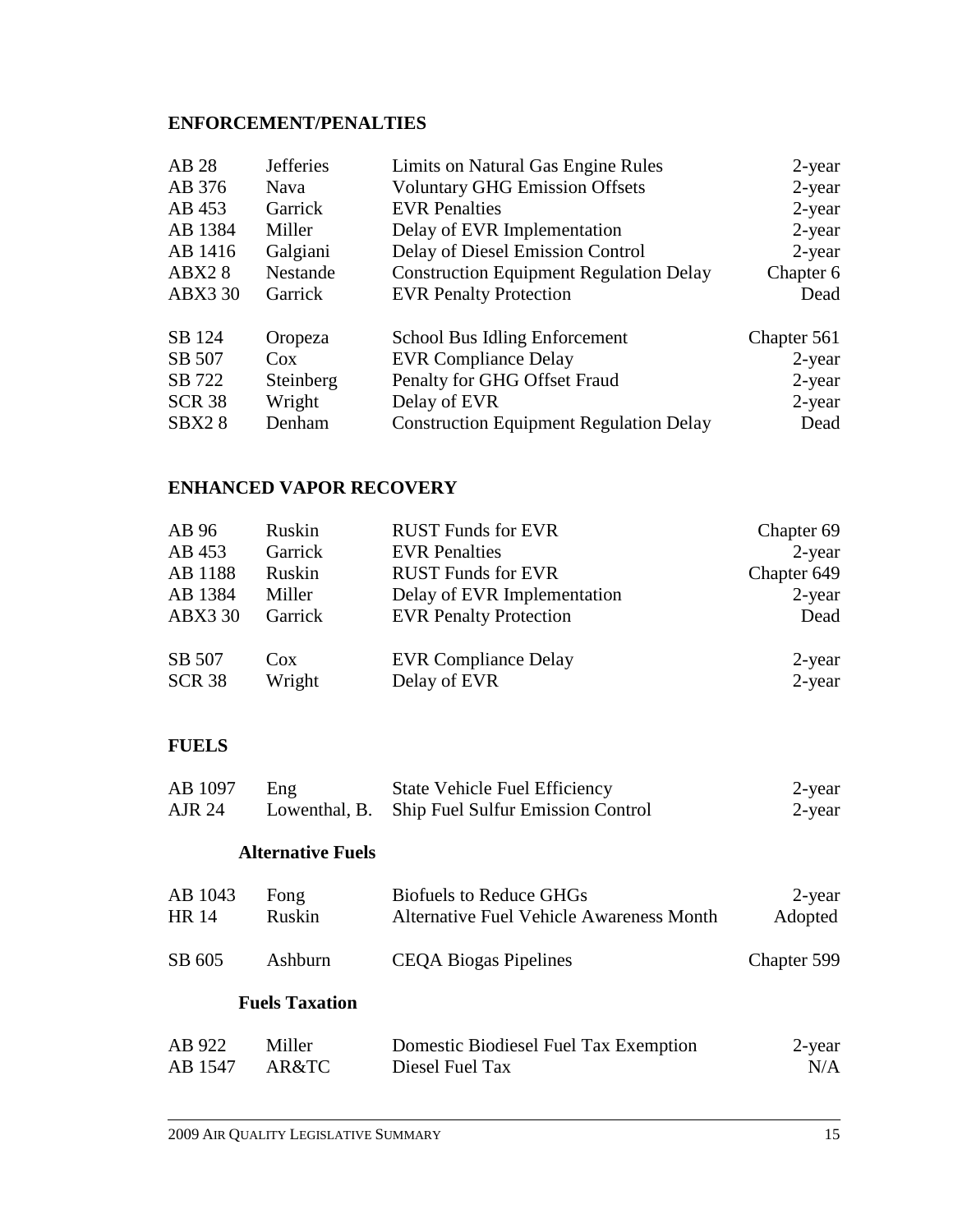## ENFORCEMENT/PENALTIES

| | | | |
|---|---|---|---|
| AB 28 | Jefferies | Limits on Natural Gas Engine Rules | 2-year |
| AB 376 | Nava | Voluntary GHG Emission Offsets | 2-year |
| AB 453 | Garrick | EVR Penalties | 2-year |
| AB 1384 | Miller | Delay of EVR Implementation | 2-year |
| AB 1416 | Galgiani | Delay of Diesel Emission Control | 2-year |
| ABX2 8 | Nestande | Construction Equipment Regulation Delay | Chapter 6 |
| ABX3 30 | Garrick | EVR Penalty Protection | Dead |
| SB 124 | Oropeza | School Bus Idling Enforcement | Chapter 561 |
| SB 507 | Cox | EVR Compliance Delay | 2-year |
| SB 722 | Steinberg | Penalty for GHG Offset Fraud | 2-year |
| SCR 38 | Wright | Delay of EVR | 2-year |
| SBX2 8 | Denham | Construction Equipment Regulation Delay | Dead |

## ENHANCED VAPOR RECOVERY

| | | | |
|---|---|---|---|
| AB 96 | Ruskin | RUST Funds for EVR | Chapter 69 |
| AB 453 | Garrick | EVR Penalties | 2-year |
| AB 1188 | Ruskin | RUST Funds for EVR | Chapter 649 |
| AB 1384 | Miller | Delay of EVR Implementation | 2-year |
| ABX3 30 | Garrick | EVR Penalty Protection | Dead |
| SB 507 | Cox | EVR Compliance Delay | 2-year |
| SCR 38 | Wright | Delay of EVR | 2-year |

## FUELS

| | | | |
|---|---|---|---|
| AB 1097 | Eng | State Vehicle Fuel Efficiency | 2-year |
| AJR 24 | Lowenthal, B. | Ship Fuel Sulfur Emission Control | 2-year |

### Alternative Fuels

| | | | |
|---|---|---|---|
| AB 1043 | Fong | Biofuels to Reduce GHGs | 2-year |
| HR 14 | Ruskin | Alternative Fuel Vehicle Awareness Month | Adopted |
| SB 605 | Ashburn | CEQA Biogas Pipelines | Chapter 599 |

### Fuels Taxation

| | | | |
|---|---|---|---|
| AB 922 | Miller | Domestic Biodiesel Fuel Tax Exemption | 2-year |
| AB 1547 | AR&TC | Diesel Fuel Tax | N/A |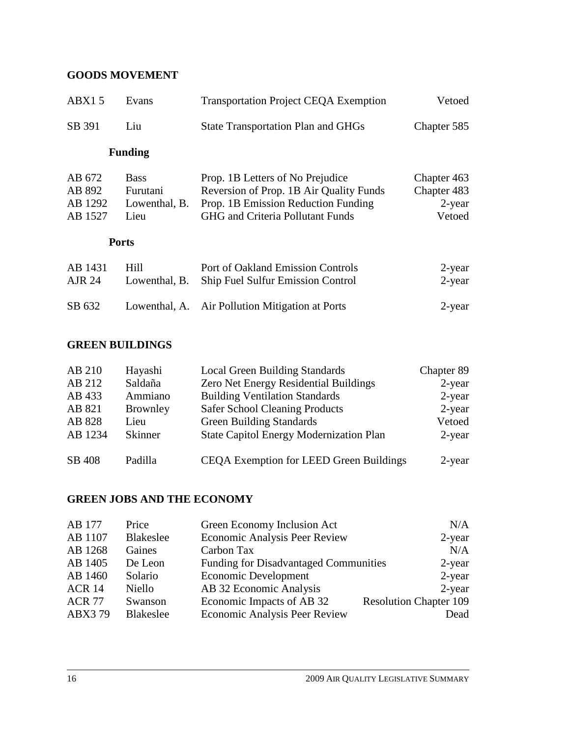## GOODS MOVEMENT

| | | | |
|---|---|---|---|
| ABX1 5 | Evans | Transportation Project CEQA Exemption | Vetoed |
| SB 391 | Liu | State Transportation Plan and GHGs | Chapter 585 |

### Funding

| | | | |
|---|---|---|---|
| AB 672 | Bass | Prop. 1B Letters of No Prejudice | Chapter 463 |
| AB 892 | Furutani | Reversion of Prop. 1B Air Quality Funds | Chapter 483 |
| AB 1292 | Lowenthal, B. | Prop. 1B Emission Reduction Funding | 2-year |
| AB 1527 | Lieu | GHG and Criteria Pollutant Funds | Vetoed |

### Ports

| | | | |
|---|---|---|---|
| AB 1431 | Hill | Port of Oakland Emission Controls | 2-year |
| AJR 24 | Lowenthal, B. | Ship Fuel Sulfur Emission Control | 2-year |
| SB 632 | Lowenthal, A. | Air Pollution Mitigation at Ports | 2-year |

## GREEN BUILDINGS

| | | | |
|---|---|---|---|
| AB 210 | Hayashi | Local Green Building Standards | Chapter 89 |
| AB 212 | Saldaña | Zero Net Energy Residential Buildings | 2-year |
| AB 433 | Ammiano | Building Ventilation Standards | 2-year |
| AB 821 | Brownley | Safer School Cleaning Products | 2-year |
| AB 828 | Lieu | Green Building Standards | Vetoed |
| AB 1234 | Skinner | State Capitol Energy Modernization Plan | 2-year |
| SB 408 | Padilla | CEQA Exemption for LEED Green Buildings | 2-year |

## GREEN JOBS AND THE ECONOMY

| | | | |
|---|---|---|---|
| AB 177 | Price | Green Economy Inclusion Act | N/A |
| AB 1107 | Blakeslee | Economic Analysis Peer Review | 2-year |
| AB 1268 | Gaines | Carbon Tax | N/A |
| AB 1405 | De Leon | Funding for Disadvantaged Communities | 2-year |
| AB 1460 | Solario | Economic Development | 2-year |
| ACR 14 | Niello | AB 32 Economic Analysis | 2-year |
| ACR 77 | Swanson | Economic Impacts of AB 32 | Resolution Chapter 109 |
| ABX3 79 | Blakeslee | Economic Analysis Peer Review | Dead |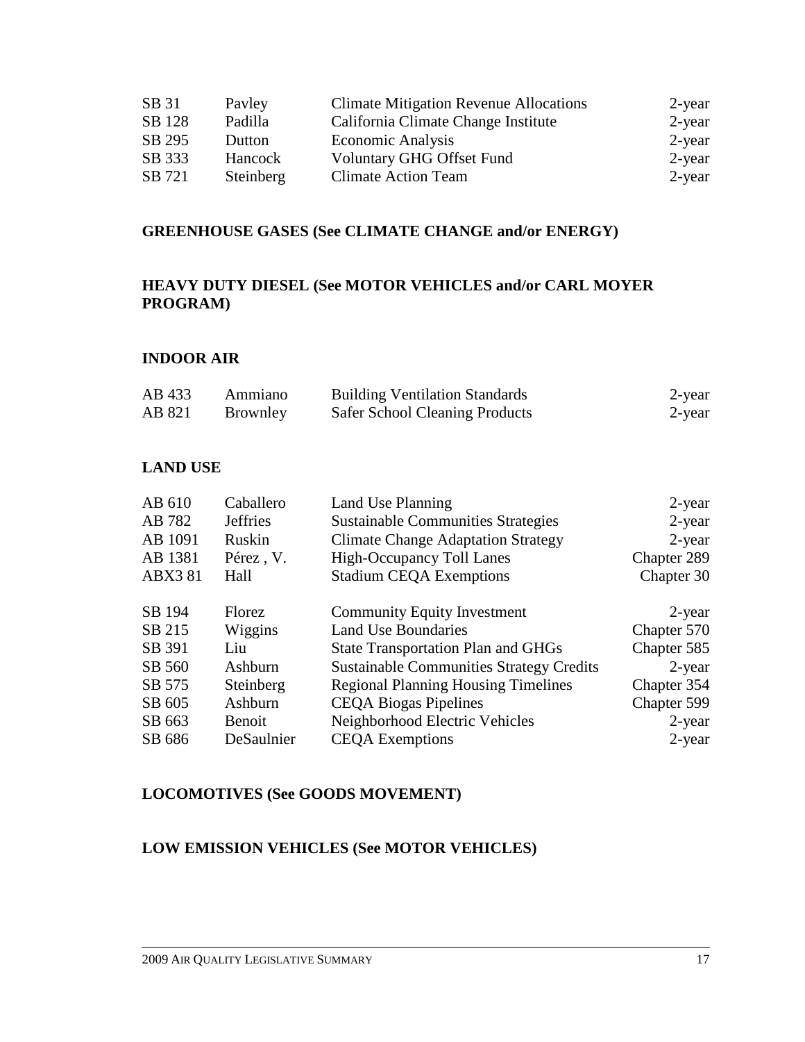| | | | |
|---|---|---|---|
| SB 31 | Pavley | Climate Mitigation Revenue Allocations | 2-year |
| SB 128 | Padilla | California Climate Change Institute | 2-year |
| SB 295 | Dutton | Economic Analysis | 2-year |
| SB 333 | Hancock | Voluntary GHG Offset Fund | 2-year |
| SB 721 | Steinberg | Climate Action Team | 2-year |

## GREENHOUSE GASES (See CLIMATE CHANGE and/or ENERGY)

## HEAVY DUTY DIESEL (See MOTOR VEHICLES and/or CARL MOYER PROGRAM)

## INDOOR AIR

| | | | |
|---|---|---|---|
| AB 433 | Ammiano | Building Ventilation Standards | 2-year |
| AB 821 | Brownley | Safer School Cleaning Products | 2-year |

## LAND USE

| | | | |
|---|---|---|---|
| AB 610 | Caballero | Land Use Planning | 2-year |
| AB 782 | Jeffries | Sustainable Communities Strategies | 2-year |
| AB 1091 | Ruskin | Climate Change Adaptation Strategy | 2-year |
| AB 1381 | Pérez , V. | High-Occupancy Toll Lanes | Chapter 289 |
| ABX3 81 | Hall | Stadium CEQA Exemptions | Chapter 30 |
| SB 194 | Florez | Community Equity Investment | 2-year |
| SB 215 | Wiggins | Land Use Boundaries | Chapter 570 |
| SB 391 | Liu | State Transportation Plan and GHGs | Chapter 585 |
| SB 560 | Ashburn | Sustainable Communities Strategy Credits | 2-year |
| SB 575 | Steinberg | Regional Planning Housing Timelines | Chapter 354 |
| SB 605 | Ashburn | CEQA Biogas Pipelines | Chapter 599 |
| SB 663 | Benoit | Neighborhood Electric Vehicles | 2-year |
| SB 686 | DeSaulnier | CEQA Exemptions | 2-year |

## LOCOMOTIVES (See GOODS MOVEMENT)

## LOW EMISSION VEHICLES (See MOTOR VEHICLES)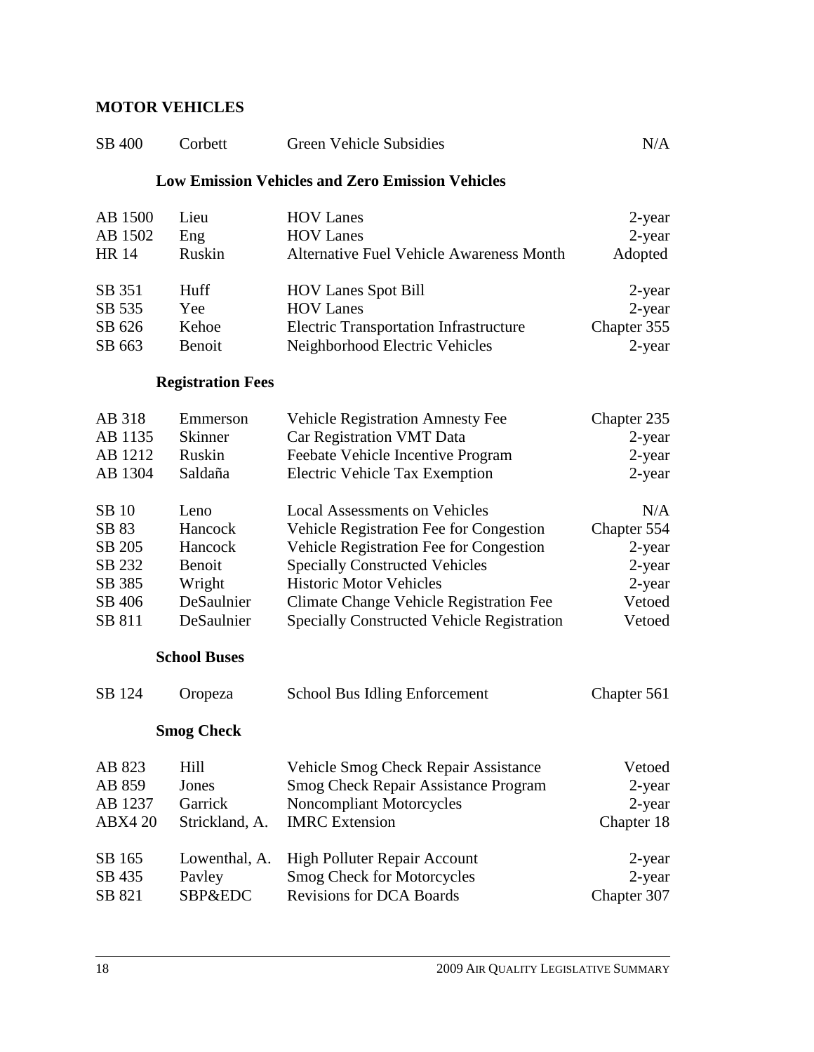## MOTOR VEHICLES

| | | | |
|---|---|---|---|
| SB 400 | Corbett | Green Vehicle Subsidies | N/A |

### Low Emission Vehicles and Zero Emission Vehicles

| | | | |
|---|---|---|---|
| AB 1500 | Lieu | HOV Lanes | 2-year |
| AB 1502 | Eng | HOV Lanes | 2-year |
| HR 14 | Ruskin | Alternative Fuel Vehicle Awareness Month | Adopted |
| SB 351 | Huff | HOV Lanes Spot Bill | 2-year |
| SB 535 | Yee | HOV Lanes | 2-year |
| SB 626 | Kehoe | Electric Transportation Infrastructure | Chapter 355 |
| SB 663 | Benoit | Neighborhood Electric Vehicles | 2-year |

### Registration Fees

| | | | |
|---|---|---|---|
| AB 318 | Emmerson | Vehicle Registration Amnesty Fee | Chapter 235 |
| AB 1135 | Skinner | Car Registration VMT Data | 2-year |
| AB 1212 | Ruskin | Feebate Vehicle Incentive Program | 2-year |
| AB 1304 | Saldaña | Electric Vehicle Tax Exemption | 2-year |
| SB 10 | Leno | Local Assessments on Vehicles | N/A |
| SB 83 | Hancock | Vehicle Registration Fee for Congestion | Chapter 554 |
| SB 205 | Hancock | Vehicle Registration Fee for Congestion | 2-year |
| SB 232 | Benoit | Specially Constructed Vehicles | 2-year |
| SB 385 | Wright | Historic Motor Vehicles | 2-year |
| SB 406 | DeSaulnier | Climate Change Vehicle Registration Fee | Vetoed |
| SB 811 | DeSaulnier | Specially Constructed Vehicle Registration | Vetoed |

### School Buses

| | | | |
|---|---|---|---|
| SB 124 | Oropeza | School Bus Idling Enforcement | Chapter 561 |

### Smog Check

| | | | |
|---|---|---|---|
| AB 823 | Hill | Vehicle Smog Check Repair Assistance | Vetoed |
| AB 859 | Jones | Smog Check Repair Assistance Program | 2-year |
| AB 1237 | Garrick | Noncompliant Motorcycles | 2-year |
| ABX4 20 | Strickland, A. | IMRC Extension | Chapter 18 |
| SB 165 | Lowenthal, A. | High Polluter Repair Account | 2-year |
| SB 435 | Pavley | Smog Check for Motorcycles | 2-year |
| SB 821 | SBP&EDC | Revisions for DCA Boards | Chapter 307 |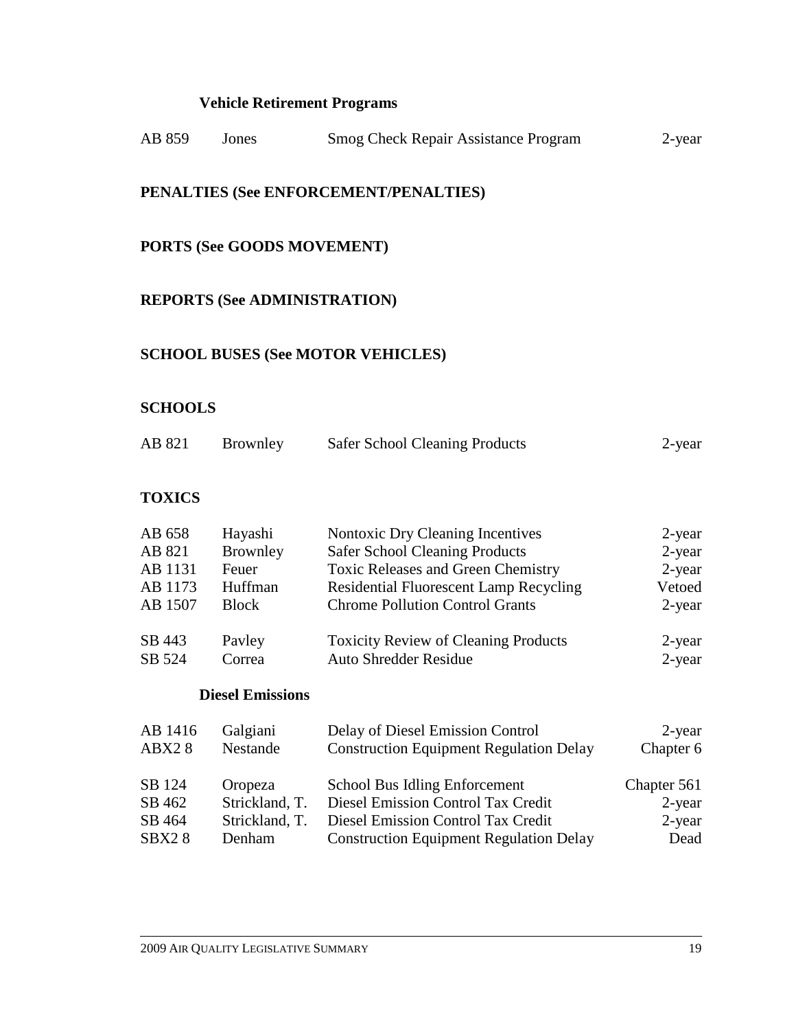### Vehicle Retirement Programs

| | | | |
|---|---|---|---|
| AB 859 | Jones | Smog Check Repair Assistance Program | 2-year |

## PENALTIES (See ENFORCEMENT/PENALTIES)

## PORTS (See GOODS MOVEMENT)

## REPORTS (See ADMINISTRATION)

## SCHOOL BUSES (See MOTOR VEHICLES)

## SCHOOLS

| | | | |
|---|---|---|---|
| AB 821 | Brownley | Safer School Cleaning Products | 2-year |

## TOXICS

| | | | |
|---|---|---|---|
| AB 658 | Hayashi | Nontoxic Dry Cleaning Incentives | 2-year |
| AB 821 | Brownley | Safer School Cleaning Products | 2-year |
| AB 1131 | Feuer | Toxic Releases and Green Chemistry | 2-year |
| AB 1173 | Huffman | Residential Fluorescent Lamp Recycling | Vetoed |
| AB 1507 | Block | Chrome Pollution Control Grants | 2-year |
| SB 443 | Pavley | Toxicity Review of Cleaning Products | 2-year |
| SB 524 | Correa | Auto Shredder Residue | 2-year |

### Diesel Emissions

| | | | |
|---|---|---|---|
| AB 1416 | Galgiani | Delay of Diesel Emission Control | 2-year |
| ABX2 8 | Nestande | Construction Equipment Regulation Delay | Chapter 6 |
| SB 124 | Oropeza | School Bus Idling Enforcement | Chapter 561 |
| SB 462 | Strickland, T. | Diesel Emission Control Tax Credit | 2-year |
| SB 464 | Strickland, T. | Diesel Emission Control Tax Credit | 2-year |
| SBX2 8 | Denham | Construction Equipment Regulation Delay | Dead |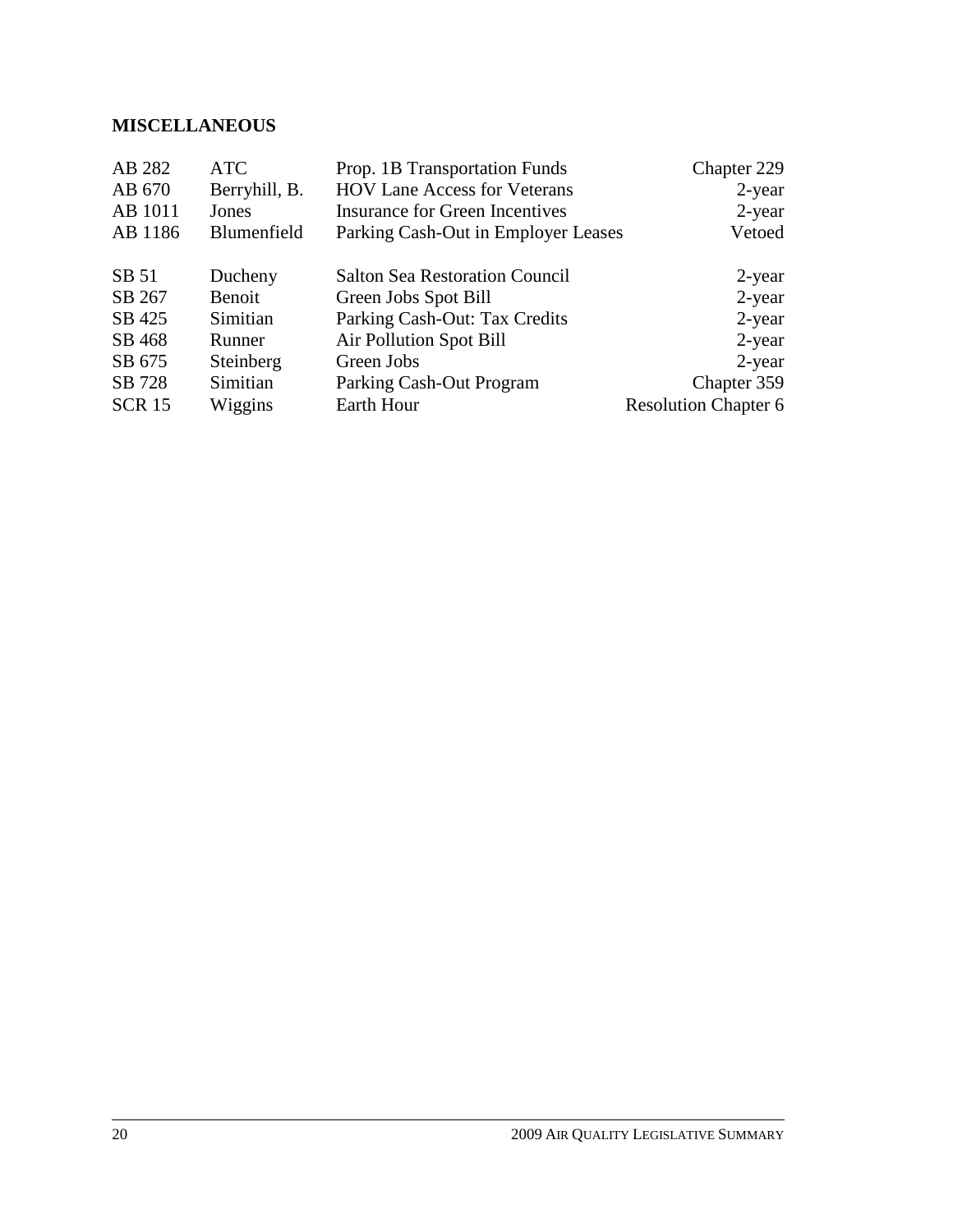## MISCELLANEOUS

| | | | |
|---|---|---|---|
| AB 282 | ATC | Prop. 1B Transportation Funds | Chapter 229 |
| AB 670 | Berryhill, B. | HOV Lane Access for Veterans | 2-year |
| AB 1011 | Jones | Insurance for Green Incentives | 2-year |
| AB 1186 | Blumenfield | Parking Cash-Out in Employer Leases | Vetoed |
| SB 51 | Ducheny | Salton Sea Restoration Council | 2-year |
| SB 267 | Benoit | Green Jobs Spot Bill | 2-year |
| SB 425 | Simitian | Parking Cash-Out: Tax Credits | 2-year |
| SB 468 | Runner | Air Pollution Spot Bill | 2-year |
| SB 675 | Steinberg | Green Jobs | 2-year |
| SB 728 | Simitian | Parking Cash-Out Program | Chapter 359 |
| SCR 15 | Wiggins | Earth Hour | Resolution Chapter 6 |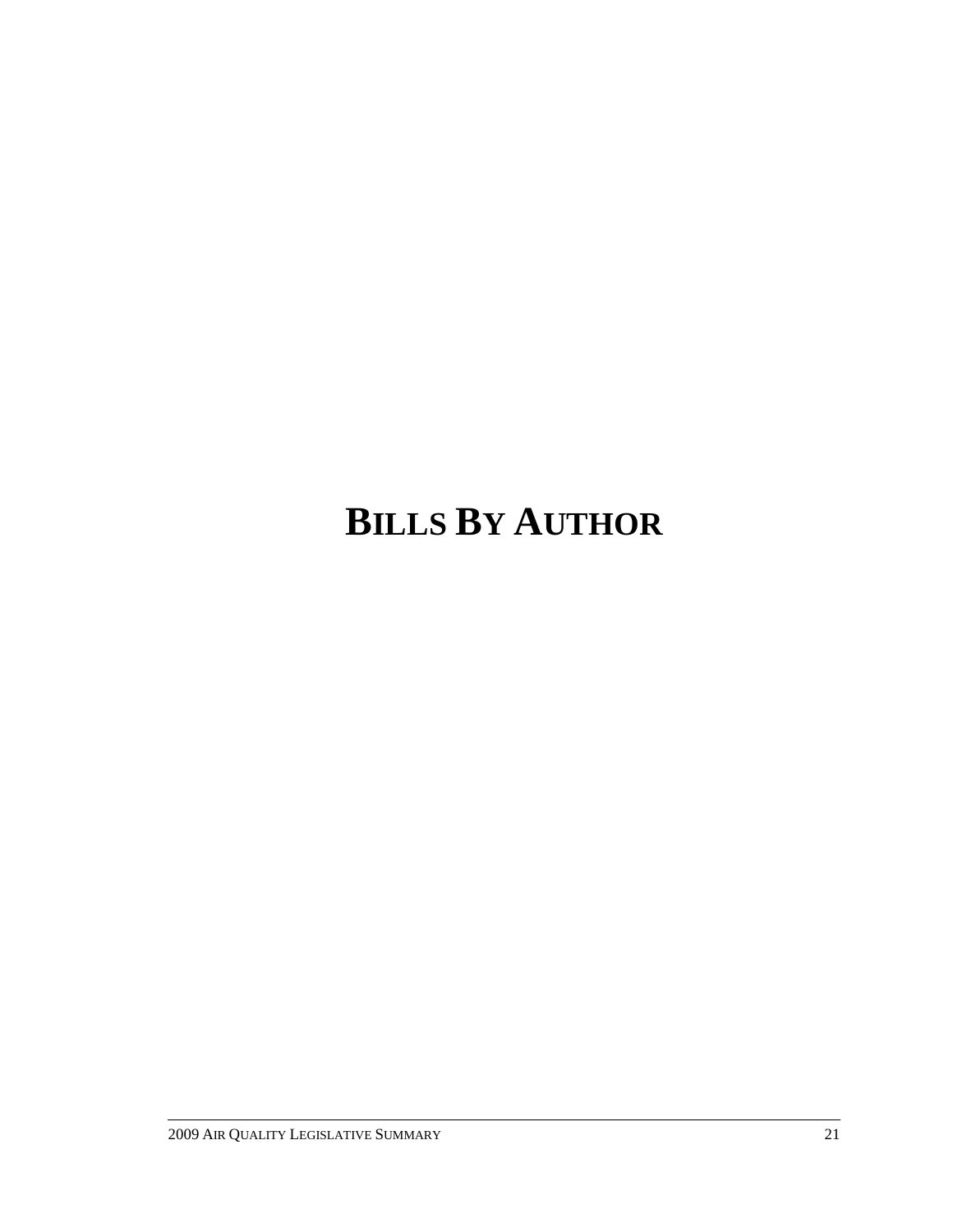# BILLS BY AUTHOR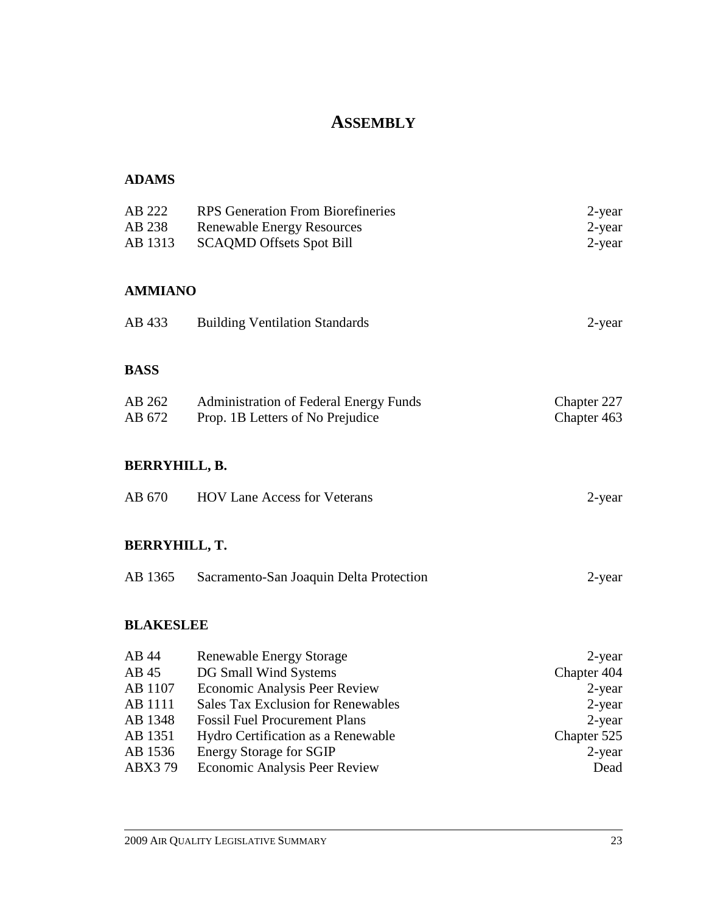# ASSEMBLY

## ADAMS

| | | |
|---|---|---|
| AB 222 | RPS Generation From Biorefineries | 2-year |
| AB 238 | Renewable Energy Resources | 2-year |
| AB 1313 | SCAQMD Offsets Spot Bill | 2-year |

## AMMIANO

| | | |
|---|---|---|
| AB 433 | Building Ventilation Standards | 2-year |

## BASS

| | | |
|---|---|---|
| AB 262 | Administration of Federal Energy Funds | Chapter 227 |
| AB 672 | Prop. 1B Letters of No Prejudice | Chapter 463 |

## BERRYHILL, B.

| | | |
|---|---|---|
| AB 670 | HOV Lane Access for Veterans | 2-year |

## BERRYHILL, T.

| | | |
|---|---|---|
| AB 1365 | Sacramento-San Joaquin Delta Protection | 2-year |

## BLAKESLEE

| | | |
|---|---|---|
| AB 44 | Renewable Energy Storage | 2-year |
| AB 45 | DG Small Wind Systems | Chapter 404 |
| AB 1107 | Economic Analysis Peer Review | 2-year |
| AB 1111 | Sales Tax Exclusion for Renewables | 2-year |
| AB 1348 | Fossil Fuel Procurement Plans | 2-year |
| AB 1351 | Hydro Certification as a Renewable | Chapter 525 |
| AB 1536 | Energy Storage for SGIP | 2-year |
| ABX3 79 | Economic Analysis Peer Review | Dead |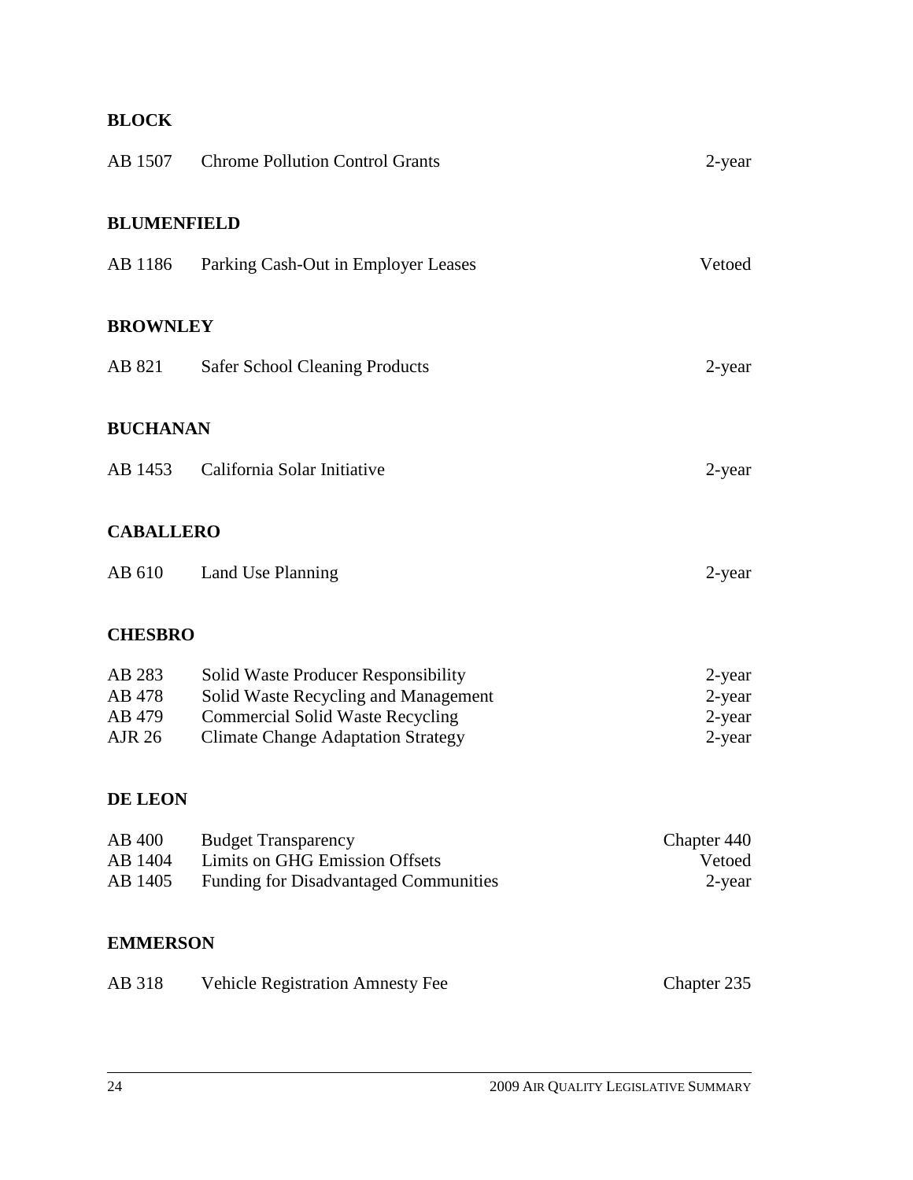**BLOCK**

| | | |
|---|---|---|
| AB 1507 | Chrome Pollution Control Grants | 2-year |

**BLUMENFIELD**

| | | |
|---|---|---|
| AB 1186 | Parking Cash-Out in Employer Leases | Vetoed |

**BROWNLEY**

| | | |
|---|---|---|
| AB 821 | Safer School Cleaning Products | 2-year |

**BUCHANAN**

| | | |
|---|---|---|
| AB 1453 | California Solar Initiative | 2-year |

**CABALLERO**

| | | |
|---|---|---|
| AB 610 | Land Use Planning | 2-year |

**CHESBRO**

| | | |
|---|---|---|
| AB 283 | Solid Waste Producer Responsibility | 2-year |
| AB 478 | Solid Waste Recycling and Management | 2-year |
| AB 479 | Commercial Solid Waste Recycling | 2-year |
| AJR 26 | Climate Change Adaptation Strategy | 2-year |

**DE LEON**

| | | |
|---|---|---|
| AB 400 | Budget Transparency | Chapter 440 |
| AB 1404 | Limits on GHG Emission Offsets | Vetoed |
| AB 1405 | Funding for Disadvantaged Communities | 2-year |

**EMMERSON**

| | | |
|---|---|---|
| AB 318 | Vehicle Registration Amnesty Fee | Chapter 235 |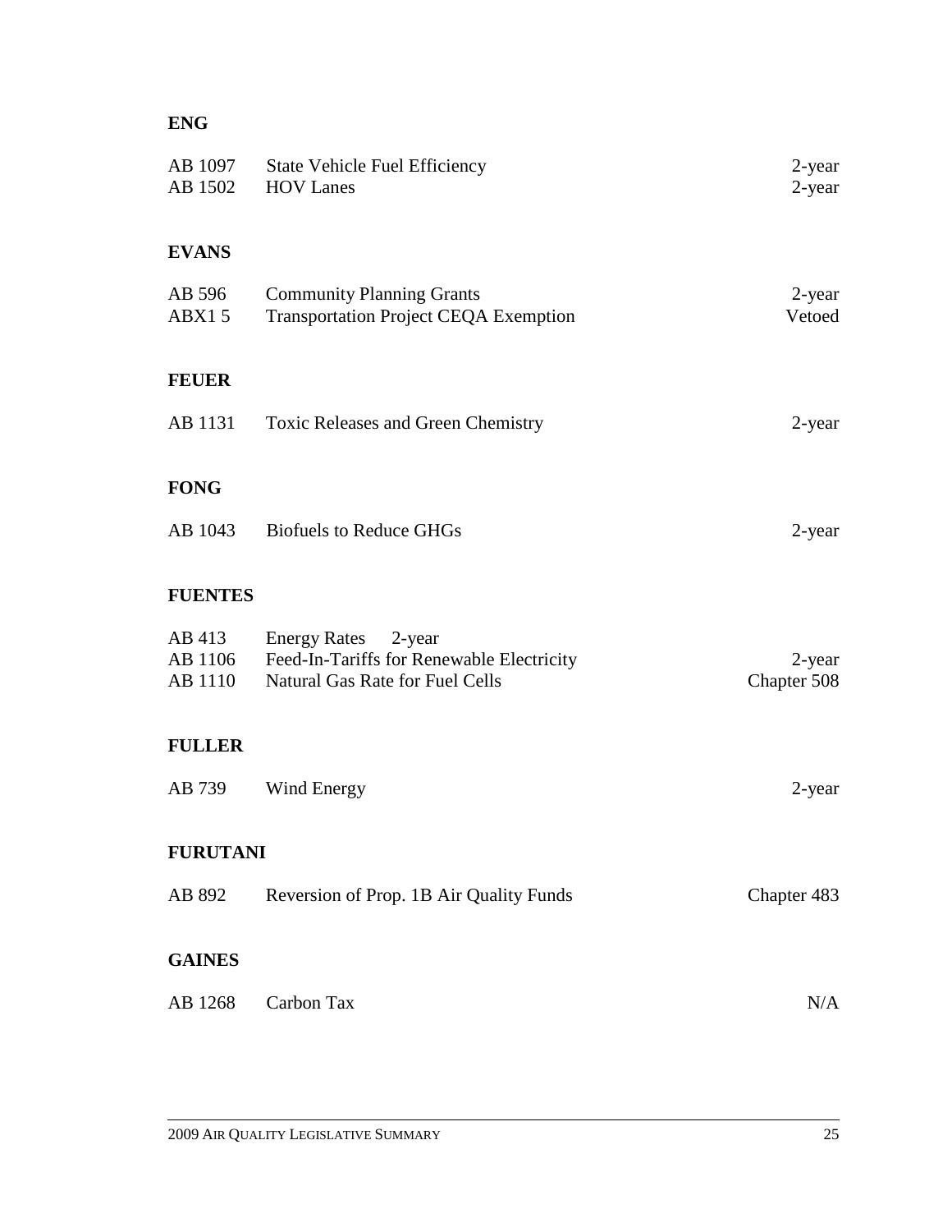**ENG**

| | | |
|---|---|---|
| AB 1097 | State Vehicle Fuel Efficiency | 2-year |
| AB 1502 | HOV Lanes | 2-year |

**EVANS**

| | | |
|---|---|---|
| AB 596 | Community Planning Grants | 2-year |
| ABX1 5 | Transportation Project CEQA Exemption | Vetoed |

**FEUER**

| | | |
|---|---|---|
| AB 1131 | Toxic Releases and Green Chemistry | 2-year |

**FONG**

| | | |
|---|---|---|
| AB 1043 | Biofuels to Reduce GHGs | 2-year |

**FUENTES**

| | | |
|---|---|---|
| AB 413 | Energy Rates 2-year | |
| AB 1106 | Feed-In-Tariffs for Renewable Electricity | 2-year |
| AB 1110 | Natural Gas Rate for Fuel Cells | Chapter 508 |

**FULLER**

| | | |
|---|---|---|
| AB 739 | Wind Energy | 2-year |

**FURUTANI**

| | | |
|---|---|---|
| AB 892 | Reversion of Prop. 1B Air Quality Funds | Chapter 483 |

**GAINES**

| | | |
|---|---|---|
| AB 1268 | Carbon Tax | N/A |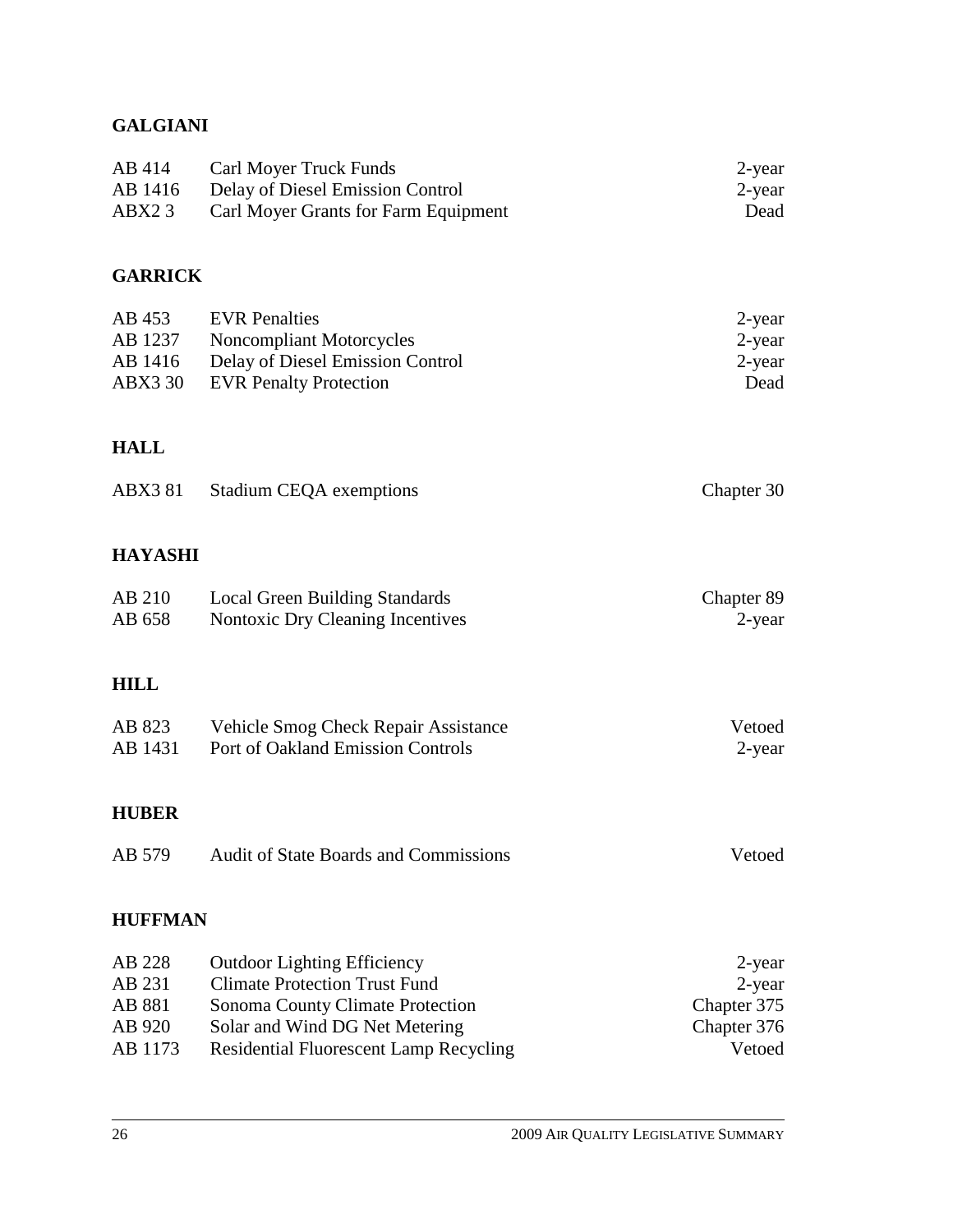## GALGIANI

| | | |
|---|---|---|
| AB 414 | Carl Moyer Truck Funds | 2-year |
| AB 1416 | Delay of Diesel Emission Control | 2-year |
| ABX2 3 | Carl Moyer Grants for Farm Equipment | Dead |

## GARRICK

| | | |
|---|---|---|
| AB 453 | EVR Penalties | 2-year |
| AB 1237 | Noncompliant Motorcycles | 2-year |
| AB 1416 | Delay of Diesel Emission Control | 2-year |
| ABX3 30 | EVR Penalty Protection | Dead |

## HALL

| | | |
|---|---|---|
| ABX3 81 | Stadium CEQA exemptions | Chapter 30 |

## HAYASHI

| | | |
|---|---|---|
| AB 210 | Local Green Building Standards | Chapter 89 |
| AB 658 | Nontoxic Dry Cleaning Incentives | 2-year |

## HILL

| | | |
|---|---|---|
| AB 823 | Vehicle Smog Check Repair Assistance | Vetoed |
| AB 1431 | Port of Oakland Emission Controls | 2-year |

## HUBER

| | | |
|---|---|---|
| AB 579 | Audit of State Boards and Commissions | Vetoed |

## HUFFMAN

| | | |
|---|---|---|
| AB 228 | Outdoor Lighting Efficiency | 2-year |
| AB 231 | Climate Protection Trust Fund | 2-year |
| AB 881 | Sonoma County Climate Protection | Chapter 375 |
| AB 920 | Solar and Wind DG Net Metering | Chapter 376 |
| AB 1173 | Residential Fluorescent Lamp Recycling | Vetoed |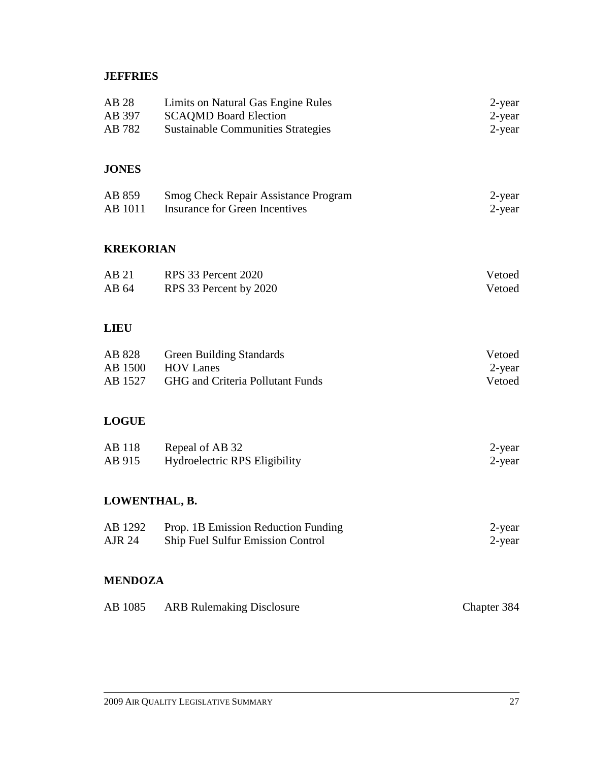**JEFFRIES**

| | | |
|---|---|---|
| AB 28 | Limits on Natural Gas Engine Rules | 2-year |
| AB 397 | SCAQMD Board Election | 2-year |
| AB 782 | Sustainable Communities Strategies | 2-year |

**JONES**

| | | |
|---|---|---|
| AB 859 | Smog Check Repair Assistance Program | 2-year |
| AB 1011 | Insurance for Green Incentives | 2-year |

**KREKORIAN**

| | | |
|---|---|---|
| AB 21 | RPS 33 Percent 2020 | Vetoed |
| AB 64 | RPS 33 Percent by 2020 | Vetoed |

**LIEU**

| | | |
|---|---|---|
| AB 828 | Green Building Standards | Vetoed |
| AB 1500 | HOV Lanes | 2-year |
| AB 1527 | GHG and Criteria Pollutant Funds | Vetoed |

**LOGUE**

| | | |
|---|---|---|
| AB 118 | Repeal of AB 32 | 2-year |
| AB 915 | Hydroelectric RPS Eligibility | 2-year |

**LOWENTHAL, B.**

| | | |
|---|---|---|
| AB 1292 | Prop. 1B Emission Reduction Funding | 2-year |
| AJR 24 | Ship Fuel Sulfur Emission Control | 2-year |

**MENDOZA**

| | | |
|---|---|---|
| AB 1085 | ARB Rulemaking Disclosure | Chapter 384 |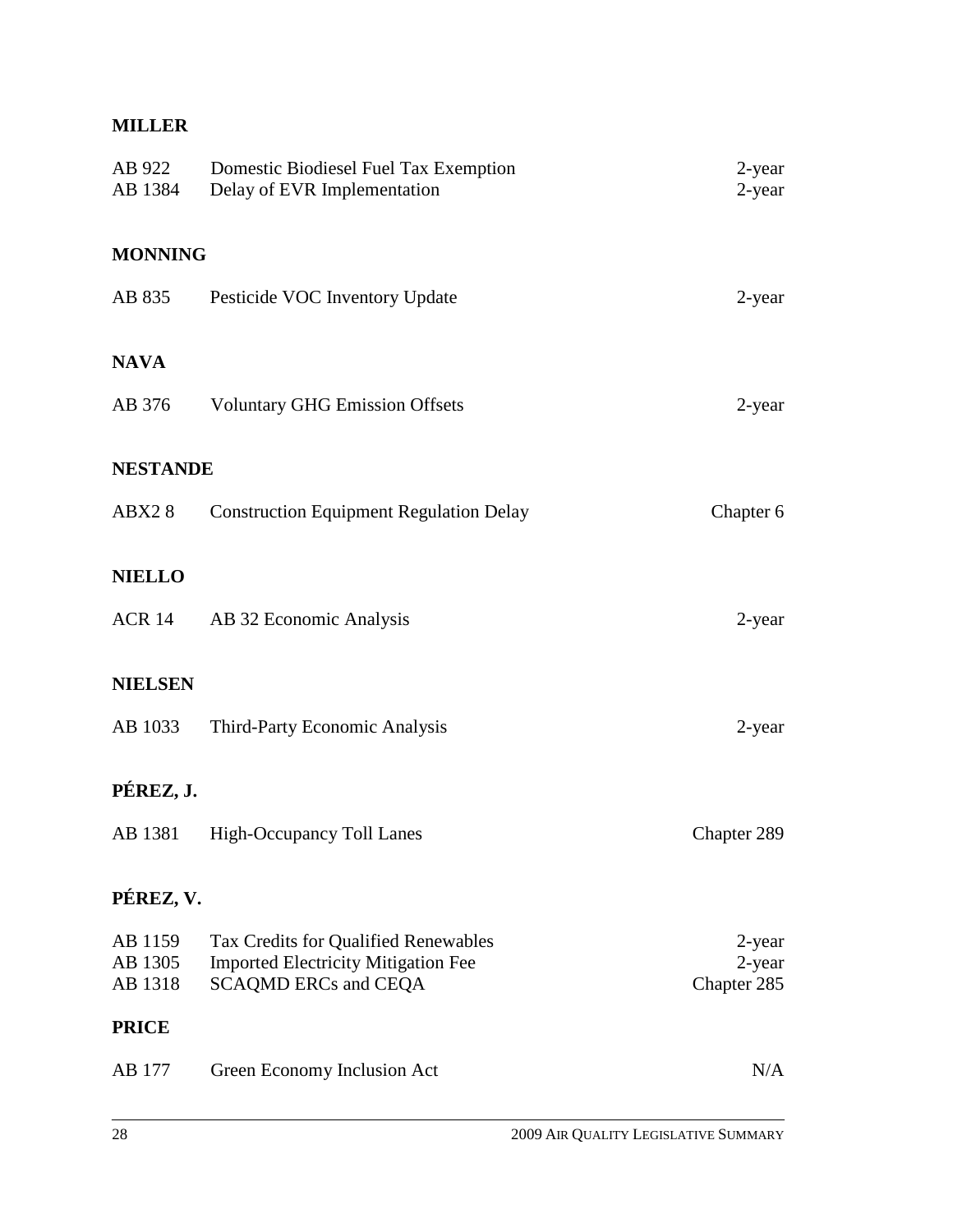**MILLER**

| | | |
|---|---|---|
| AB 922 | Domestic Biodiesel Fuel Tax Exemption | 2-year |
| AB 1384 | Delay of EVR Implementation | 2-year |

**MONNING**

| | | |
|---|---|---|
| AB 835 | Pesticide VOC Inventory Update | 2-year |

**NAVA**

| | | |
|---|---|---|
| AB 376 | Voluntary GHG Emission Offsets | 2-year |

**NESTANDE**

| | | |
|---|---|---|
| ABX2 8 | Construction Equipment Regulation Delay | Chapter 6 |

**NIELLO**

| | | |
|---|---|---|
| ACR 14 | AB 32 Economic Analysis | 2-year |

**NIELSEN**

| | | |
|---|---|---|
| AB 1033 | Third-Party Economic Analysis | 2-year |

**PÉREZ, J.**

| | | |
|---|---|---|
| AB 1381 | High-Occupancy Toll Lanes | Chapter 289 |

**PÉREZ, V.**

| | | |
|---|---|---|
| AB 1159 | Tax Credits for Qualified Renewables | 2-year |
| AB 1305 | Imported Electricity Mitigation Fee | 2-year |
| AB 1318 | SCAQMD ERCs and CEQA | Chapter 285 |

**PRICE**

| | | |
|---|---|---|
| AB 177 | Green Economy Inclusion Act | N/A |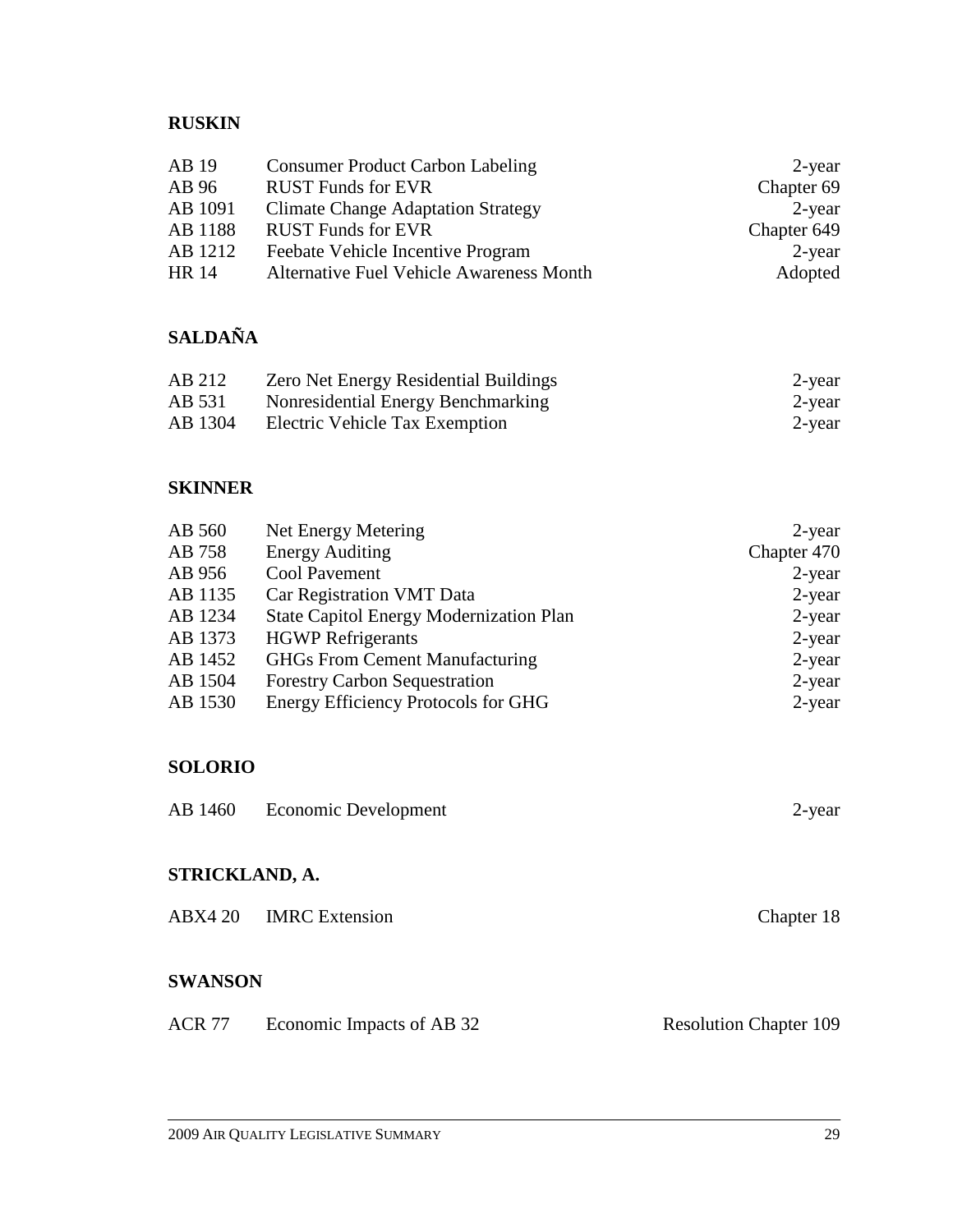## RUSKIN

| | | |
|---|---|---|
| AB 19 | Consumer Product Carbon Labeling | 2-year |
| AB 96 | RUST Funds for EVR | Chapter 69 |
| AB 1091 | Climate Change Adaptation Strategy | 2-year |
| AB 1188 | RUST Funds for EVR | Chapter 649 |
| AB 1212 | Feebate Vehicle Incentive Program | 2-year |
| HR 14 | Alternative Fuel Vehicle Awareness Month | Adopted |

## SALDAÑA

| | | |
|---|---|---|
| AB 212 | Zero Net Energy Residential Buildings | 2-year |
| AB 531 | Nonresidential Energy Benchmarking | 2-year |
| AB 1304 | Electric Vehicle Tax Exemption | 2-year |

## SKINNER

| | | |
|---|---|---|
| AB 560 | Net Energy Metering | 2-year |
| AB 758 | Energy Auditing | Chapter 470 |
| AB 956 | Cool Pavement | 2-year |
| AB 1135 | Car Registration VMT Data | 2-year |
| AB 1234 | State Capitol Energy Modernization Plan | 2-year |
| AB 1373 | HGWP Refrigerants | 2-year |
| AB 1452 | GHGs From Cement Manufacturing | 2-year |
| AB 1504 | Forestry Carbon Sequestration | 2-year |
| AB 1530 | Energy Efficiency Protocols for GHG | 2-year |

## SOLORIO

| | | |
|---|---|---|
| AB 1460 | Economic Development | 2-year |

## STRICKLAND, A.

| | | |
|---|---|---|
| ABX4 20 | IMRC Extension | Chapter 18 |

## SWANSON

| | | |
|---|---|---|
| ACR 77 | Economic Impacts of AB 32 | Resolution Chapter 109 |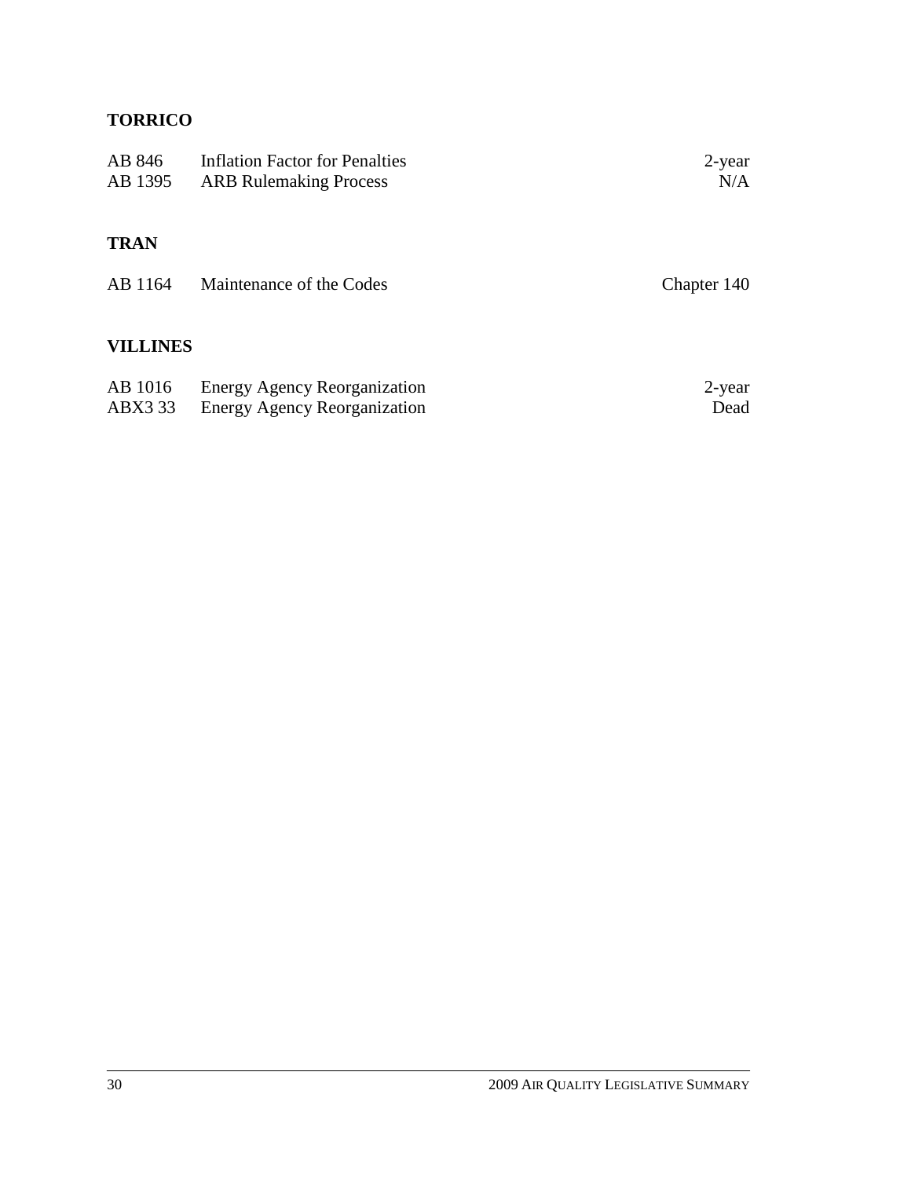**TORRICO**

| | | |
|---|---|---|
| AB 846 | Inflation Factor for Penalties | 2-year |
| AB 1395 | ARB Rulemaking Process | N/A |

**TRAN**

| | | |
|---|---|---|
| AB 1164 | Maintenance of the Codes | Chapter 140 |

**VILLINES**

| | | |
|---|---|---|
| AB 1016 | Energy Agency Reorganization | 2-year |
| ABX3 33 | Energy Agency Reorganization | Dead |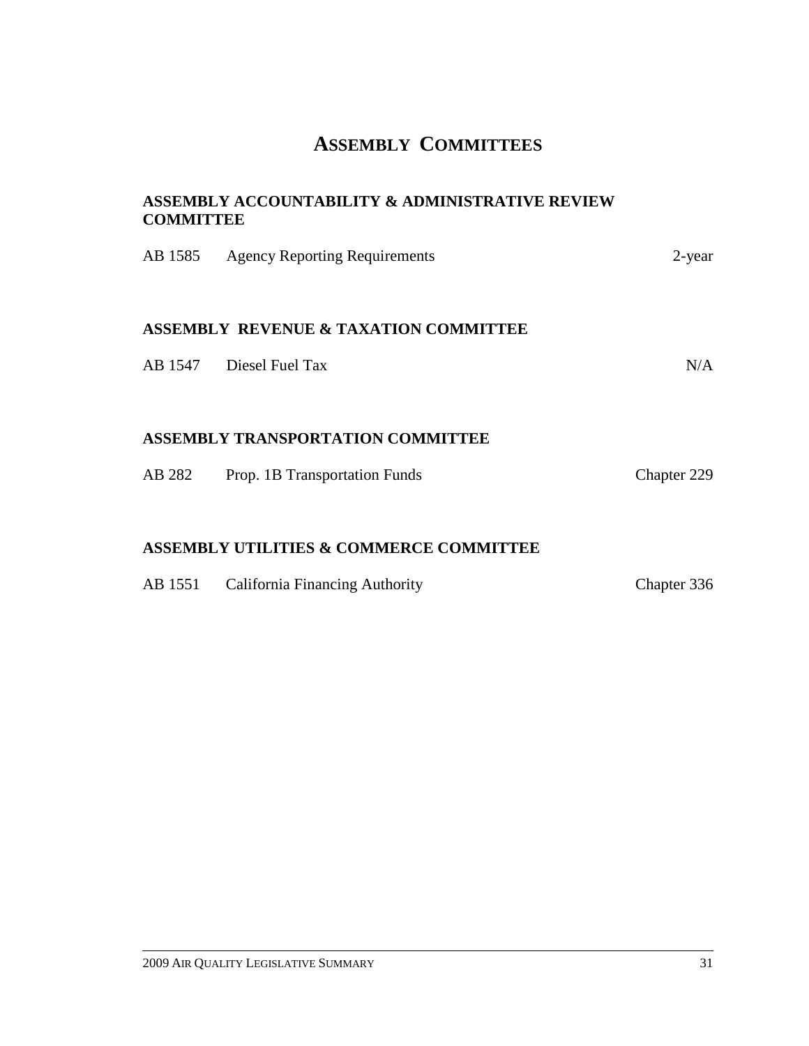# Assembly Committees

## ASSEMBLY ACCOUNTABILITY & ADMINISTRATIVE REVIEW COMMITTEE

| | | |
|---|---|---|
| AB 1585 | Agency Reporting Requirements | 2-year |

## ASSEMBLY REVENUE & TAXATION COMMITTEE

| | | |
|---|---|---|
| AB 1547 | Diesel Fuel Tax | N/A |

## ASSEMBLY TRANSPORTATION COMMITTEE

| | | |
|---|---|---|
| AB 282 | Prop. 1B Transportation Funds | Chapter 229 |

## ASSEMBLY UTILITIES & COMMERCE COMMITTEE

| | | |
|---|---|---|
| AB 1551 | California Financing Authority | Chapter 336 |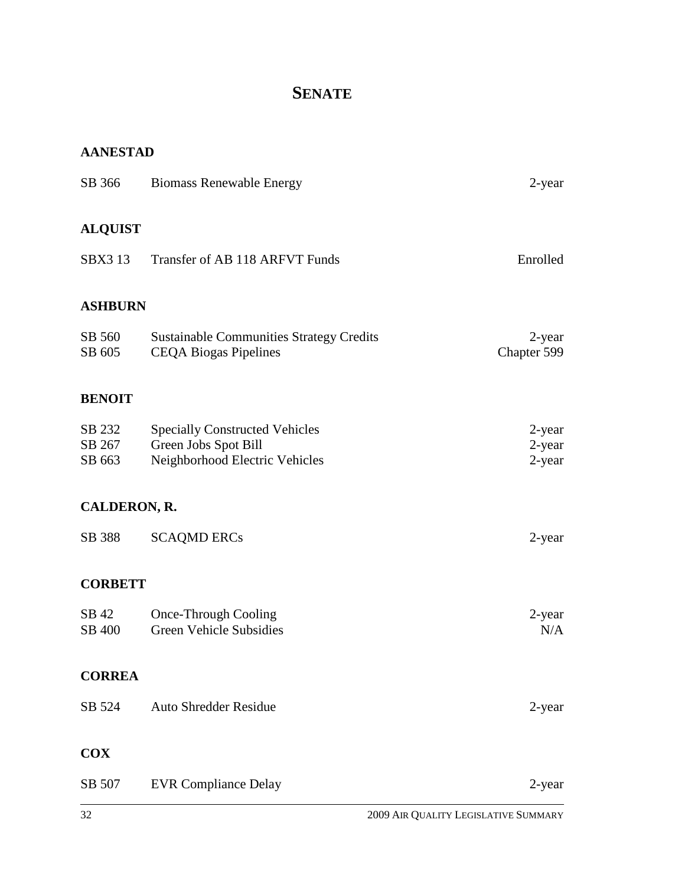# SENATE

## AANESTAD

| | | |
|---|---|---|
| SB 366 | Biomass Renewable Energy | 2-year |

## ALQUIST

| | | |
|---|---|---|
| SBX3 13 | Transfer of AB 118 ARFVT Funds | Enrolled |

## ASHBURN

| | | |
|---|---|---|
| SB 560 | Sustainable Communities Strategy Credits | 2-year |
| SB 605 | CEQA Biogas Pipelines | Chapter 599 |

## BENOIT

| | | |
|---|---|---|
| SB 232 | Specially Constructed Vehicles | 2-year |
| SB 267 | Green Jobs Spot Bill | 2-year |
| SB 663 | Neighborhood Electric Vehicles | 2-year |

## CALDERON, R.

| | | |
|---|---|---|
| SB 388 | SCAQMD ERCs | 2-year |

## CORBETT

| | | |
|---|---|---|
| SB 42 | Once-Through Cooling | 2-year |
| SB 400 | Green Vehicle Subsidies | N/A |

## CORREA

| | | |
|---|---|---|
| SB 524 | Auto Shredder Residue | 2-year |

## COX

| | | |
|---|---|---|
| SB 507 | EVR Compliance Delay | 2-year |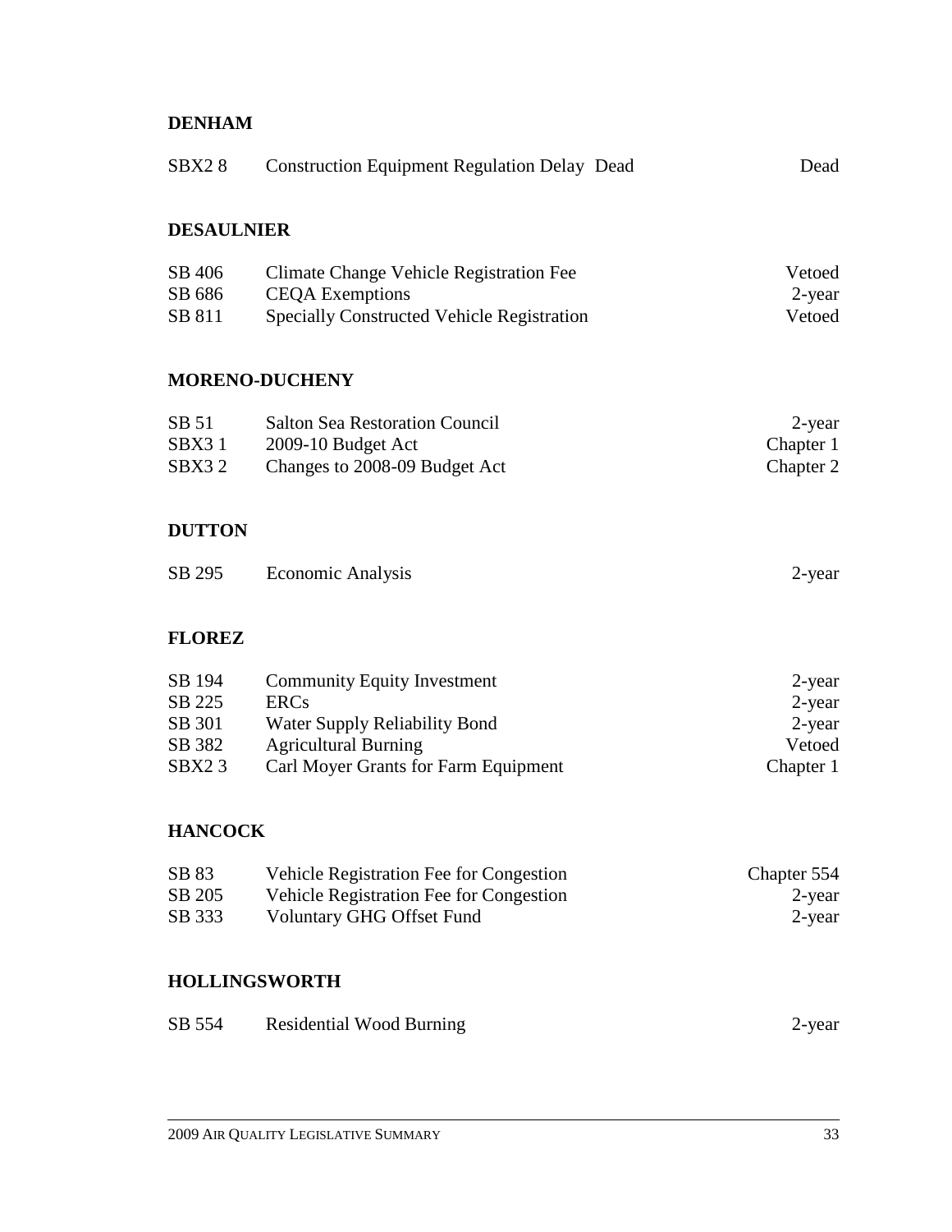**DENHAM**

| | | |
|---|---|---|
| SBX2 8 | Construction Equipment Regulation Delay Dead | Dead |

**DESAULNIER**

| | | |
|---|---|---|
| SB 406 | Climate Change Vehicle Registration Fee | Vetoed |
| SB 686 | CEQA Exemptions | 2-year |
| SB 811 | Specially Constructed Vehicle Registration | Vetoed |

**MORENO-DUCHENY**

| | | |
|---|---|---|
| SB 51 | Salton Sea Restoration Council | 2-year |
| SBX3 1 | 2009-10 Budget Act | Chapter 1 |
| SBX3 2 | Changes to 2008-09 Budget Act | Chapter 2 |

**DUTTON**

| | | |
|---|---|---|
| SB 295 | Economic Analysis | 2-year |

**FLOREZ**

| | | |
|---|---|---|
| SB 194 | Community Equity Investment | 2-year |
| SB 225 | ERCs | 2-year |
| SB 301 | Water Supply Reliability Bond | 2-year |
| SB 382 | Agricultural Burning | Vetoed |
| SBX2 3 | Carl Moyer Grants for Farm Equipment | Chapter 1 |

**HANCOCK**

| | | |
|---|---|---|
| SB 83 | Vehicle Registration Fee for Congestion | Chapter 554 |
| SB 205 | Vehicle Registration Fee for Congestion | 2-year |
| SB 333 | Voluntary GHG Offset Fund | 2-year |

**HOLLINGSWORTH**

| | | |
|---|---|---|
| SB 554 | Residential Wood Burning | 2-year |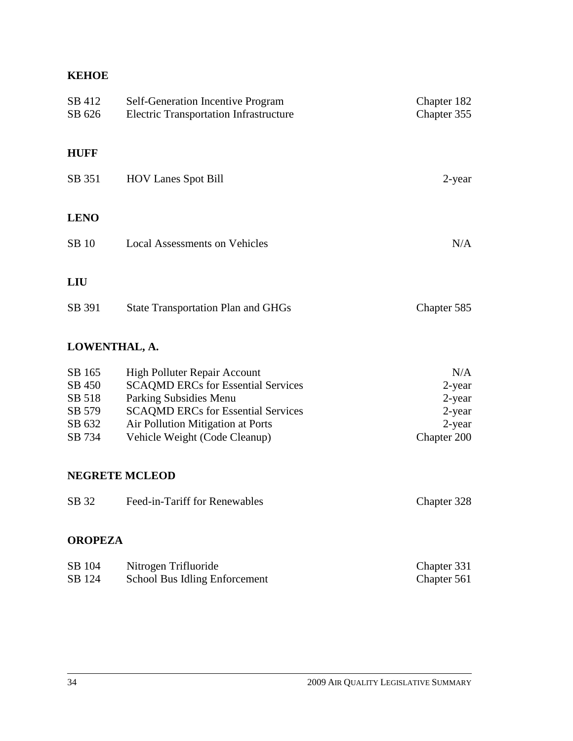**KEHOE**

| | | |
|---|---|---|
| SB 412 | Self-Generation Incentive Program | Chapter 182 |
| SB 626 | Electric Transportation Infrastructure | Chapter 355 |

**HUFF**

| | | |
|---|---|---|
| SB 351 | HOV Lanes Spot Bill | 2-year |

**LENO**

| | | |
|---|---|---|
| SB 10 | Local Assessments on Vehicles | N/A |

**LIU**

| | | |
|---|---|---|
| SB 391 | State Transportation Plan and GHGs | Chapter 585 |

**LOWENTHAL, A.**

| | | |
|---|---|---|
| SB 165 | High Polluter Repair Account | N/A |
| SB 450 | SCAQMD ERCs for Essential Services | 2-year |
| SB 518 | Parking Subsidies Menu | 2-year |
| SB 579 | SCAQMD ERCs for Essential Services | 2-year |
| SB 632 | Air Pollution Mitigation at Ports | 2-year |
| SB 734 | Vehicle Weight (Code Cleanup) | Chapter 200 |

**NEGRETE MCLEOD**

| | | |
|---|---|---|
| SB 32 | Feed-in-Tariff for Renewables | Chapter 328 |

**OROPEZA**

| | | |
|---|---|---|
| SB 104 | Nitrogen Trifluoride | Chapter 331 |
| SB 124 | School Bus Idling Enforcement | Chapter 561 |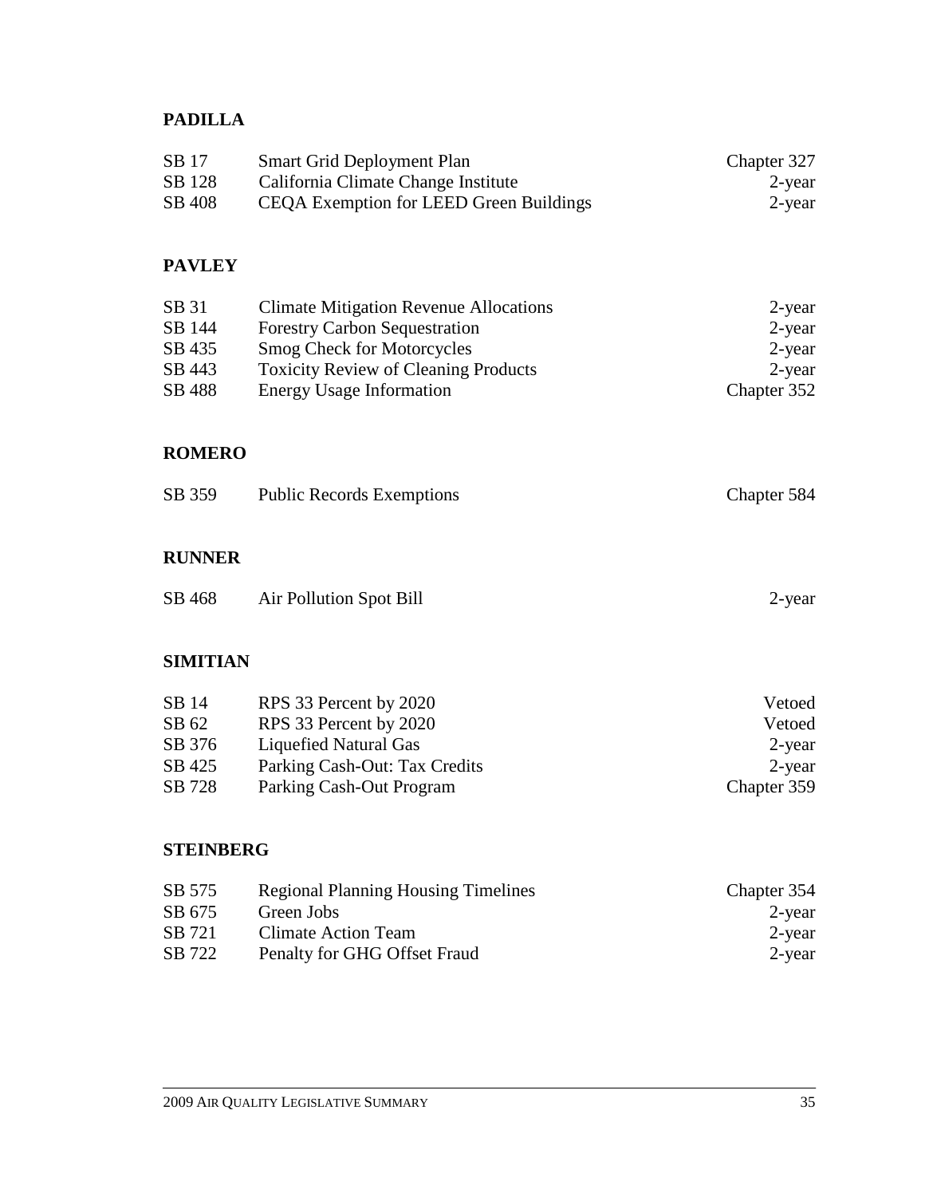## PADILLA

| | | |
|---|---|---|
| SB 17 | Smart Grid Deployment Plan | Chapter 327 |
| SB 128 | California Climate Change Institute | 2-year |
| SB 408 | CEQA Exemption for LEED Green Buildings | 2-year |

## PAVLEY

| | | |
|---|---|---|
| SB 31 | Climate Mitigation Revenue Allocations | 2-year |
| SB 144 | Forestry Carbon Sequestration | 2-year |
| SB 435 | Smog Check for Motorcycles | 2-year |
| SB 443 | Toxicity Review of Cleaning Products | 2-year |
| SB 488 | Energy Usage Information | Chapter 352 |

## ROMERO

| | | |
|---|---|---|
| SB 359 | Public Records Exemptions | Chapter 584 |

## RUNNER

| | | |
|---|---|---|
| SB 468 | Air Pollution Spot Bill | 2-year |

## SIMITIAN

| | | |
|---|---|---|
| SB 14 | RPS 33 Percent by 2020 | Vetoed |
| SB 62 | RPS 33 Percent by 2020 | Vetoed |
| SB 376 | Liquefied Natural Gas | 2-year |
| SB 425 | Parking Cash-Out: Tax Credits | 2-year |
| SB 728 | Parking Cash-Out Program | Chapter 359 |

## STEINBERG

| | | |
|---|---|---|
| SB 575 | Regional Planning Housing Timelines | Chapter 354 |
| SB 675 | Green Jobs | 2-year |
| SB 721 | Climate Action Team | 2-year |
| SB 722 | Penalty for GHG Offset Fraud | 2-year |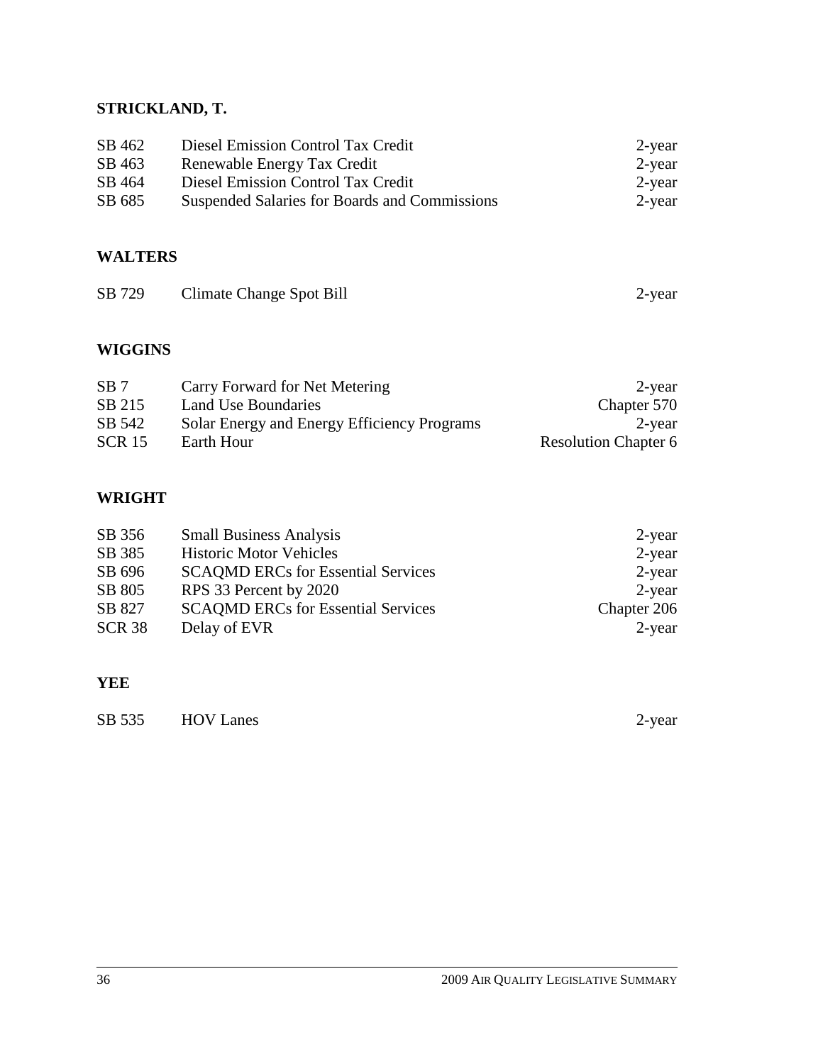**STRICKLAND, T.**

| | | |
|---|---|---|
| SB 462 | Diesel Emission Control Tax Credit | 2-year |
| SB 463 | Renewable Energy Tax Credit | 2-year |
| SB 464 | Diesel Emission Control Tax Credit | 2-year |
| SB 685 | Suspended Salaries for Boards and Commissions | 2-year |

**WALTERS**

| | | |
|---|---|---|
| SB 729 | Climate Change Spot Bill | 2-year |

**WIGGINS**

| | | |
|---|---|---|
| SB 7 | Carry Forward for Net Metering | 2-year |
| SB 215 | Land Use Boundaries | Chapter 570 |
| SB 542 | Solar Energy and Energy Efficiency Programs | 2-year |
| SCR 15 | Earth Hour | Resolution Chapter 6 |

**WRIGHT**

| | | |
|---|---|---|
| SB 356 | Small Business Analysis | 2-year |
| SB 385 | Historic Motor Vehicles | 2-year |
| SB 696 | SCAQMD ERCs for Essential Services | 2-year |
| SB 805 | RPS 33 Percent by 2020 | 2-year |
| SB 827 | SCAQMD ERCs for Essential Services | Chapter 206 |
| SCR 38 | Delay of EVR | 2-year |

**YEE**

| | | |
|---|---|---|
| SB 535 | HOV Lanes | 2-year |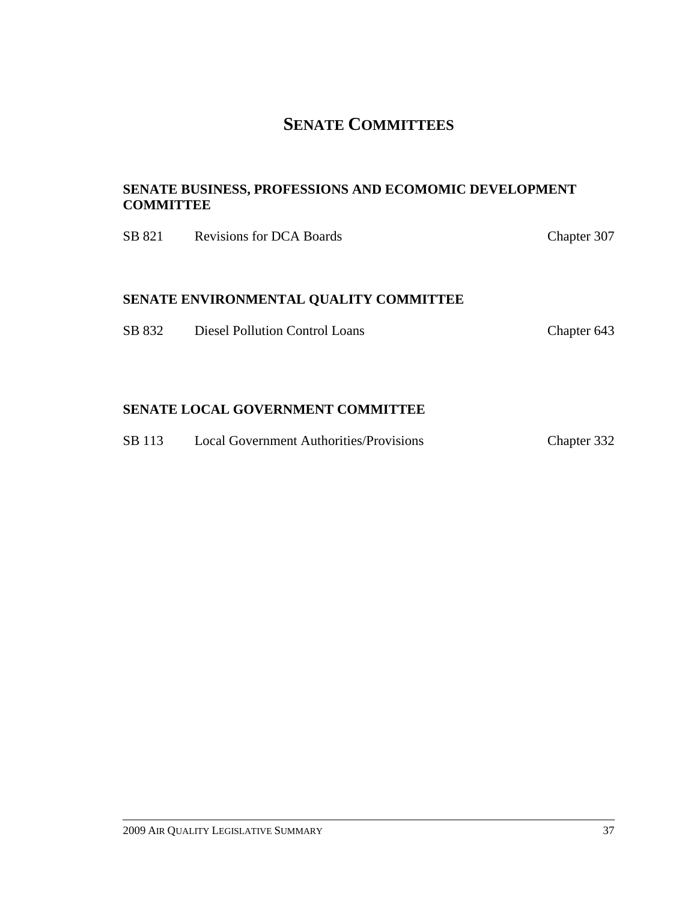# SENATE COMMITTEES

## SENATE BUSINESS, PROFESSIONS AND ECOMOMIC DEVELOPMENT COMMITTEE

| | | |
|---|---|---|
| SB 821 | Revisions for DCA Boards | Chapter 307 |

## SENATE ENVIRONMENTAL QUALITY COMMITTEE

| | | |
|---|---|---|
| SB 832 | Diesel Pollution Control Loans | Chapter 643 |

## SENATE LOCAL GOVERNMENT COMMITTEE

| | | |
|---|---|---|
| SB 113 | Local Government Authorities/Provisions | Chapter 332 |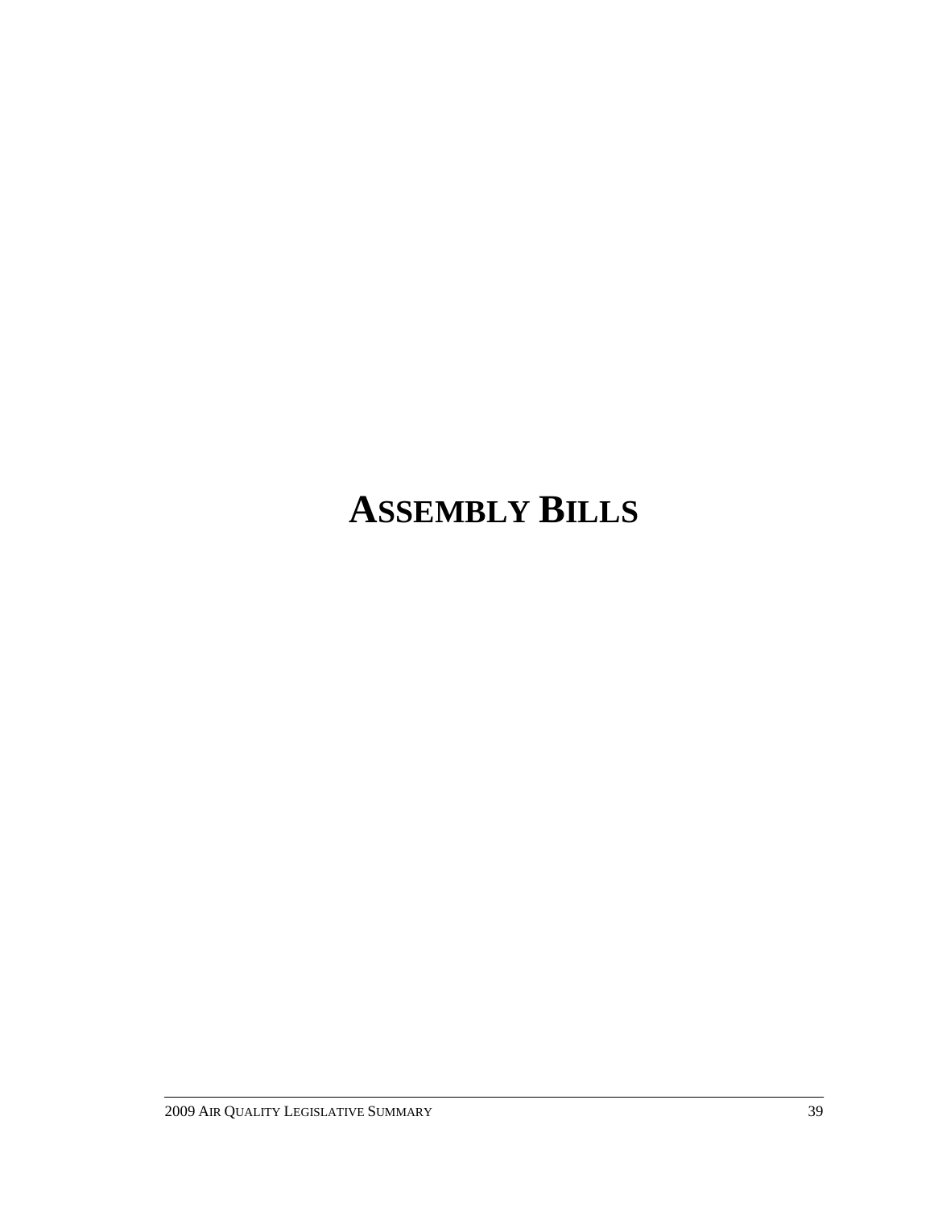# ASSEMBLY BILLS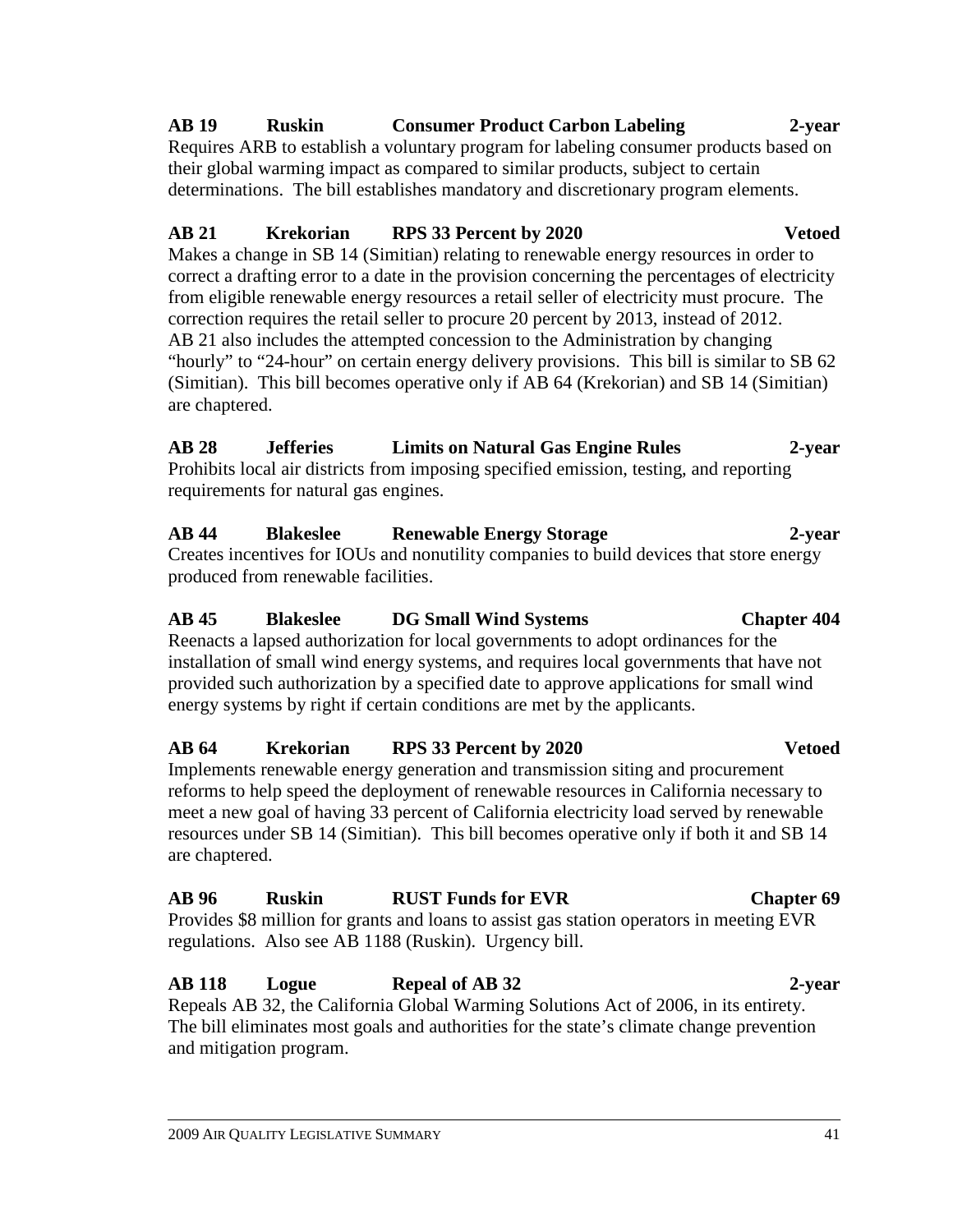**AB 19 Ruskin Consumer Product Carbon Labeling 2-year**

Requires ARB to establish a voluntary program for labeling consumer products based on their global warming impact as compared to similar products, subject to certain determinations. The bill establishes mandatory and discretionary program elements.

**AB 21 Krekorian RPS 33 Percent by 2020 Vetoed**

Makes a change in SB 14 (Simitian) relating to renewable energy resources in order to correct a drafting error to a date in the provision concerning the percentages of electricity from eligible renewable energy resources a retail seller of electricity must procure. The correction requires the retail seller to procure 20 percent by 2013, instead of 2012. AB 21 also includes the attempted concession to the Administration by changing "hourly" to "24-hour" on certain energy delivery provisions. This bill is similar to SB 62 (Simitian). This bill becomes operative only if AB 64 (Krekorian) and SB 14 (Simitian) are chaptered.

**AB 28 Jefferies Limits on Natural Gas Engine Rules 2-year**

Prohibits local air districts from imposing specified emission, testing, and reporting requirements for natural gas engines.

**AB 44 Blakeslee Renewable Energy Storage 2-year**

Creates incentives for IOUs and nonutility companies to build devices that store energy produced from renewable facilities.

**AB 45 Blakeslee DG Small Wind Systems Chapter 404**

Reenacts a lapsed authorization for local governments to adopt ordinances for the installation of small wind energy systems, and requires local governments that have not provided such authorization by a specified date to approve applications for small wind energy systems by right if certain conditions are met by the applicants.

**AB 64 Krekorian RPS 33 Percent by 2020 Vetoed**

Implements renewable energy generation and transmission siting and procurement reforms to help speed the deployment of renewable resources in California necessary to meet a new goal of having 33 percent of California electricity load served by renewable resources under SB 14 (Simitian). This bill becomes operative only if both it and SB 14 are chaptered.

**AB 96 Ruskin RUST Funds for EVR Chapter 69**

Provides $8 million for grants and loans to assist gas station operators in meeting EVR regulations. Also see AB 1188 (Ruskin). Urgency bill.

**AB 118 Logue Repeal of AB 32 2-year**

Repeals AB 32, the California Global Warming Solutions Act of 2006, in its entirety. The bill eliminates most goals and authorities for the state's climate change prevention and mitigation program.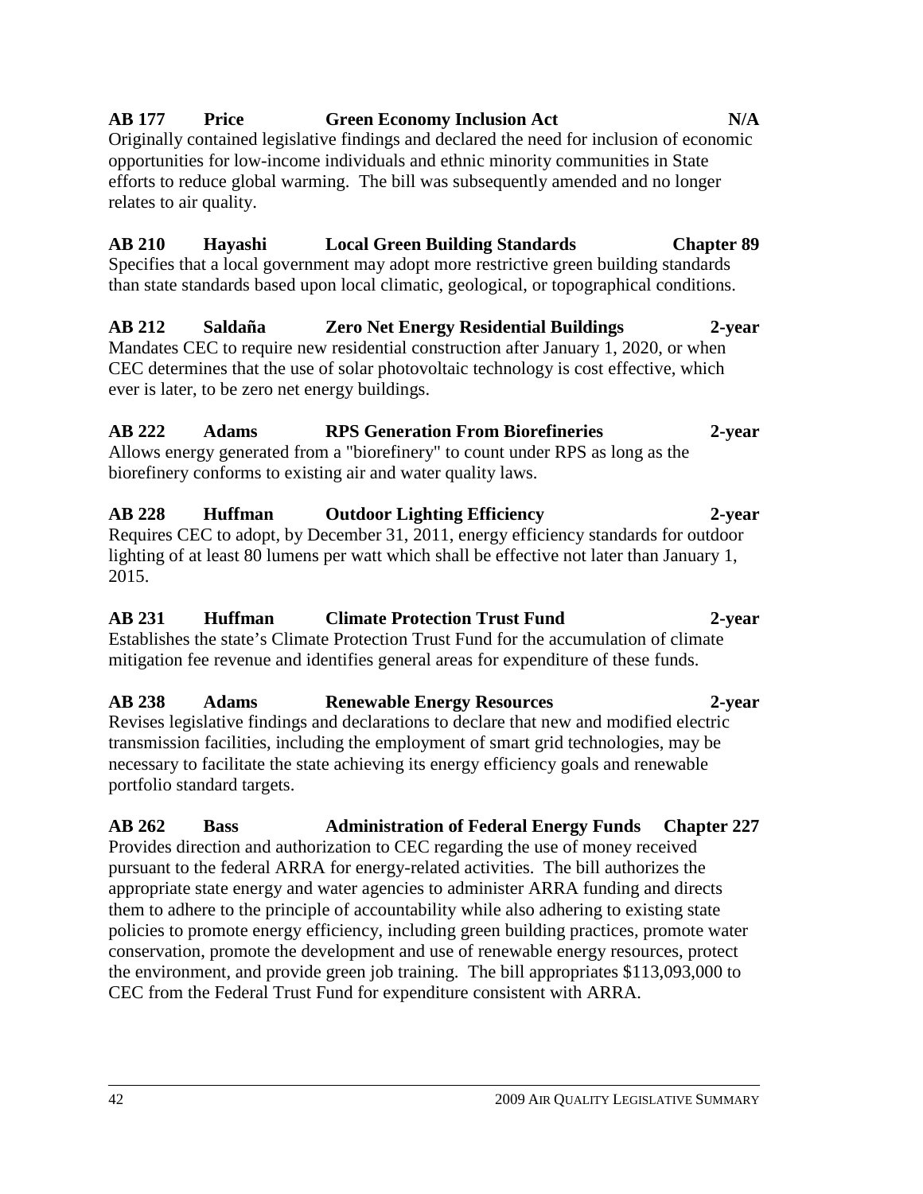**AB 177 Price Green Economy Inclusion Act N/A**

Originally contained legislative findings and declared the need for inclusion of economic opportunities for low-income individuals and ethnic minority communities in State efforts to reduce global warming. The bill was subsequently amended and no longer relates to air quality.

**AB 210 Hayashi Local Green Building Standards Chapter 89**

Specifies that a local government may adopt more restrictive green building standards than state standards based upon local climatic, geological, or topographical conditions.

**AB 212 Saldaña Zero Net Energy Residential Buildings 2-year**

Mandates CEC to require new residential construction after January 1, 2020, or when CEC determines that the use of solar photovoltaic technology is cost effective, which ever is later, to be zero net energy buildings.

**AB 222 Adams RPS Generation From Biorefineries 2-year**

Allows energy generated from a "biorefinery" to count under RPS as long as the biorefinery conforms to existing air and water quality laws.

**AB 228 Huffman Outdoor Lighting Efficiency 2-year**

Requires CEC to adopt, by December 31, 2011, energy efficiency standards for outdoor lighting of at least 80 lumens per watt which shall be effective not later than January 1, 2015.

**AB 231 Huffman Climate Protection Trust Fund 2-year**

Establishes the state's Climate Protection Trust Fund for the accumulation of climate mitigation fee revenue and identifies general areas for expenditure of these funds.

**AB 238 Adams Renewable Energy Resources 2-year**

Revises legislative findings and declarations to declare that new and modified electric transmission facilities, including the employment of smart grid technologies, may be necessary to facilitate the state achieving its energy efficiency goals and renewable portfolio standard targets.

**AB 262 Bass Administration of Federal Energy Funds Chapter 227**

Provides direction and authorization to CEC regarding the use of money received pursuant to the federal ARRA for energy-related activities. The bill authorizes the appropriate state energy and water agencies to administer ARRA funding and directs them to adhere to the principle of accountability while also adhering to existing state policies to promote energy efficiency, including green building practices, promote water conservation, promote the development and use of renewable energy resources, protect the environment, and provide green job training. The bill appropriates $113,093,000 to CEC from the Federal Trust Fund for expenditure consistent with ARRA.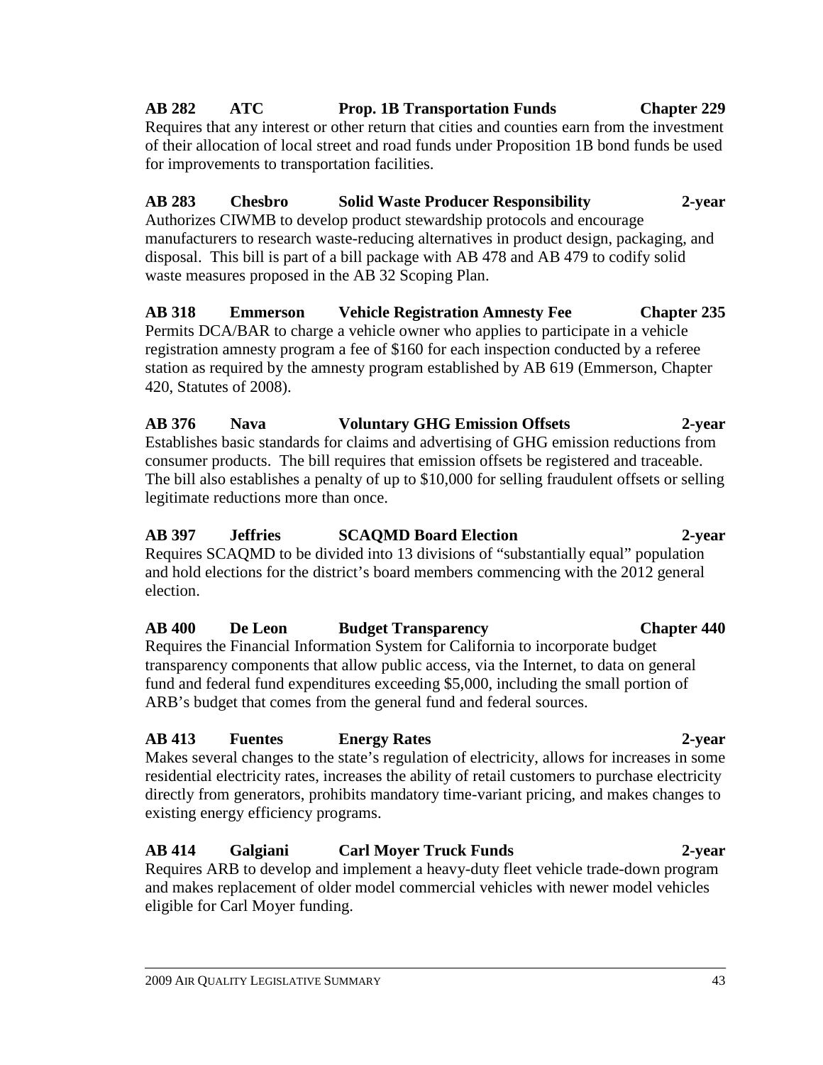**AB 282 ATC Prop. 1B Transportation Funds Chapter 229**

Requires that any interest or other return that cities and counties earn from the investment of their allocation of local street and road funds under Proposition 1B bond funds be used for improvements to transportation facilities.

**AB 283 Chesbro Solid Waste Producer Responsibility 2-year**

Authorizes CIWMB to develop product stewardship protocols and encourage manufacturers to research waste-reducing alternatives in product design, packaging, and disposal. This bill is part of a bill package with AB 478 and AB 479 to codify solid waste measures proposed in the AB 32 Scoping Plan.

**AB 318 Emmerson Vehicle Registration Amnesty Fee Chapter 235**

Permits DCA/BAR to charge a vehicle owner who applies to participate in a vehicle registration amnesty program a fee of $160 for each inspection conducted by a referee station as required by the amnesty program established by AB 619 (Emmerson, Chapter 420, Statutes of 2008).

**AB 376 Nava Voluntary GHG Emission Offsets 2-year**

Establishes basic standards for claims and advertising of GHG emission reductions from consumer products. The bill requires that emission offsets be registered and traceable. The bill also establishes a penalty of up to $10,000 for selling fraudulent offsets or selling legitimate reductions more than once.

**AB 397 Jeffries SCAQMD Board Election 2-year**

Requires SCAQMD to be divided into 13 divisions of "substantially equal" population and hold elections for the district's board members commencing with the 2012 general election.

**AB 400 De Leon Budget Transparency Chapter 440**

Requires the Financial Information System for California to incorporate budget transparency components that allow public access, via the Internet, to data on general fund and federal fund expenditures exceeding $5,000, including the small portion of ARB's budget that comes from the general fund and federal sources.

**AB 413 Fuentes Energy Rates 2-year**

Makes several changes to the state's regulation of electricity, allows for increases in some residential electricity rates, increases the ability of retail customers to purchase electricity directly from generators, prohibits mandatory time-variant pricing, and makes changes to existing energy efficiency programs.

**AB 414 Galgiani Carl Moyer Truck Funds 2-year**

Requires ARB to develop and implement a heavy-duty fleet vehicle trade-down program and makes replacement of older model commercial vehicles with newer model vehicles eligible for Carl Moyer funding.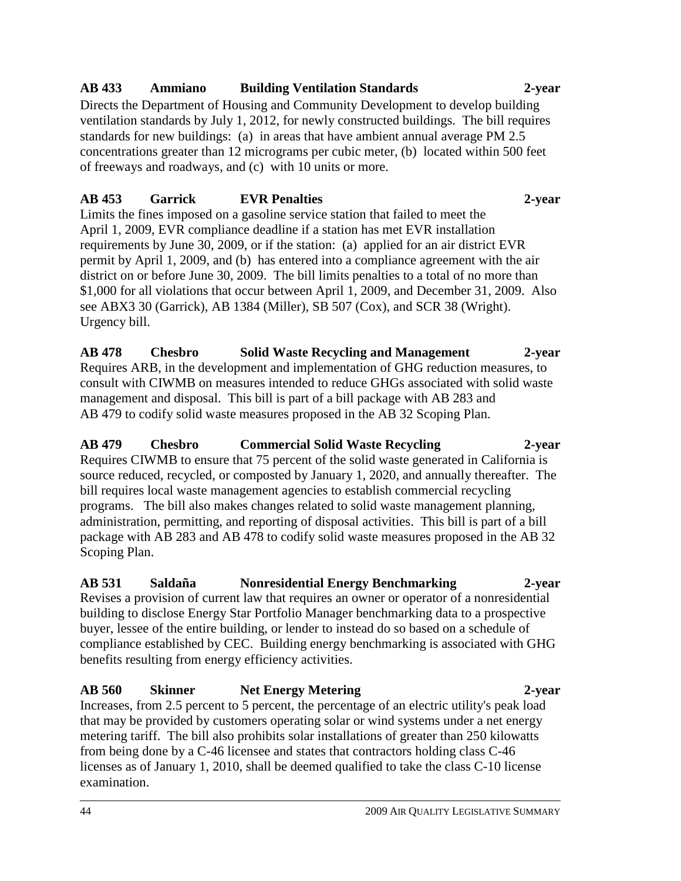**AB 433 Ammiano Building Ventilation Standards 2-year**

Directs the Department of Housing and Community Development to develop building ventilation standards by July 1, 2012, for newly constructed buildings. The bill requires standards for new buildings: (a) in areas that have ambient annual average PM 2.5 concentrations greater than 12 micrograms per cubic meter, (b) located within 500 feet of freeways and roadways, and (c) with 10 units or more.

**AB 453 Garrick EVR Penalties 2-year**

Limits the fines imposed on a gasoline service station that failed to meet the April 1, 2009, EVR compliance deadline if a station has met EVR installation requirements by June 30, 2009, or if the station: (a) applied for an air district EVR permit by April 1, 2009, and (b) has entered into a compliance agreement with the air district on or before June 30, 2009. The bill limits penalties to a total of no more than $1,000 for all violations that occur between April 1, 2009, and December 31, 2009. Also see ABX3 30 (Garrick), AB 1384 (Miller), SB 507 (Cox), and SCR 38 (Wright). Urgency bill.

**AB 478 Chesbro Solid Waste Recycling and Management 2-year**

Requires ARB, in the development and implementation of GHG reduction measures, to consult with CIWMB on measures intended to reduce GHGs associated with solid waste management and disposal. This bill is part of a bill package with AB 283 and AB 479 to codify solid waste measures proposed in the AB 32 Scoping Plan.

**AB 479 Chesbro Commercial Solid Waste Recycling 2-year**

Requires CIWMB to ensure that 75 percent of the solid waste generated in California is source reduced, recycled, or composted by January 1, 2020, and annually thereafter. The bill requires local waste management agencies to establish commercial recycling programs. The bill also makes changes related to solid waste management planning, administration, permitting, and reporting of disposal activities. This bill is part of a bill package with AB 283 and AB 478 to codify solid waste measures proposed in the AB 32 Scoping Plan.

**AB 531 Saldaña Nonresidential Energy Benchmarking 2-year**

Revises a provision of current law that requires an owner or operator of a nonresidential building to disclose Energy Star Portfolio Manager benchmarking data to a prospective buyer, lessee of the entire building, or lender to instead do so based on a schedule of compliance established by CEC. Building energy benchmarking is associated with GHG benefits resulting from energy efficiency activities.

**AB 560 Skinner Net Energy Metering 2-year**

Increases, from 2.5 percent to 5 percent, the percentage of an electric utility's peak load that may be provided by customers operating solar or wind systems under a net energy metering tariff. The bill also prohibits solar installations of greater than 250 kilowatts from being done by a C-46 licensee and states that contractors holding class C-46 licenses as of January 1, 2010, shall be deemed qualified to take the class C-10 license examination.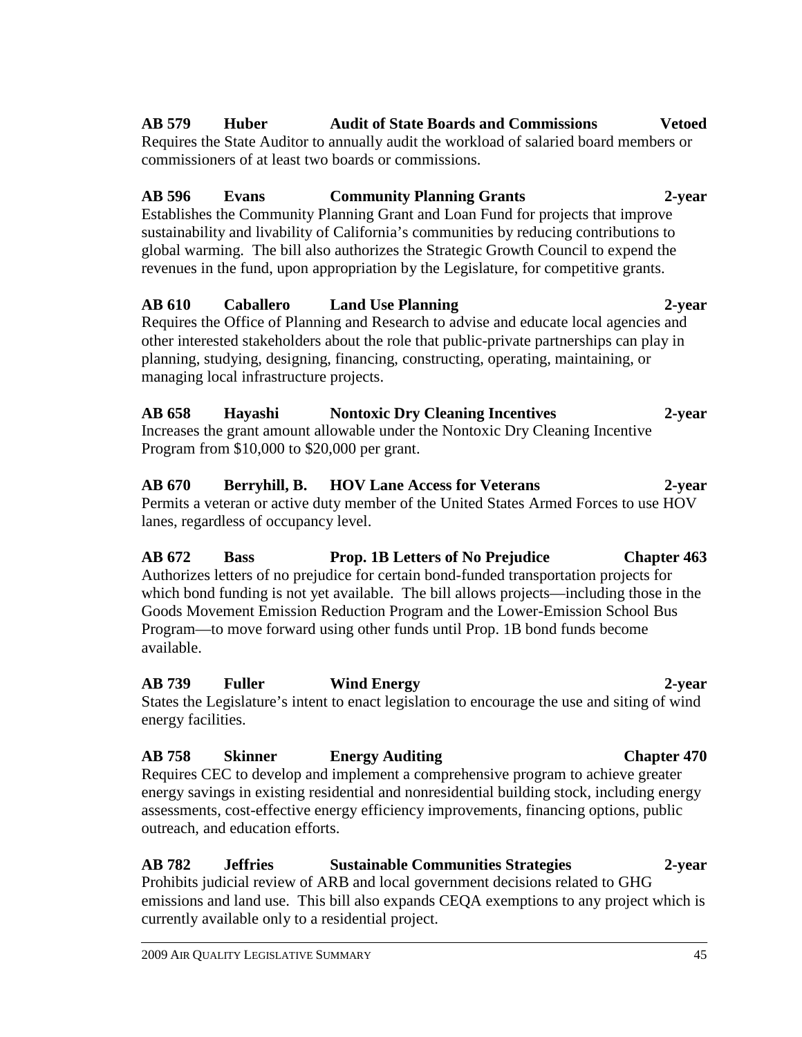**AB 579 Huber Audit of State Boards and Commissions Vetoed**
Requires the State Auditor to annually audit the workload of salaried board members or commissioners of at least two boards or commissions.

**AB 596 Evans Community Planning Grants 2-year**
Establishes the Community Planning Grant and Loan Fund for projects that improve sustainability and livability of California's communities by reducing contributions to global warming. The bill also authorizes the Strategic Growth Council to expend the revenues in the fund, upon appropriation by the Legislature, for competitive grants.

**AB 610 Caballero Land Use Planning 2-year**
Requires the Office of Planning and Research to advise and educate local agencies and other interested stakeholders about the role that public-private partnerships can play in planning, studying, designing, financing, constructing, operating, maintaining, or managing local infrastructure projects.

**AB 658 Hayashi Nontoxic Dry Cleaning Incentives 2-year**
Increases the grant amount allowable under the Nontoxic Dry Cleaning Incentive Program from $10,000 to $20,000 per grant.

**AB 670 Berryhill, B. HOV Lane Access for Veterans 2-year**
Permits a veteran or active duty member of the United States Armed Forces to use HOV lanes, regardless of occupancy level.

**AB 672 Bass Prop. 1B Letters of No Prejudice Chapter 463**
Authorizes letters of no prejudice for certain bond-funded transportation projects for which bond funding is not yet available. The bill allows projects—including those in the Goods Movement Emission Reduction Program and the Lower-Emission School Bus Program—to move forward using other funds until Prop. 1B bond funds become available.

**AB 739 Fuller Wind Energy 2-year**
States the Legislature's intent to enact legislation to encourage the use and siting of wind energy facilities.

**AB 758 Skinner Energy Auditing Chapter 470**
Requires CEC to develop and implement a comprehensive program to achieve greater energy savings in existing residential and nonresidential building stock, including energy assessments, cost-effective energy efficiency improvements, financing options, public outreach, and education efforts.

**AB 782 Jeffries Sustainable Communities Strategies 2-year**
Prohibits judicial review of ARB and local government decisions related to GHG emissions and land use. This bill also expands CEQA exemptions to any project which is currently available only to a residential project.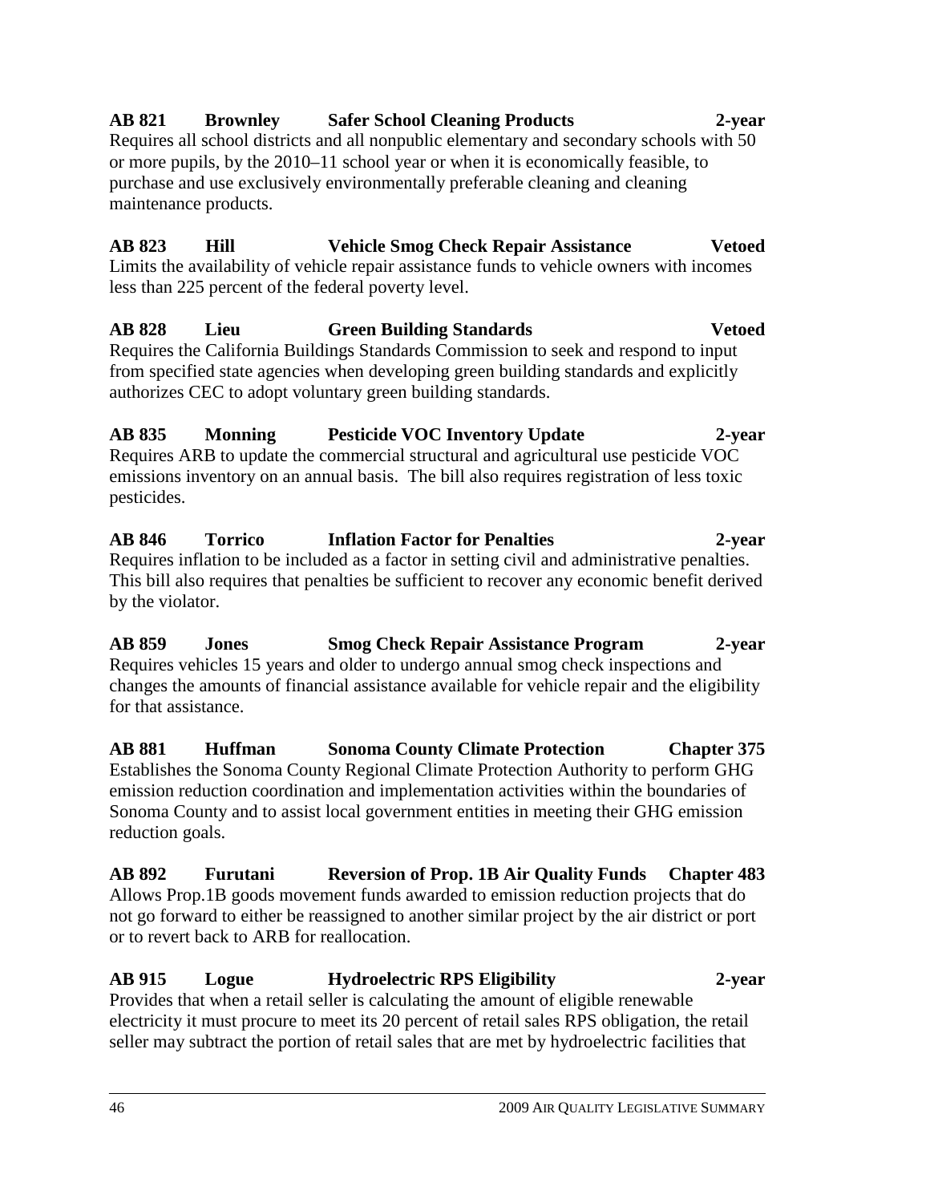**AB 821 Brownley Safer School Cleaning Products 2-year**
Requires all school districts and all nonpublic elementary and secondary schools with 50 or more pupils, by the 2010–11 school year or when it is economically feasible, to purchase and use exclusively environmentally preferable cleaning and cleaning maintenance products.

**AB 823 Hill Vehicle Smog Check Repair Assistance Vetoed**
Limits the availability of vehicle repair assistance funds to vehicle owners with incomes less than 225 percent of the federal poverty level.

**AB 828 Lieu Green Building Standards Vetoed**
Requires the California Buildings Standards Commission to seek and respond to input from specified state agencies when developing green building standards and explicitly authorizes CEC to adopt voluntary green building standards.

**AB 835 Monning Pesticide VOC Inventory Update 2-year**
Requires ARB to update the commercial structural and agricultural use pesticide VOC emissions inventory on an annual basis. The bill also requires registration of less toxic pesticides.

**AB 846 Torrico Inflation Factor for Penalties 2-year**
Requires inflation to be included as a factor in setting civil and administrative penalties. This bill also requires that penalties be sufficient to recover any economic benefit derived by the violator.

**AB 859 Jones Smog Check Repair Assistance Program 2-year**
Requires vehicles 15 years and older to undergo annual smog check inspections and changes the amounts of financial assistance available for vehicle repair and the eligibility for that assistance.

**AB 881 Huffman Sonoma County Climate Protection Chapter 375**
Establishes the Sonoma County Regional Climate Protection Authority to perform GHG emission reduction coordination and implementation activities within the boundaries of Sonoma County and to assist local government entities in meeting their GHG emission reduction goals.

**AB 892 Furutani Reversion of Prop. 1B Air Quality Funds Chapter 483**
Allows Prop.1B goods movement funds awarded to emission reduction projects that do not go forward to either be reassigned to another similar project by the air district or port or to revert back to ARB for reallocation.

**AB 915 Logue Hydroelectric RPS Eligibility 2-year**
Provides that when a retail seller is calculating the amount of eligible renewable electricity it must procure to meet its 20 percent of retail sales RPS obligation, the retail seller may subtract the portion of retail sales that are met by hydroelectric facilities that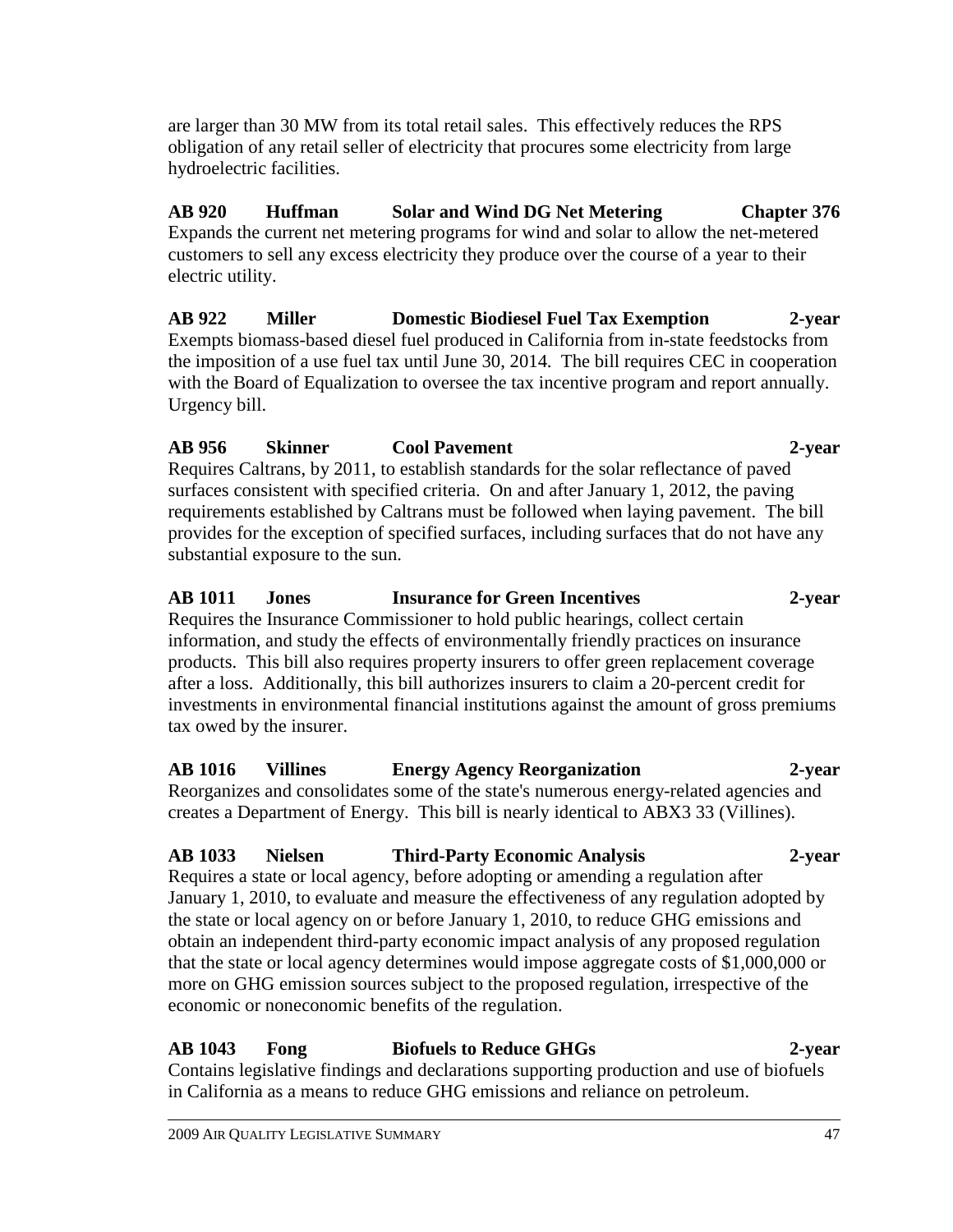are larger than 30 MW from its total retail sales. This effectively reduces the RPS obligation of any retail seller of electricity that procures some electricity from large hydroelectric facilities.

**AB 920 Huffman Solar and Wind DG Net Metering Chapter 376**

Expands the current net metering programs for wind and solar to allow the net-metered customers to sell any excess electricity they produce over the course of a year to their electric utility.

**AB 922 Miller Domestic Biodiesel Fuel Tax Exemption 2-year**

Exempts biomass-based diesel fuel produced in California from in-state feedstocks from the imposition of a use fuel tax until June 30, 2014. The bill requires CEC in cooperation with the Board of Equalization to oversee the tax incentive program and report annually. Urgency bill.

**AB 956 Skinner Cool Pavement 2-year**

Requires Caltrans, by 2011, to establish standards for the solar reflectance of paved surfaces consistent with specified criteria. On and after January 1, 2012, the paving requirements established by Caltrans must be followed when laying pavement. The bill provides for the exception of specified surfaces, including surfaces that do not have any substantial exposure to the sun.

**AB 1011 Jones Insurance for Green Incentives 2-year**

Requires the Insurance Commissioner to hold public hearings, collect certain information, and study the effects of environmentally friendly practices on insurance products. This bill also requires property insurers to offer green replacement coverage after a loss. Additionally, this bill authorizes insurers to claim a 20-percent credit for investments in environmental financial institutions against the amount of gross premiums tax owed by the insurer.

**AB 1016 Villines Energy Agency Reorganization 2-year**

Reorganizes and consolidates some of the state's numerous energy-related agencies and creates a Department of Energy. This bill is nearly identical to ABX3 33 (Villines).

**AB 1033 Nielsen Third-Party Economic Analysis 2-year**

Requires a state or local agency, before adopting or amending a regulation after January 1, 2010, to evaluate and measure the effectiveness of any regulation adopted by the state or local agency on or before January 1, 2010, to reduce GHG emissions and obtain an independent third-party economic impact analysis of any proposed regulation that the state or local agency determines would impose aggregate costs of $1,000,000 or more on GHG emission sources subject to the proposed regulation, irrespective of the economic or noneconomic benefits of the regulation.

**AB 1043 Fong Biofuels to Reduce GHGs 2-year**

Contains legislative findings and declarations supporting production and use of biofuels in California as a means to reduce GHG emissions and reliance on petroleum.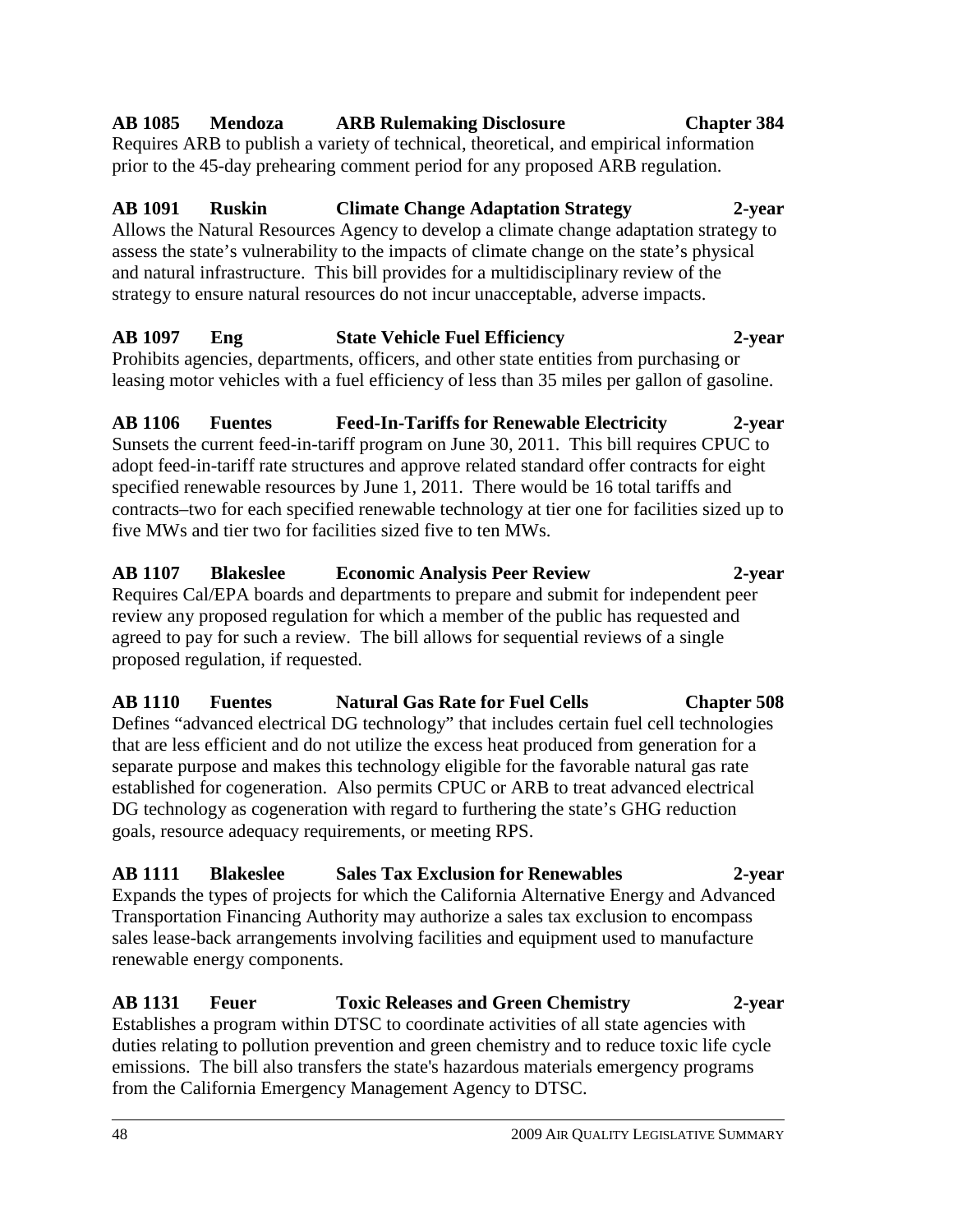**AB 1085 Mendoza ARB Rulemaking Disclosure Chapter 384**
Requires ARB to publish a variety of technical, theoretical, and empirical information prior to the 45-day prehearing comment period for any proposed ARB regulation.

**AB 1091 Ruskin Climate Change Adaptation Strategy 2-year**
Allows the Natural Resources Agency to develop a climate change adaptation strategy to assess the state's vulnerability to the impacts of climate change on the state's physical and natural infrastructure. This bill provides for a multidisciplinary review of the strategy to ensure natural resources do not incur unacceptable, adverse impacts.

**AB 1097 Eng State Vehicle Fuel Efficiency 2-year**
Prohibits agencies, departments, officers, and other state entities from purchasing or leasing motor vehicles with a fuel efficiency of less than 35 miles per gallon of gasoline.

**AB 1106 Fuentes Feed-In-Tariffs for Renewable Electricity 2-year**
Sunsets the current feed-in-tariff program on June 30, 2011. This bill requires CPUC to adopt feed-in-tariff rate structures and approve related standard offer contracts for eight specified renewable resources by June 1, 2011. There would be 16 total tariffs and contracts–two for each specified renewable technology at tier one for facilities sized up to five MWs and tier two for facilities sized five to ten MWs.

**AB 1107 Blakeslee Economic Analysis Peer Review 2-year**
Requires Cal/EPA boards and departments to prepare and submit for independent peer review any proposed regulation for which a member of the public has requested and agreed to pay for such a review. The bill allows for sequential reviews of a single proposed regulation, if requested.

**AB 1110 Fuentes Natural Gas Rate for Fuel Cells Chapter 508**
Defines "advanced electrical DG technology" that includes certain fuel cell technologies that are less efficient and do not utilize the excess heat produced from generation for a separate purpose and makes this technology eligible for the favorable natural gas rate established for cogeneration. Also permits CPUC or ARB to treat advanced electrical DG technology as cogeneration with regard to furthering the state's GHG reduction goals, resource adequacy requirements, or meeting RPS.

**AB 1111 Blakeslee Sales Tax Exclusion for Renewables 2-year**
Expands the types of projects for which the California Alternative Energy and Advanced Transportation Financing Authority may authorize a sales tax exclusion to encompass sales lease-back arrangements involving facilities and equipment used to manufacture renewable energy components.

**AB 1131 Feuer Toxic Releases and Green Chemistry 2-year**
Establishes a program within DTSC to coordinate activities of all state agencies with duties relating to pollution prevention and green chemistry and to reduce toxic life cycle emissions. The bill also transfers the state's hazardous materials emergency programs from the California Emergency Management Agency to DTSC.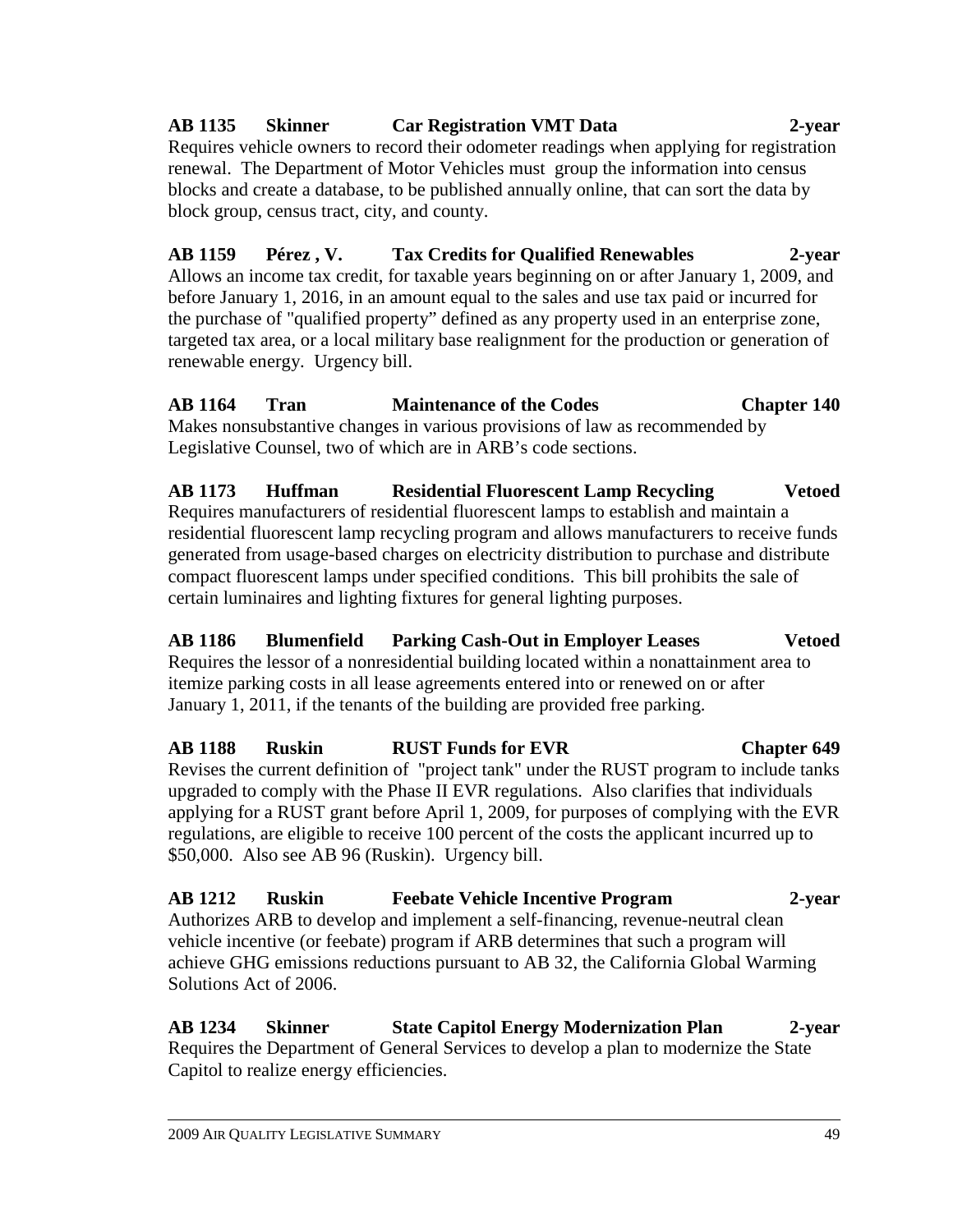**AB 1135 Skinner Car Registration VMT Data 2-year**
Requires vehicle owners to record their odometer readings when applying for registration renewal. The Department of Motor Vehicles must group the information into census blocks and create a database, to be published annually online, that can sort the data by block group, census tract, city, and county.

**AB 1159 Pérez , V. Tax Credits for Qualified Renewables 2-year**
Allows an income tax credit, for taxable years beginning on or after January 1, 2009, and before January 1, 2016, in an amount equal to the sales and use tax paid or incurred for the purchase of "qualified property" defined as any property used in an enterprise zone, targeted tax area, or a local military base realignment for the production or generation of renewable energy. Urgency bill.

**AB 1164 Tran Maintenance of the Codes Chapter 140**
Makes nonsubstantive changes in various provisions of law as recommended by Legislative Counsel, two of which are in ARB's code sections.

**AB 1173 Huffman Residential Fluorescent Lamp Recycling Vetoed**
Requires manufacturers of residential fluorescent lamps to establish and maintain a residential fluorescent lamp recycling program and allows manufacturers to receive funds generated from usage-based charges on electricity distribution to purchase and distribute compact fluorescent lamps under specified conditions. This bill prohibits the sale of certain luminaires and lighting fixtures for general lighting purposes.

**AB 1186 Blumenfield Parking Cash-Out in Employer Leases Vetoed**
Requires the lessor of a nonresidential building located within a nonattainment area to itemize parking costs in all lease agreements entered into or renewed on or after January 1, 2011, if the tenants of the building are provided free parking.

**AB 1188 Ruskin RUST Funds for EVR Chapter 649**
Revises the current definition of "project tank" under the RUST program to include tanks upgraded to comply with the Phase II EVR regulations. Also clarifies that individuals applying for a RUST grant before April 1, 2009, for purposes of complying with the EVR regulations, are eligible to receive 100 percent of the costs the applicant incurred up to $50,000. Also see AB 96 (Ruskin). Urgency bill.

**AB 1212 Ruskin Feebate Vehicle Incentive Program 2-year**
Authorizes ARB to develop and implement a self-financing, revenue-neutral clean vehicle incentive (or feebate) program if ARB determines that such a program will achieve GHG emissions reductions pursuant to AB 32, the California Global Warming Solutions Act of 2006.

**AB 1234 Skinner State Capitol Energy Modernization Plan 2-year**
Requires the Department of General Services to develop a plan to modernize the State Capitol to realize energy efficiencies.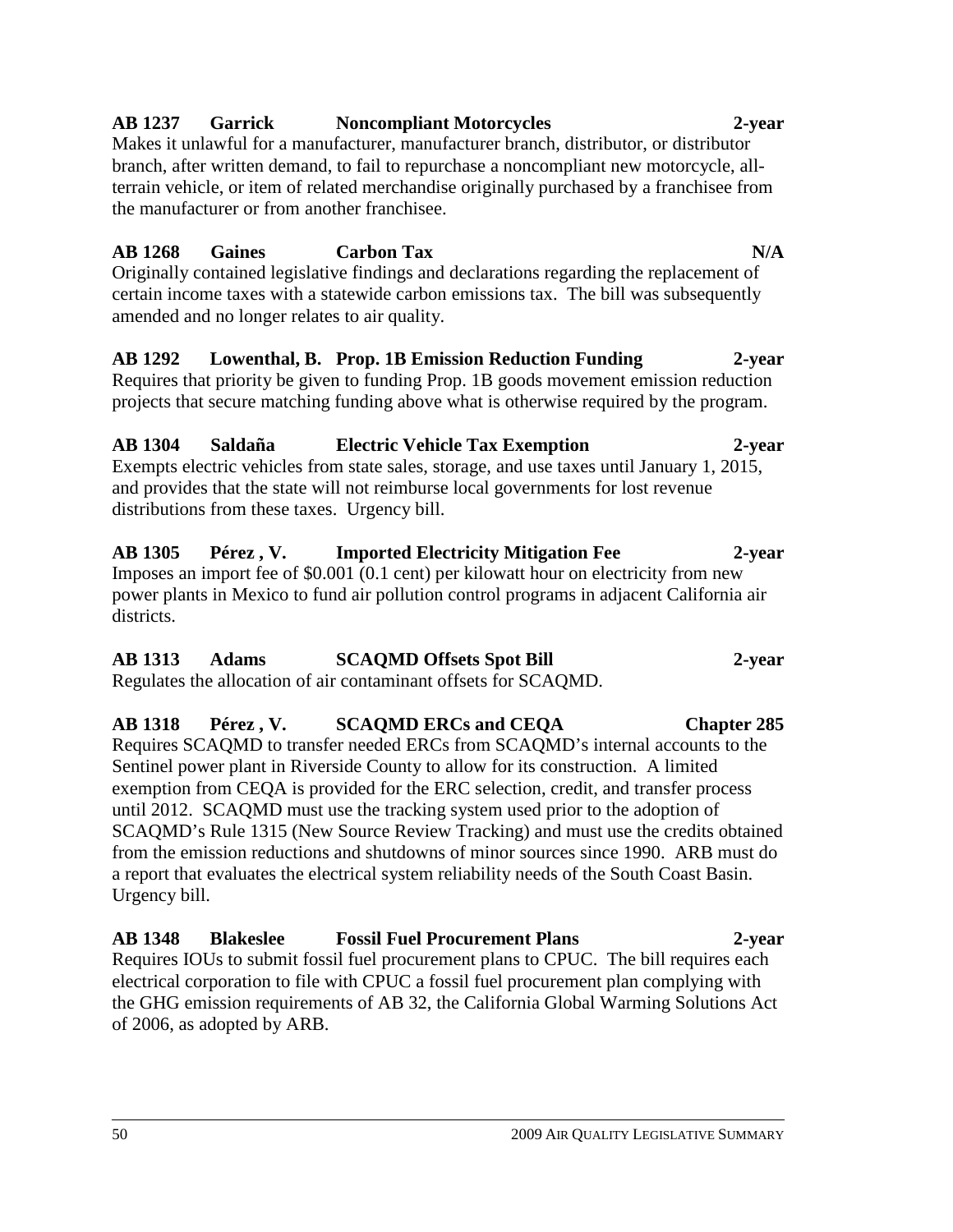**AB 1237 Garrick Noncompliant Motorcycles 2-year**

Makes it unlawful for a manufacturer, manufacturer branch, distributor, or distributor branch, after written demand, to fail to repurchase a noncompliant new motorcycle, all-terrain vehicle, or item of related merchandise originally purchased by a franchisee from the manufacturer or from another franchisee.

**AB 1268 Gaines Carbon Tax N/A**

Originally contained legislative findings and declarations regarding the replacement of certain income taxes with a statewide carbon emissions tax. The bill was subsequently amended and no longer relates to air quality.

**AB 1292 Lowenthal, B. Prop. 1B Emission Reduction Funding 2-year**

Requires that priority be given to funding Prop. 1B goods movement emission reduction projects that secure matching funding above what is otherwise required by the program.

**AB 1304 Saldaña Electric Vehicle Tax Exemption 2-year**

Exempts electric vehicles from state sales, storage, and use taxes until January 1, 2015, and provides that the state will not reimburse local governments for lost revenue distributions from these taxes. Urgency bill.

**AB 1305 Pérez , V. Imported Electricity Mitigation Fee 2-year**

Imposes an import fee of $0.001 (0.1 cent) per kilowatt hour on electricity from new power plants in Mexico to fund air pollution control programs in adjacent California air districts.

**AB 1313 Adams SCAQMD Offsets Spot Bill 2-year**

Regulates the allocation of air contaminant offsets for SCAQMD.

**AB 1318 Pérez , V. SCAQMD ERCs and CEQA Chapter 285**

Requires SCAQMD to transfer needed ERCs from SCAQMD's internal accounts to the Sentinel power plant in Riverside County to allow for its construction. A limited exemption from CEQA is provided for the ERC selection, credit, and transfer process until 2012. SCAQMD must use the tracking system used prior to the adoption of SCAQMD's Rule 1315 (New Source Review Tracking) and must use the credits obtained from the emission reductions and shutdowns of minor sources since 1990. ARB must do a report that evaluates the electrical system reliability needs of the South Coast Basin. Urgency bill.

**AB 1348 Blakeslee Fossil Fuel Procurement Plans 2-year**

Requires IOUs to submit fossil fuel procurement plans to CPUC. The bill requires each electrical corporation to file with CPUC a fossil fuel procurement plan complying with the GHG emission requirements of AB 32, the California Global Warming Solutions Act of 2006, as adopted by ARB.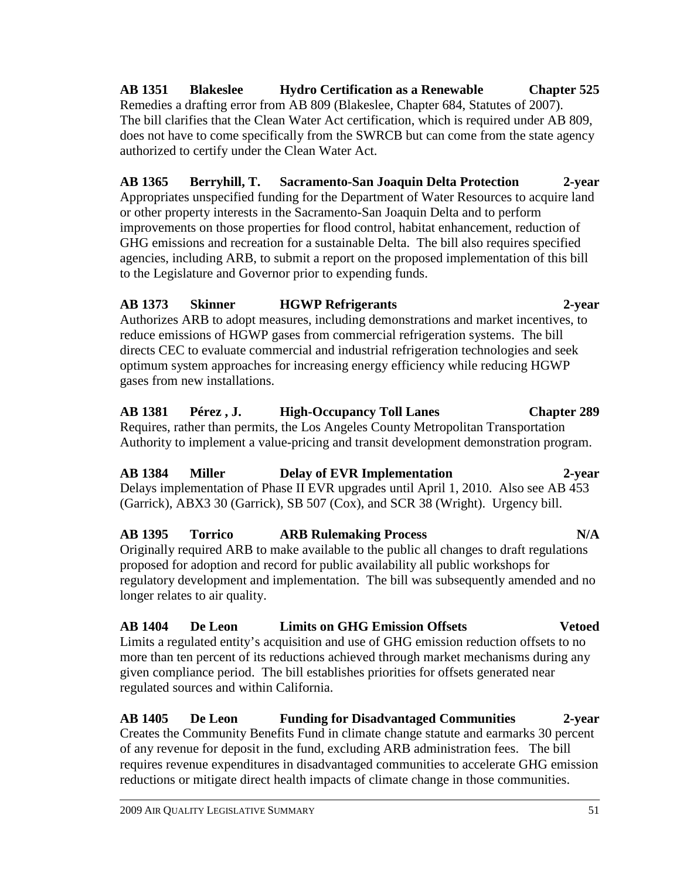**AB 1351 Blakeslee Hydro Certification as a Renewable Chapter 525**

Remedies a drafting error from AB 809 (Blakeslee, Chapter 684, Statutes of 2007). The bill clarifies that the Clean Water Act certification, which is required under AB 809, does not have to come specifically from the SWRCB but can come from the state agency authorized to certify under the Clean Water Act.

**AB 1365 Berryhill, T. Sacramento-San Joaquin Delta Protection 2-year**

Appropriates unspecified funding for the Department of Water Resources to acquire land or other property interests in the Sacramento-San Joaquin Delta and to perform improvements on those properties for flood control, habitat enhancement, reduction of GHG emissions and recreation for a sustainable Delta. The bill also requires specified agencies, including ARB, to submit a report on the proposed implementation of this bill to the Legislature and Governor prior to expending funds.

**AB 1373 Skinner HGWP Refrigerants 2-year**

Authorizes ARB to adopt measures, including demonstrations and market incentives, to reduce emissions of HGWP gases from commercial refrigeration systems. The bill directs CEC to evaluate commercial and industrial refrigeration technologies and seek optimum system approaches for increasing energy efficiency while reducing HGWP gases from new installations.

**AB 1381 Pérez , J. High-Occupancy Toll Lanes Chapter 289**

Requires, rather than permits, the Los Angeles County Metropolitan Transportation Authority to implement a value-pricing and transit development demonstration program.

**AB 1384 Miller Delay of EVR Implementation 2-year**

Delays implementation of Phase II EVR upgrades until April 1, 2010. Also see AB 453 (Garrick), ABX3 30 (Garrick), SB 507 (Cox), and SCR 38 (Wright). Urgency bill.

**AB 1395 Torrico ARB Rulemaking Process N/A**

Originally required ARB to make available to the public all changes to draft regulations proposed for adoption and record for public availability all public workshops for regulatory development and implementation. The bill was subsequently amended and no longer relates to air quality.

**AB 1404 De Leon Limits on GHG Emission Offsets Vetoed**

Limits a regulated entity's acquisition and use of GHG emission reduction offsets to no more than ten percent of its reductions achieved through market mechanisms during any given compliance period. The bill establishes priorities for offsets generated near regulated sources and within California.

**AB 1405 De Leon Funding for Disadvantaged Communities 2-year**

Creates the Community Benefits Fund in climate change statute and earmarks 30 percent of any revenue for deposit in the fund, excluding ARB administration fees. The bill requires revenue expenditures in disadvantaged communities to accelerate GHG emission reductions or mitigate direct health impacts of climate change in those communities.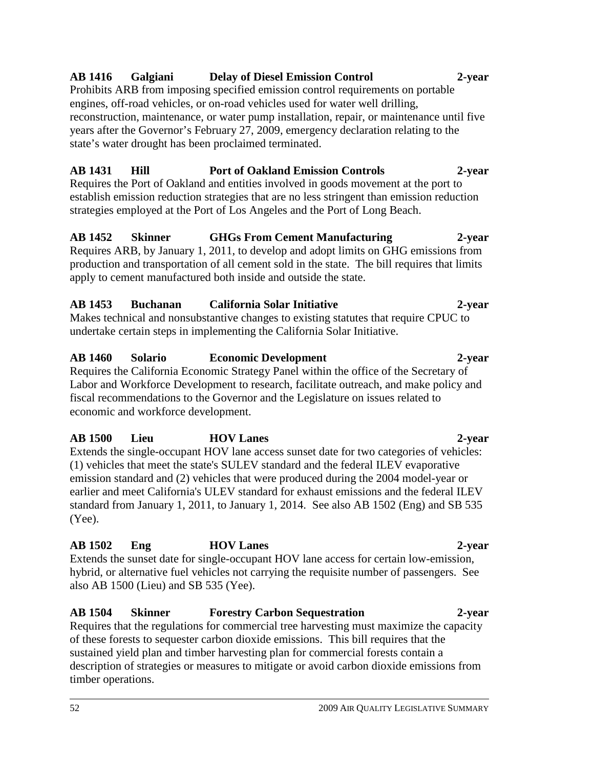**AB 1416 Galgiani Delay of Diesel Emission Control 2-year**

Prohibits ARB from imposing specified emission control requirements on portable engines, off-road vehicles, or on-road vehicles used for water well drilling, reconstruction, maintenance, or water pump installation, repair, or maintenance until five years after the Governor's February 27, 2009, emergency declaration relating to the state's water drought has been proclaimed terminated.

**AB 1431 Hill Port of Oakland Emission Controls 2-year**

Requires the Port of Oakland and entities involved in goods movement at the port to establish emission reduction strategies that are no less stringent than emission reduction strategies employed at the Port of Los Angeles and the Port of Long Beach.

**AB 1452 Skinner GHGs From Cement Manufacturing 2-year**

Requires ARB, by January 1, 2011, to develop and adopt limits on GHG emissions from production and transportation of all cement sold in the state. The bill requires that limits apply to cement manufactured both inside and outside the state.

**AB 1453 Buchanan California Solar Initiative 2-year**

Makes technical and nonsubstantive changes to existing statutes that require CPUC to undertake certain steps in implementing the California Solar Initiative.

**AB 1460 Solario Economic Development 2-year**

Requires the California Economic Strategy Panel within the office of the Secretary of Labor and Workforce Development to research, facilitate outreach, and make policy and fiscal recommendations to the Governor and the Legislature on issues related to economic and workforce development.

**AB 1500 Lieu HOV Lanes 2-year**

Extends the single-occupant HOV lane access sunset date for two categories of vehicles: (1) vehicles that meet the state's SULEV standard and the federal ILEV evaporative emission standard and (2) vehicles that were produced during the 2004 model-year or earlier and meet California's ULEV standard for exhaust emissions and the federal ILEV standard from January 1, 2011, to January 1, 2014. See also AB 1502 (Eng) and SB 535 (Yee).

**AB 1502 Eng HOV Lanes 2-year**

Extends the sunset date for single-occupant HOV lane access for certain low-emission, hybrid, or alternative fuel vehicles not carrying the requisite number of passengers. See also AB 1500 (Lieu) and SB 535 (Yee).

**AB 1504 Skinner Forestry Carbon Sequestration 2-year**

Requires that the regulations for commercial tree harvesting must maximize the capacity of these forests to sequester carbon dioxide emissions. This bill requires that the sustained yield plan and timber harvesting plan for commercial forests contain a description of strategies or measures to mitigate or avoid carbon dioxide emissions from timber operations.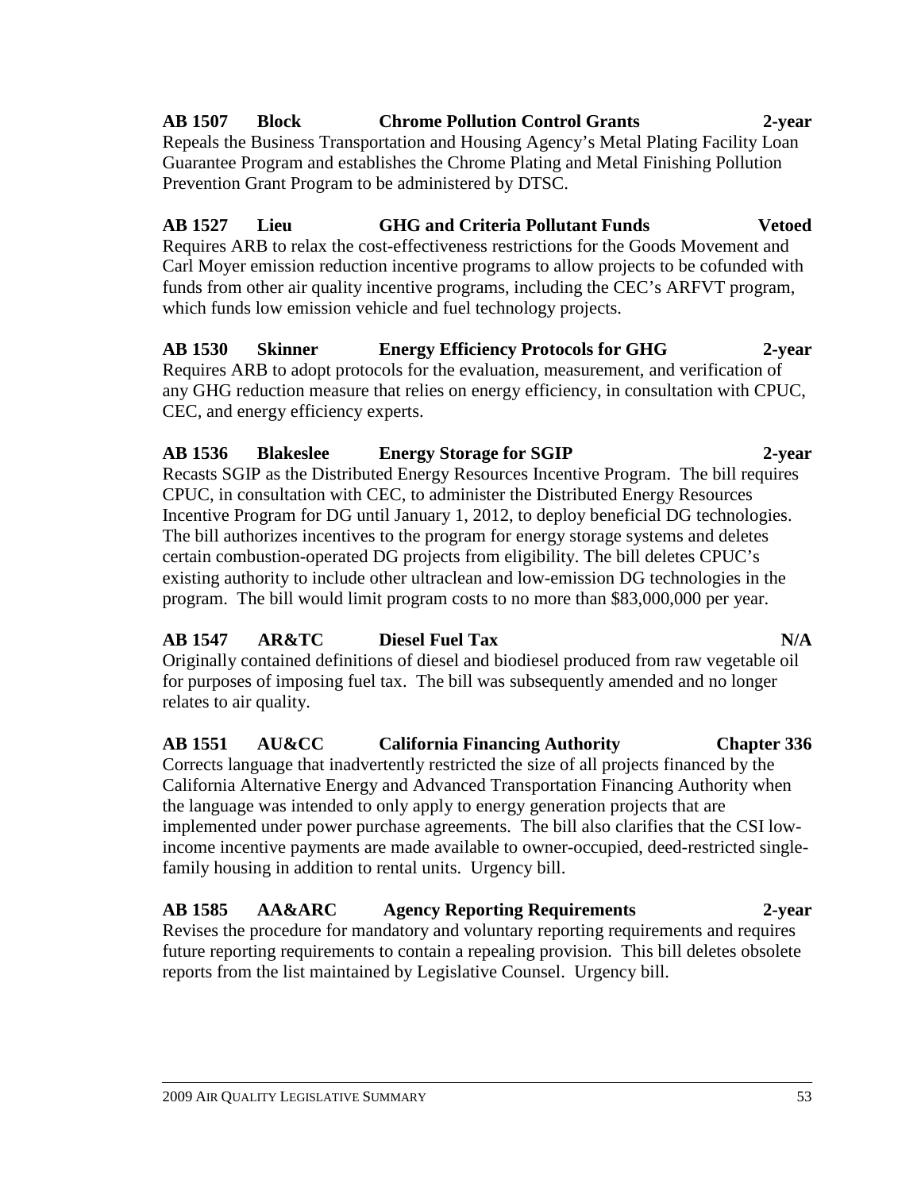**AB 1507 Block Chrome Pollution Control Grants 2-year**

Repeals the Business Transportation and Housing Agency's Metal Plating Facility Loan Guarantee Program and establishes the Chrome Plating and Metal Finishing Pollution Prevention Grant Program to be administered by DTSC.

**AB 1527 Lieu GHG and Criteria Pollutant Funds Vetoed**

Requires ARB to relax the cost-effectiveness restrictions for the Goods Movement and Carl Moyer emission reduction incentive programs to allow projects to be cofunded with funds from other air quality incentive programs, including the CEC's ARFVT program, which funds low emission vehicle and fuel technology projects.

**AB 1530 Skinner Energy Efficiency Protocols for GHG 2-year**

Requires ARB to adopt protocols for the evaluation, measurement, and verification of any GHG reduction measure that relies on energy efficiency, in consultation with CPUC, CEC, and energy efficiency experts.

**AB 1536 Blakeslee Energy Storage for SGIP 2-year**

Recasts SGIP as the Distributed Energy Resources Incentive Program. The bill requires CPUC, in consultation with CEC, to administer the Distributed Energy Resources Incentive Program for DG until January 1, 2012, to deploy beneficial DG technologies. The bill authorizes incentives to the program for energy storage systems and deletes certain combustion-operated DG projects from eligibility. The bill deletes CPUC's existing authority to include other ultraclean and low-emission DG technologies in the program. The bill would limit program costs to no more than $83,000,000 per year.

**AB 1547 AR&TC Diesel Fuel Tax N/A**

Originally contained definitions of diesel and biodiesel produced from raw vegetable oil for purposes of imposing fuel tax. The bill was subsequently amended and no longer relates to air quality.

**AB 1551 AU&CC California Financing Authority Chapter 336**

Corrects language that inadvertently restricted the size of all projects financed by the California Alternative Energy and Advanced Transportation Financing Authority when the language was intended to only apply to energy generation projects that are implemented under power purchase agreements. The bill also clarifies that the CSI low-income incentive payments are made available to owner-occupied, deed-restricted single-family housing in addition to rental units. Urgency bill.

**AB 1585 AA&ARC Agency Reporting Requirements 2-year**

Revises the procedure for mandatory and voluntary reporting requirements and requires future reporting requirements to contain a repealing provision. This bill deletes obsolete reports from the list maintained by Legislative Counsel. Urgency bill.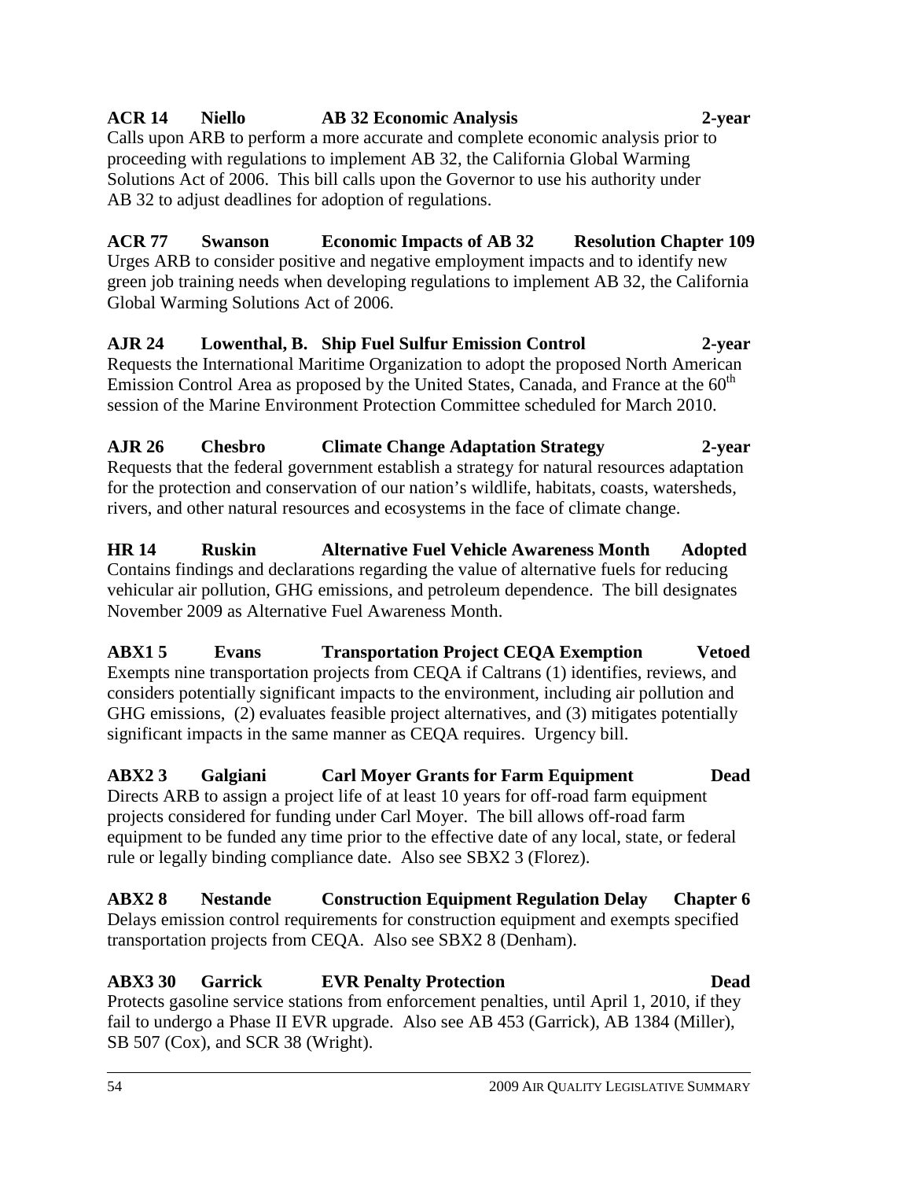**ACR 14 Niello AB 32 Economic Analysis 2-year**

Calls upon ARB to perform a more accurate and complete economic analysis prior to proceeding with regulations to implement AB 32, the California Global Warming Solutions Act of 2006. This bill calls upon the Governor to use his authority under AB 32 to adjust deadlines for adoption of regulations.

**ACR 77 Swanson Economic Impacts of AB 32 Resolution Chapter 109**

Urges ARB to consider positive and negative employment impacts and to identify new green job training needs when developing regulations to implement AB 32, the California Global Warming Solutions Act of 2006.

**AJR 24 Lowenthal, B. Ship Fuel Sulfur Emission Control 2-year**

Requests the International Maritime Organization to adopt the proposed North American Emission Control Area as proposed by the United States, Canada, and France at the 60th session of the Marine Environment Protection Committee scheduled for March 2010.

**AJR 26 Chesbro Climate Change Adaptation Strategy 2-year**

Requests that the federal government establish a strategy for natural resources adaptation for the protection and conservation of our nation's wildlife, habitats, coasts, watersheds, rivers, and other natural resources and ecosystems in the face of climate change.

**HR 14 Ruskin Alternative Fuel Vehicle Awareness Month Adopted**

Contains findings and declarations regarding the value of alternative fuels for reducing vehicular air pollution, GHG emissions, and petroleum dependence. The bill designates November 2009 as Alternative Fuel Awareness Month.

**ABX1 5 Evans Transportation Project CEQA Exemption Vetoed**

Exempts nine transportation projects from CEQA if Caltrans (1) identifies, reviews, and considers potentially significant impacts to the environment, including air pollution and GHG emissions, (2) evaluates feasible project alternatives, and (3) mitigates potentially significant impacts in the same manner as CEQA requires. Urgency bill.

**ABX2 3 Galgiani Carl Moyer Grants for Farm Equipment Dead**

Directs ARB to assign a project life of at least 10 years for off-road farm equipment projects considered for funding under Carl Moyer. The bill allows off-road farm equipment to be funded any time prior to the effective date of any local, state, or federal rule or legally binding compliance date. Also see SBX2 3 (Florez).

**ABX2 8 Nestande Construction Equipment Regulation Delay Chapter 6**

Delays emission control requirements for construction equipment and exempts specified transportation projects from CEQA. Also see SBX2 8 (Denham).

**ABX3 30 Garrick EVR Penalty Protection Dead**

Protects gasoline service stations from enforcement penalties, until April 1, 2010, if they fail to undergo a Phase II EVR upgrade. Also see AB 453 (Garrick), AB 1384 (Miller), SB 507 (Cox), and SCR 38 (Wright).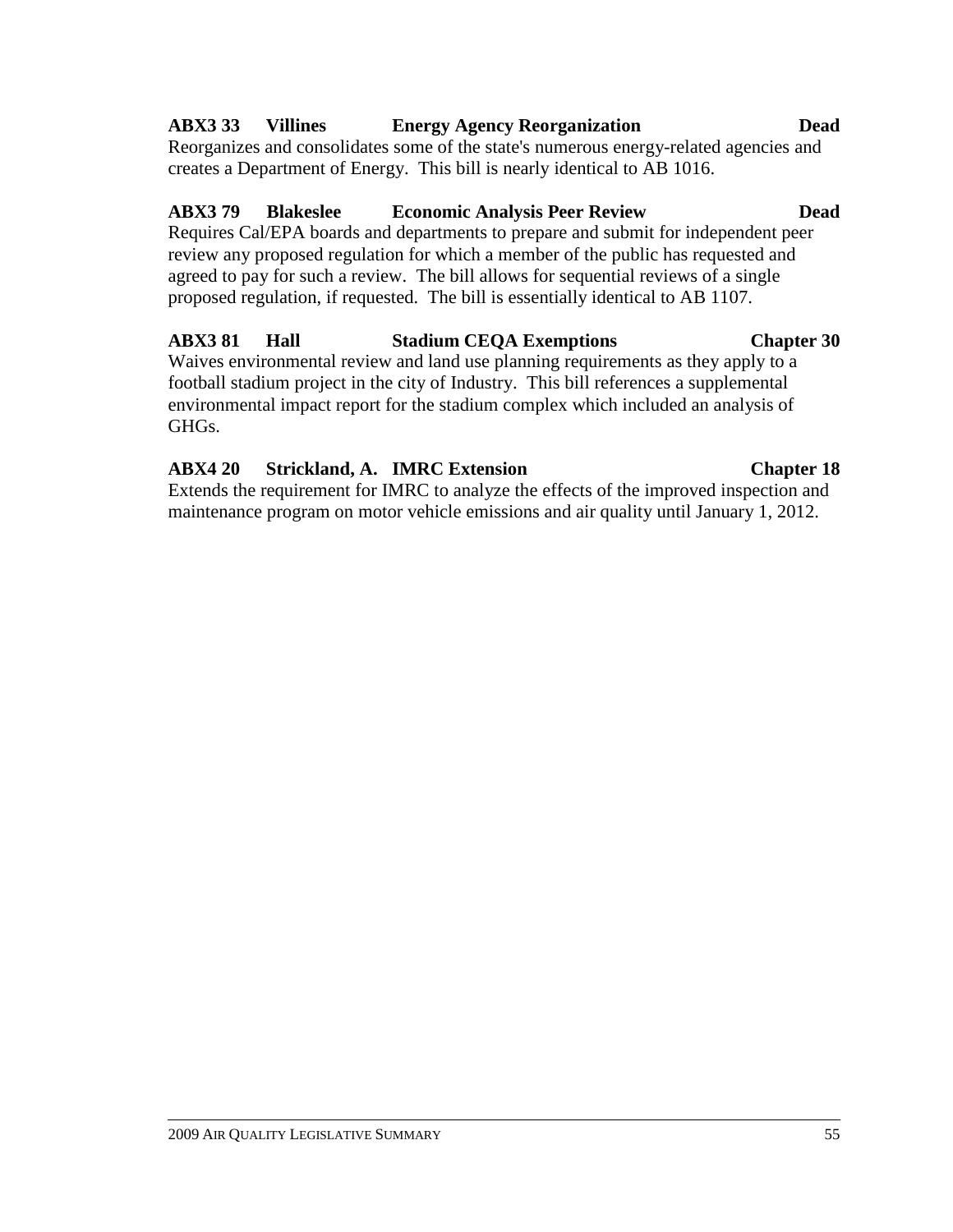**ABX3 33 Villines Energy Agency Reorganization Dead**

Reorganizes and consolidates some of the state's numerous energy-related agencies and creates a Department of Energy. This bill is nearly identical to AB 1016.

**ABX3 79 Blakeslee Economic Analysis Peer Review Dead**

Requires Cal/EPA boards and departments to prepare and submit for independent peer review any proposed regulation for which a member of the public has requested and agreed to pay for such a review. The bill allows for sequential reviews of a single proposed regulation, if requested. The bill is essentially identical to AB 1107.

**ABX3 81 Hall Stadium CEQA Exemptions Chapter 30**

Waives environmental review and land use planning requirements as they apply to a football stadium project in the city of Industry. This bill references a supplemental environmental impact report for the stadium complex which included an analysis of GHGs.

**ABX4 20 Strickland, A. IMRC Extension Chapter 18**

Extends the requirement for IMRC to analyze the effects of the improved inspection and maintenance program on motor vehicle emissions and air quality until January 1, 2012.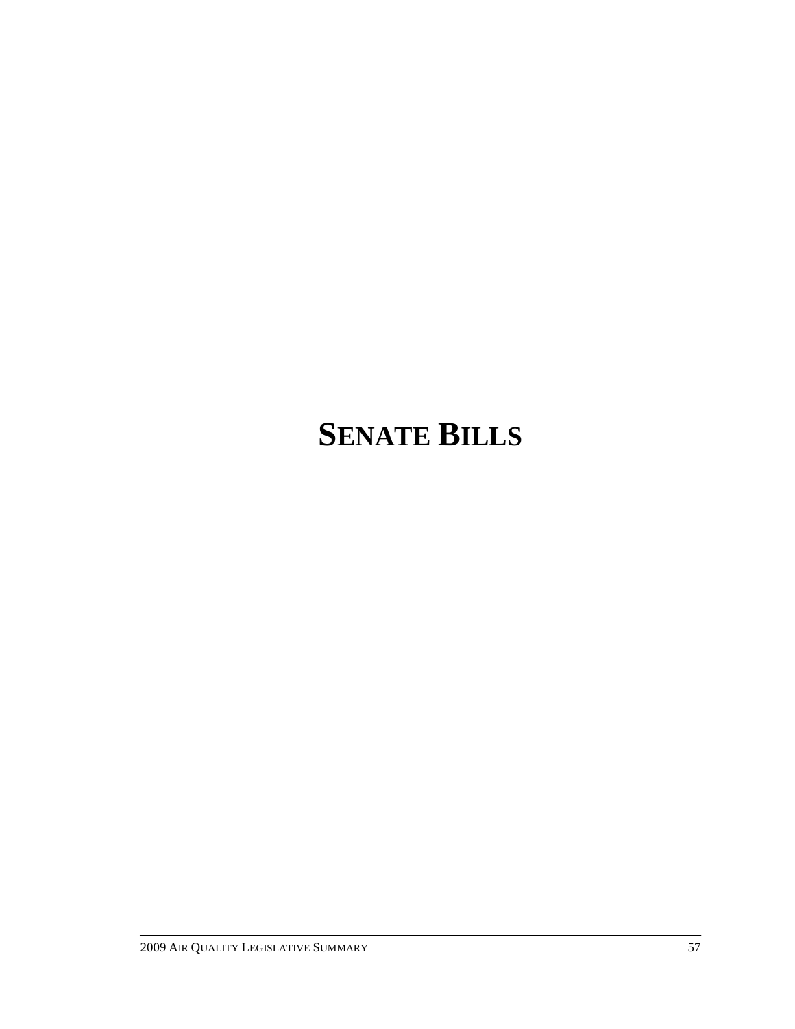# SENATE BILLS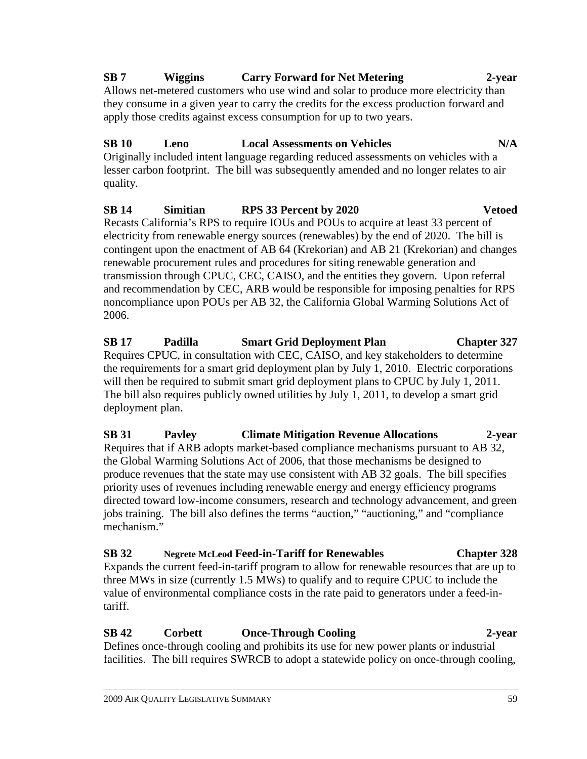**SB 7 Wiggins Carry Forward for Net Metering 2-year**

Allows net-metered customers who use wind and solar to produce more electricity than they consume in a given year to carry the credits for the excess production forward and apply those credits against excess consumption for up to two years.

**SB 10 Leno Local Assessments on Vehicles N/A**

Originally included intent language regarding reduced assessments on vehicles with a lesser carbon footprint. The bill was subsequently amended and no longer relates to air quality.

**SB 14 Simitian RPS 33 Percent by 2020 Vetoed**

Recasts California's RPS to require IOUs and POUs to acquire at least 33 percent of electricity from renewable energy sources (renewables) by the end of 2020. The bill is contingent upon the enactment of AB 64 (Krekorian) and AB 21 (Krekorian) and changes renewable procurement rules and procedures for siting renewable generation and transmission through CPUC, CEC, CAISO, and the entities they govern. Upon referral and recommendation by CEC, ARB would be responsible for imposing penalties for RPS noncompliance upon POUs per AB 32, the California Global Warming Solutions Act of 2006.

**SB 17 Padilla Smart Grid Deployment Plan Chapter 327**

Requires CPUC, in consultation with CEC, CAISO, and key stakeholders to determine the requirements for a smart grid deployment plan by July 1, 2010. Electric corporations will then be required to submit smart grid deployment plans to CPUC by July 1, 2011. The bill also requires publicly owned utilities by July 1, 2011, to develop a smart grid deployment plan.

**SB 31 Pavley Climate Mitigation Revenue Allocations 2-year**

Requires that if ARB adopts market-based compliance mechanisms pursuant to AB 32, the Global Warming Solutions Act of 2006, that those mechanisms be designed to produce revenues that the state may use consistent with AB 32 goals. The bill specifies priority uses of revenues including renewable energy and energy efficiency programs directed toward low-income consumers, research and technology advancement, and green jobs training. The bill also defines the terms "auction," "auctioning," and "compliance mechanism."

**SB 32 Negrete McLeod Feed-in-Tariff for Renewables Chapter 328**

Expands the current feed-in-tariff program to allow for renewable resources that are up to three MWs in size (currently 1.5 MWs) to qualify and to require CPUC to include the value of environmental compliance costs in the rate paid to generators under a feed-in-tariff.

**SB 42 Corbett Once-Through Cooling 2-year**

Defines once-through cooling and prohibits its use for new power plants or industrial facilities. The bill requires SWRCB to adopt a statewide policy on once-through cooling,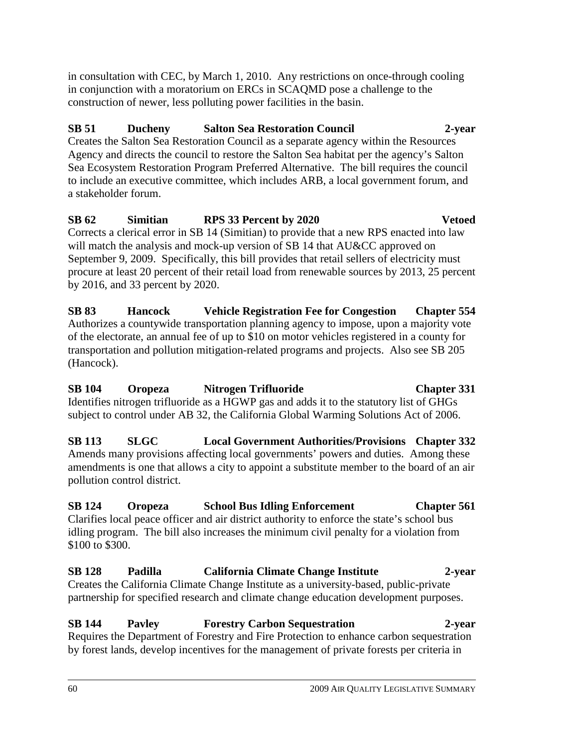in consultation with CEC, by March 1, 2010. Any restrictions on once-through cooling in conjunction with a moratorium on ERCs in SCAQMD pose a challenge to the construction of newer, less polluting power facilities in the basin.

**SB 51 Ducheny Salton Sea Restoration Council 2-year**
Creates the Salton Sea Restoration Council as a separate agency within the Resources Agency and directs the council to restore the Salton Sea habitat per the agency's Salton Sea Ecosystem Restoration Program Preferred Alternative. The bill requires the council to include an executive committee, which includes ARB, a local government forum, and a stakeholder forum.

**SB 62 Simitian RPS 33 Percent by 2020 Vetoed**
Corrects a clerical error in SB 14 (Simitian) to provide that a new RPS enacted into law will match the analysis and mock-up version of SB 14 that AU&CC approved on September 9, 2009. Specifically, this bill provides that retail sellers of electricity must procure at least 20 percent of their retail load from renewable sources by 2013, 25 percent by 2016, and 33 percent by 2020.

**SB 83 Hancock Vehicle Registration Fee for Congestion Chapter 554**
Authorizes a countywide transportation planning agency to impose, upon a majority vote of the electorate, an annual fee of up to $10 on motor vehicles registered in a county for transportation and pollution mitigation-related programs and projects. Also see SB 205 (Hancock).

**SB 104 Oropeza Nitrogen Trifluoride Chapter 331**
Identifies nitrogen trifluoride as a HGWP gas and adds it to the statutory list of GHGs subject to control under AB 32, the California Global Warming Solutions Act of 2006.

**SB 113 SLGC Local Government Authorities/Provisions Chapter 332**
Amends many provisions affecting local governments' powers and duties. Among these amendments is one that allows a city to appoint a substitute member to the board of an air pollution control district.

**SB 124 Oropeza School Bus Idling Enforcement Chapter 561**
Clarifies local peace officer and air district authority to enforce the state's school bus idling program. The bill also increases the minimum civil penalty for a violation from $100 to $300.

**SB 128 Padilla California Climate Change Institute 2-year**
Creates the California Climate Change Institute as a university-based, public-private partnership for specified research and climate change education development purposes.

**SB 144 Pavley Forestry Carbon Sequestration 2-year**
Requires the Department of Forestry and Fire Protection to enhance carbon sequestration by forest lands, develop incentives for the management of private forests per criteria in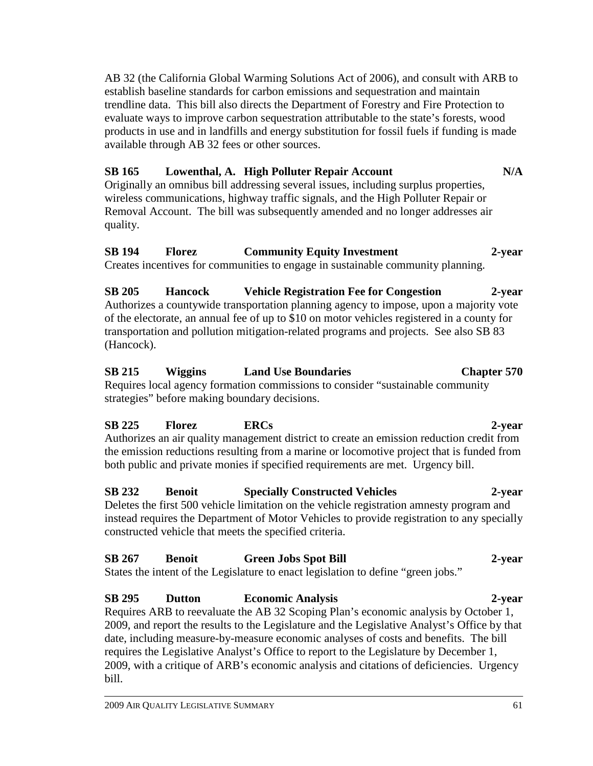AB 32 (the California Global Warming Solutions Act of 2006), and consult with ARB to establish baseline standards for carbon emissions and sequestration and maintain trendline data. This bill also directs the Department of Forestry and Fire Protection to evaluate ways to improve carbon sequestration attributable to the state's forests, wood products in use and in landfills and energy substitution for fossil fuels if funding is made available through AB 32 fees or other sources.

**SB 165 Lowenthal, A. High Polluter Repair Account N/A**
Originally an omnibus bill addressing several issues, including surplus properties, wireless communications, highway traffic signals, and the High Polluter Repair or Removal Account. The bill was subsequently amended and no longer addresses air quality.

**SB 194 Florez Community Equity Investment 2-year**
Creates incentives for communities to engage in sustainable community planning.

**SB 205 Hancock Vehicle Registration Fee for Congestion 2-year**
Authorizes a countywide transportation planning agency to impose, upon a majority vote of the electorate, an annual fee of up to $10 on motor vehicles registered in a county for transportation and pollution mitigation-related programs and projects. See also SB 83 (Hancock).

**SB 215 Wiggins Land Use Boundaries Chapter 570**
Requires local agency formation commissions to consider "sustainable community strategies" before making boundary decisions.

**SB 225 Florez ERCs 2-year**
Authorizes an air quality management district to create an emission reduction credit from the emission reductions resulting from a marine or locomotive project that is funded from both public and private monies if specified requirements are met. Urgency bill.

**SB 232 Benoit Specially Constructed Vehicles 2-year**
Deletes the first 500 vehicle limitation on the vehicle registration amnesty program and instead requires the Department of Motor Vehicles to provide registration to any specially constructed vehicle that meets the specified criteria.

**SB 267 Benoit Green Jobs Spot Bill 2-year**
States the intent of the Legislature to enact legislation to define "green jobs."

**SB 295 Dutton Economic Analysis 2-year**
Requires ARB to reevaluate the AB 32 Scoping Plan's economic analysis by October 1, 2009, and report the results to the Legislature and the Legislative Analyst's Office by that date, including measure-by-measure economic analyses of costs and benefits. The bill requires the Legislative Analyst's Office to report to the Legislature by December 1, 2009, with a critique of ARB's economic analysis and citations of deficiencies. Urgency bill.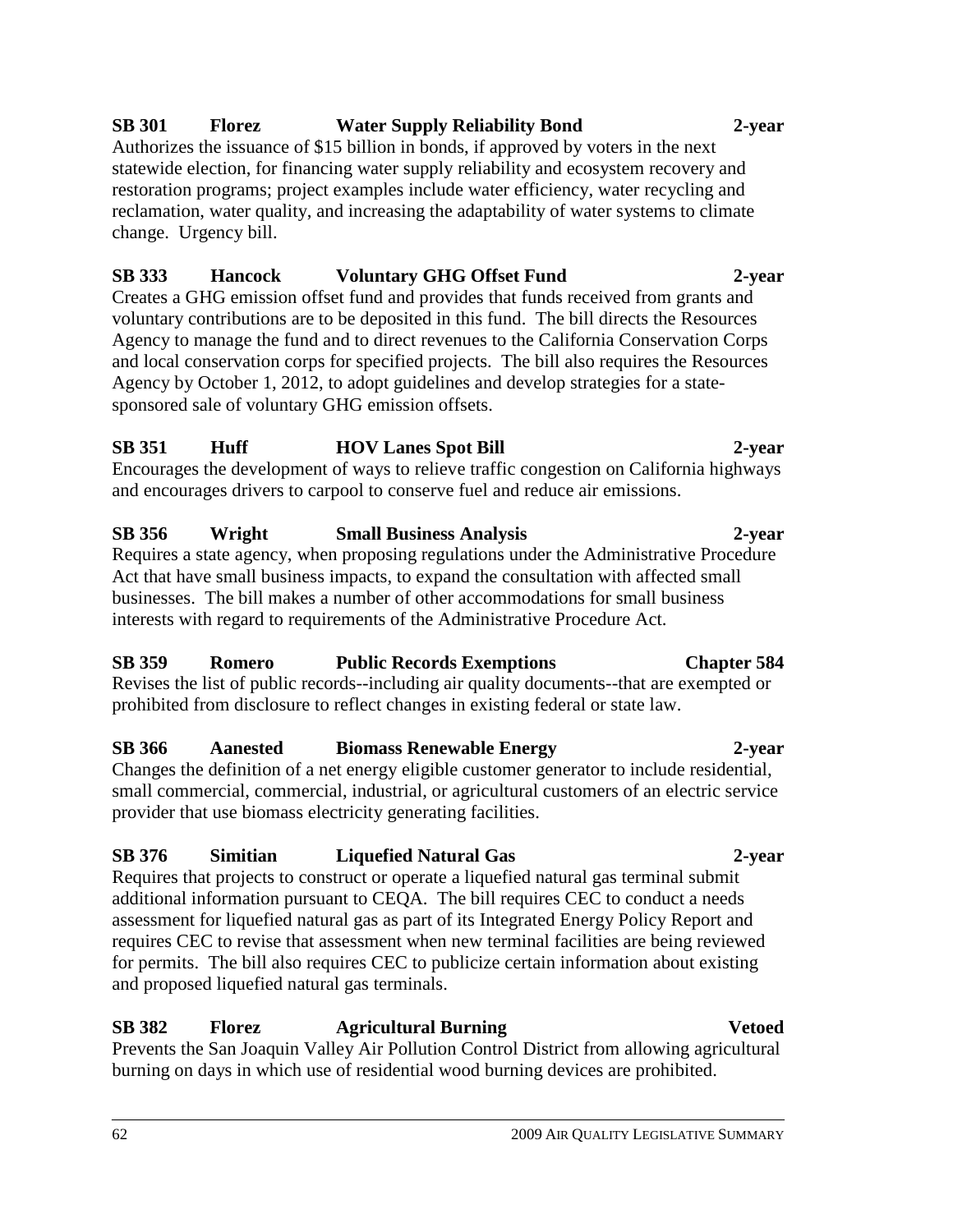**SB 301 Florez Water Supply Reliability Bond 2-year**
Authorizes the issuance of $15 billion in bonds, if approved by voters in the next statewide election, for financing water supply reliability and ecosystem recovery and restoration programs; project examples include water efficiency, water recycling and reclamation, water quality, and increasing the adaptability of water systems to climate change. Urgency bill.

**SB 333 Hancock Voluntary GHG Offset Fund 2-year**
Creates a GHG emission offset fund and provides that funds received from grants and voluntary contributions are to be deposited in this fund. The bill directs the Resources Agency to manage the fund and to direct revenues to the California Conservation Corps and local conservation corps for specified projects. The bill also requires the Resources Agency by October 1, 2012, to adopt guidelines and develop strategies for a state-sponsored sale of voluntary GHG emission offsets.

**SB 351 Huff HOV Lanes Spot Bill 2-year**
Encourages the development of ways to relieve traffic congestion on California highways and encourages drivers to carpool to conserve fuel and reduce air emissions.

**SB 356 Wright Small Business Analysis 2-year**
Requires a state agency, when proposing regulations under the Administrative Procedure Act that have small business impacts, to expand the consultation with affected small businesses. The bill makes a number of other accommodations for small business interests with regard to requirements of the Administrative Procedure Act.

**SB 359 Romero Public Records Exemptions Chapter 584**
Revises the list of public records--including air quality documents--that are exempted or prohibited from disclosure to reflect changes in existing federal or state law.

**SB 366 Aanested Biomass Renewable Energy 2-year**
Changes the definition of a net energy eligible customer generator to include residential, small commercial, commercial, industrial, or agricultural customers of an electric service provider that use biomass electricity generating facilities.

**SB 376 Simitian Liquefied Natural Gas 2-year**
Requires that projects to construct or operate a liquefied natural gas terminal submit additional information pursuant to CEQA. The bill requires CEC to conduct a needs assessment for liquefied natural gas as part of its Integrated Energy Policy Report and requires CEC to revise that assessment when new terminal facilities are being reviewed for permits. The bill also requires CEC to publicize certain information about existing and proposed liquefied natural gas terminals.

**SB 382 Florez Agricultural Burning Vetoed**
Prevents the San Joaquin Valley Air Pollution Control District from allowing agricultural burning on days in which use of residential wood burning devices are prohibited.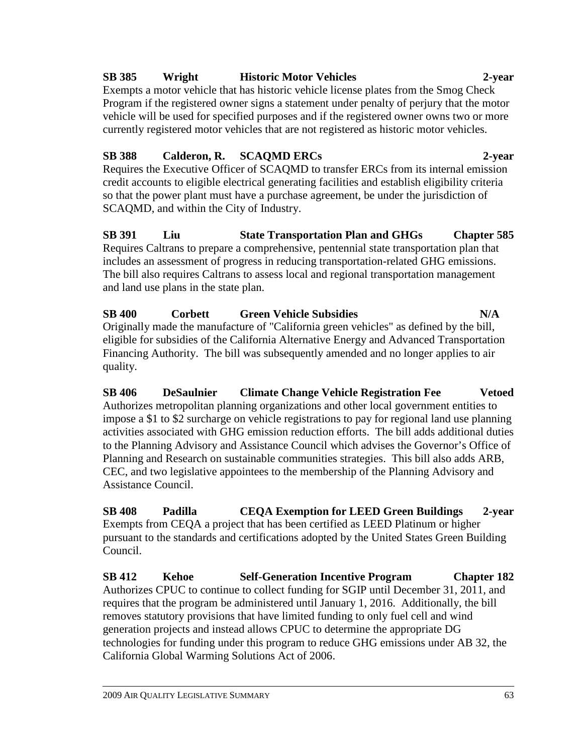**SB 385 Wright Historic Motor Vehicles 2-year**

Exempts a motor vehicle that has historic vehicle license plates from the Smog Check Program if the registered owner signs a statement under penalty of perjury that the motor vehicle will be used for specified purposes and if the registered owner owns two or more currently registered motor vehicles that are not registered as historic motor vehicles.

**SB 388 Calderon, R. SCAQMD ERCs 2-year**

Requires the Executive Officer of SCAQMD to transfer ERCs from its internal emission credit accounts to eligible electrical generating facilities and establish eligibility criteria so that the power plant must have a purchase agreement, be under the jurisdiction of SCAQMD, and within the City of Industry.

**SB 391 Liu State Transportation Plan and GHGs Chapter 585**

Requires Caltrans to prepare a comprehensive, pentennial state transportation plan that includes an assessment of progress in reducing transportation-related GHG emissions. The bill also requires Caltrans to assess local and regional transportation management and land use plans in the state plan.

**SB 400 Corbett Green Vehicle Subsidies N/A**

Originally made the manufacture of "California green vehicles" as defined by the bill, eligible for subsidies of the California Alternative Energy and Advanced Transportation Financing Authority. The bill was subsequently amended and no longer applies to air quality.

**SB 406 DeSaulnier Climate Change Vehicle Registration Fee Vetoed**

Authorizes metropolitan planning organizations and other local government entities to impose a $1 to $2 surcharge on vehicle registrations to pay for regional land use planning activities associated with GHG emission reduction efforts. The bill adds additional duties to the Planning Advisory and Assistance Council which advises the Governor's Office of Planning and Research on sustainable communities strategies. This bill also adds ARB, CEC, and two legislative appointees to the membership of the Planning Advisory and Assistance Council.

**SB 408 Padilla CEQA Exemption for LEED Green Buildings 2-year**

Exempts from CEQA a project that has been certified as LEED Platinum or higher pursuant to the standards and certifications adopted by the United States Green Building Council.

**SB 412 Kehoe Self-Generation Incentive Program Chapter 182**

Authorizes CPUC to continue to collect funding for SGIP until December 31, 2011, and requires that the program be administered until January 1, 2016. Additionally, the bill removes statutory provisions that have limited funding to only fuel cell and wind generation projects and instead allows CPUC to determine the appropriate DG technologies for funding under this program to reduce GHG emissions under AB 32, the California Global Warming Solutions Act of 2006.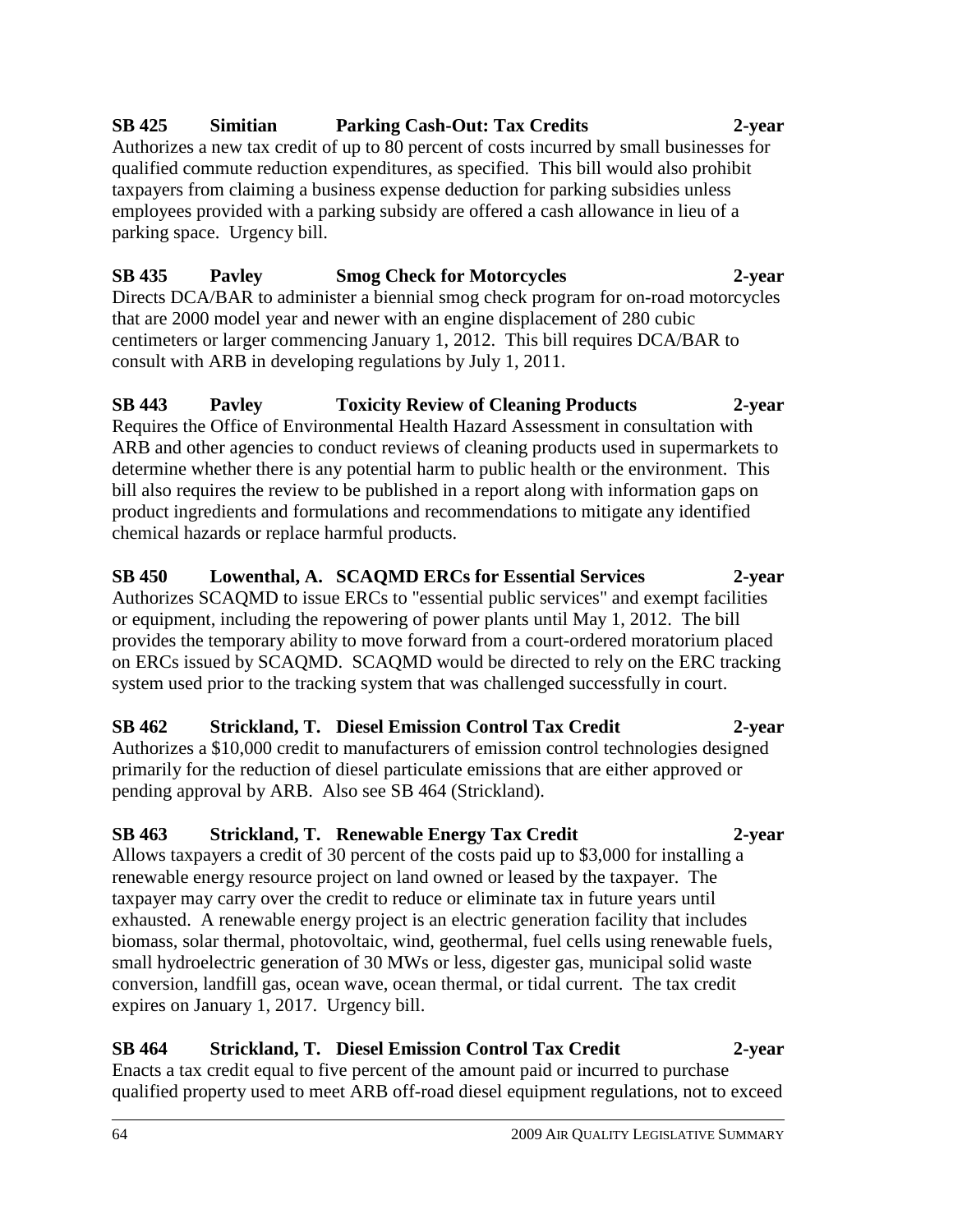**SB 425 Simitian Parking Cash-Out: Tax Credits 2-year**

Authorizes a new tax credit of up to 80 percent of costs incurred by small businesses for qualified commute reduction expenditures, as specified. This bill would also prohibit taxpayers from claiming a business expense deduction for parking subsidies unless employees provided with a parking subsidy are offered a cash allowance in lieu of a parking space. Urgency bill.

**SB 435 Pavley Smog Check for Motorcycles 2-year**

Directs DCA/BAR to administer a biennial smog check program for on-road motorcycles that are 2000 model year and newer with an engine displacement of 280 cubic centimeters or larger commencing January 1, 2012. This bill requires DCA/BAR to consult with ARB in developing regulations by July 1, 2011.

**SB 443 Pavley Toxicity Review of Cleaning Products 2-year**

Requires the Office of Environmental Health Hazard Assessment in consultation with ARB and other agencies to conduct reviews of cleaning products used in supermarkets to determine whether there is any potential harm to public health or the environment. This bill also requires the review to be published in a report along with information gaps on product ingredients and formulations and recommendations to mitigate any identified chemical hazards or replace harmful products.

**SB 450 Lowenthal, A. SCAQMD ERCs for Essential Services 2-year**

Authorizes SCAQMD to issue ERCs to "essential public services" and exempt facilities or equipment, including the repowering of power plants until May 1, 2012. The bill provides the temporary ability to move forward from a court-ordered moratorium placed on ERCs issued by SCAQMD. SCAQMD would be directed to rely on the ERC tracking system used prior to the tracking system that was challenged successfully in court.

**SB 462 Strickland, T. Diesel Emission Control Tax Credit 2-year**

Authorizes a $10,000 credit to manufacturers of emission control technologies designed primarily for the reduction of diesel particulate emissions that are either approved or pending approval by ARB. Also see SB 464 (Strickland).

**SB 463 Strickland, T. Renewable Energy Tax Credit 2-year**

Allows taxpayers a credit of 30 percent of the costs paid up to $3,000 for installing a renewable energy resource project on land owned or leased by the taxpayer. The taxpayer may carry over the credit to reduce or eliminate tax in future years until exhausted. A renewable energy project is an electric generation facility that includes biomass, solar thermal, photovoltaic, wind, geothermal, fuel cells using renewable fuels, small hydroelectric generation of 30 MWs or less, digester gas, municipal solid waste conversion, landfill gas, ocean wave, ocean thermal, or tidal current. The tax credit expires on January 1, 2017. Urgency bill.

**SB 464 Strickland, T. Diesel Emission Control Tax Credit 2-year**

Enacts a tax credit equal to five percent of the amount paid or incurred to purchase qualified property used to meet ARB off-road diesel equipment regulations, not to exceed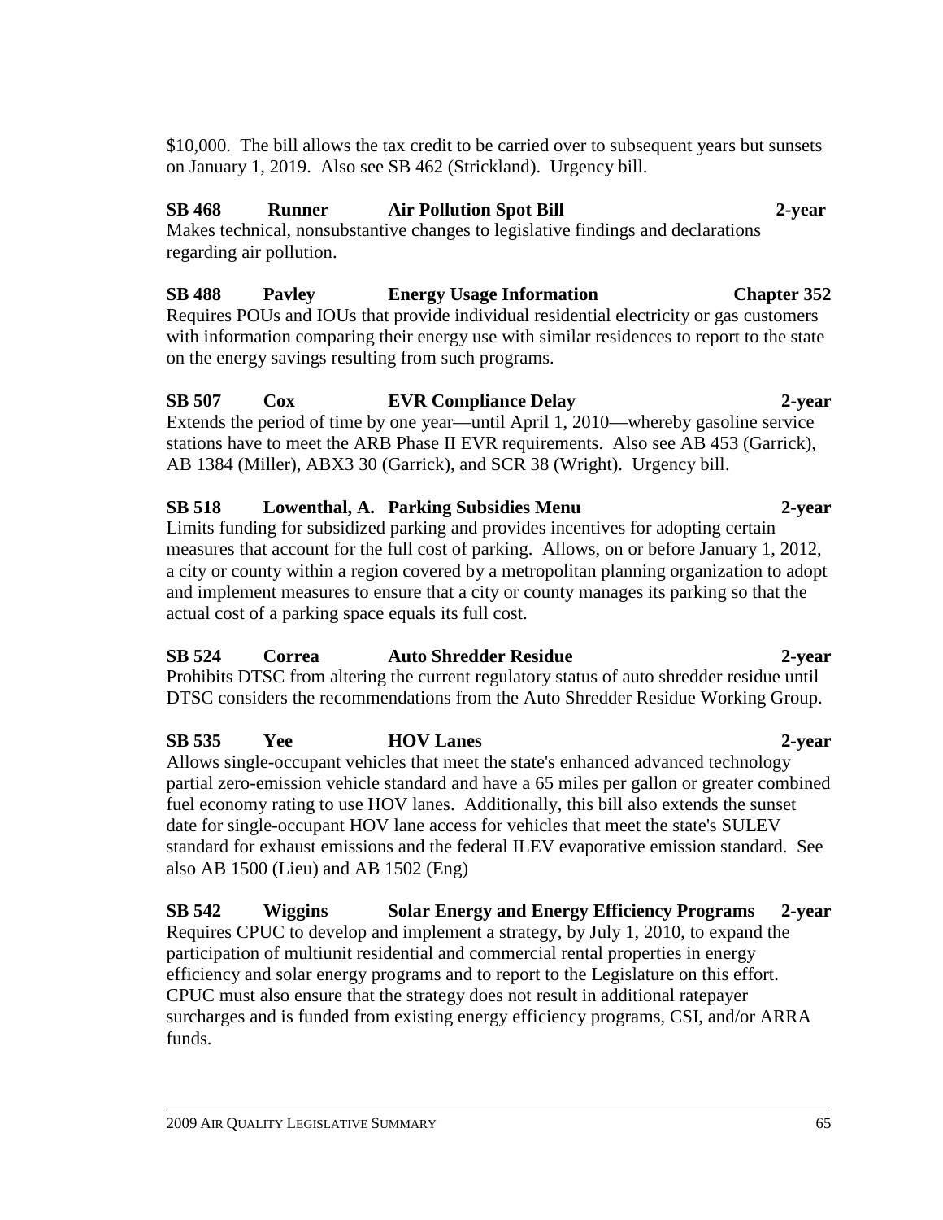$10,000. The bill allows the tax credit to be carried over to subsequent years but sunsets on January 1, 2019. Also see SB 462 (Strickland). Urgency bill.

**SB 468 Runner Air Pollution Spot Bill 2-year**
Makes technical, nonsubstantive changes to legislative findings and declarations regarding air pollution.

**SB 488 Pavley Energy Usage Information Chapter 352**
Requires POUs and IOUs that provide individual residential electricity or gas customers with information comparing their energy use with similar residences to report to the state on the energy savings resulting from such programs.

**SB 507 Cox EVR Compliance Delay 2-year**
Extends the period of time by one year—until April 1, 2010—whereby gasoline service stations have to meet the ARB Phase II EVR requirements. Also see AB 453 (Garrick), AB 1384 (Miller), ABX3 30 (Garrick), and SCR 38 (Wright). Urgency bill.

**SB 518 Lowenthal, A. Parking Subsidies Menu 2-year**
Limits funding for subsidized parking and provides incentives for adopting certain measures that account for the full cost of parking. Allows, on or before January 1, 2012, a city or county within a region covered by a metropolitan planning organization to adopt and implement measures to ensure that a city or county manages its parking so that the actual cost of a parking space equals its full cost.

**SB 524 Correa Auto Shredder Residue 2-year**
Prohibits DTSC from altering the current regulatory status of auto shredder residue until DTSC considers the recommendations from the Auto Shredder Residue Working Group.

**SB 535 Yee HOV Lanes 2-year**
Allows single-occupant vehicles that meet the state's enhanced advanced technology partial zero-emission vehicle standard and have a 65 miles per gallon or greater combined fuel economy rating to use HOV lanes. Additionally, this bill also extends the sunset date for single-occupant HOV lane access for vehicles that meet the state's SULEV standard for exhaust emissions and the federal ILEV evaporative emission standard. See also AB 1500 (Lieu) and AB 1502 (Eng)

**SB 542 Wiggins Solar Energy and Energy Efficiency Programs 2-year**
Requires CPUC to develop and implement a strategy, by July 1, 2010, to expand the participation of multiunit residential and commercial rental properties in energy efficiency and solar energy programs and to report to the Legislature on this effort. CPUC must also ensure that the strategy does not result in additional ratepayer surcharges and is funded from existing energy efficiency programs, CSI, and/or ARRA funds.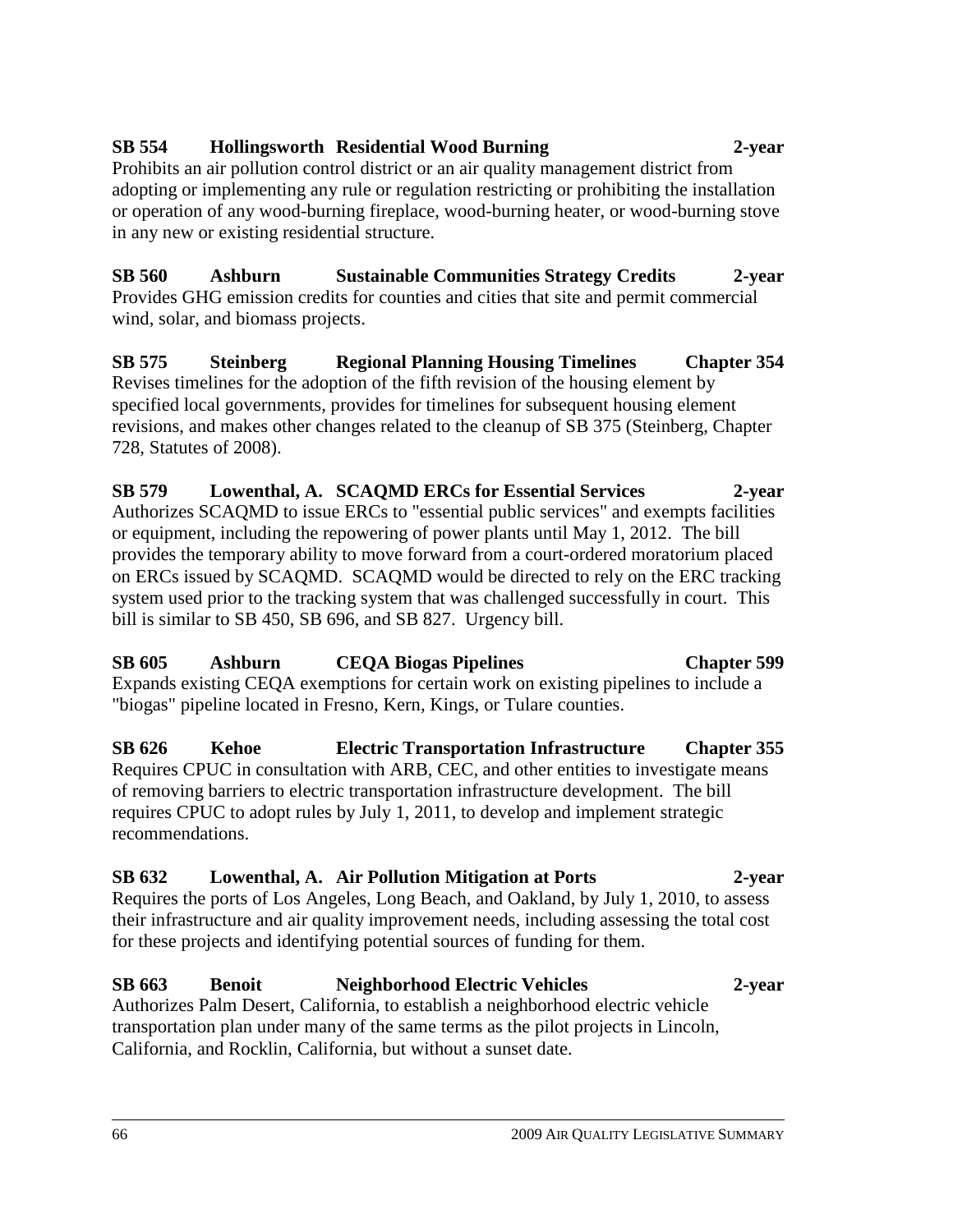**SB 554 Hollingsworth Residential Wood Burning 2-year**
Prohibits an air pollution control district or an air quality management district from adopting or implementing any rule or regulation restricting or prohibiting the installation or operation of any wood-burning fireplace, wood-burning heater, or wood-burning stove in any new or existing residential structure.

**SB 560 Ashburn Sustainable Communities Strategy Credits 2-year**
Provides GHG emission credits for counties and cities that site and permit commercial wind, solar, and biomass projects.

**SB 575 Steinberg Regional Planning Housing Timelines Chapter 354**
Revises timelines for the adoption of the fifth revision of the housing element by specified local governments, provides for timelines for subsequent housing element revisions, and makes other changes related to the cleanup of SB 375 (Steinberg, Chapter 728, Statutes of 2008).

**SB 579 Lowenthal, A. SCAQMD ERCs for Essential Services 2-year**
Authorizes SCAQMD to issue ERCs to "essential public services" and exempts facilities or equipment, including the repowering of power plants until May 1, 2012. The bill provides the temporary ability to move forward from a court-ordered moratorium placed on ERCs issued by SCAQMD. SCAQMD would be directed to rely on the ERC tracking system used prior to the tracking system that was challenged successfully in court. This bill is similar to SB 450, SB 696, and SB 827. Urgency bill.

**SB 605 Ashburn CEQA Biogas Pipelines Chapter 599**
Expands existing CEQA exemptions for certain work on existing pipelines to include a "biogas" pipeline located in Fresno, Kern, Kings, or Tulare counties.

**SB 626 Kehoe Electric Transportation Infrastructure Chapter 355**
Requires CPUC in consultation with ARB, CEC, and other entities to investigate means of removing barriers to electric transportation infrastructure development. The bill requires CPUC to adopt rules by July 1, 2011, to develop and implement strategic recommendations.

**SB 632 Lowenthal, A. Air Pollution Mitigation at Ports 2-year**
Requires the ports of Los Angeles, Long Beach, and Oakland, by July 1, 2010, to assess their infrastructure and air quality improvement needs, including assessing the total cost for these projects and identifying potential sources of funding for them.

**SB 663 Benoit Neighborhood Electric Vehicles 2-year**
Authorizes Palm Desert, California, to establish a neighborhood electric vehicle transportation plan under many of the same terms as the pilot projects in Lincoln, California, and Rocklin, California, but without a sunset date.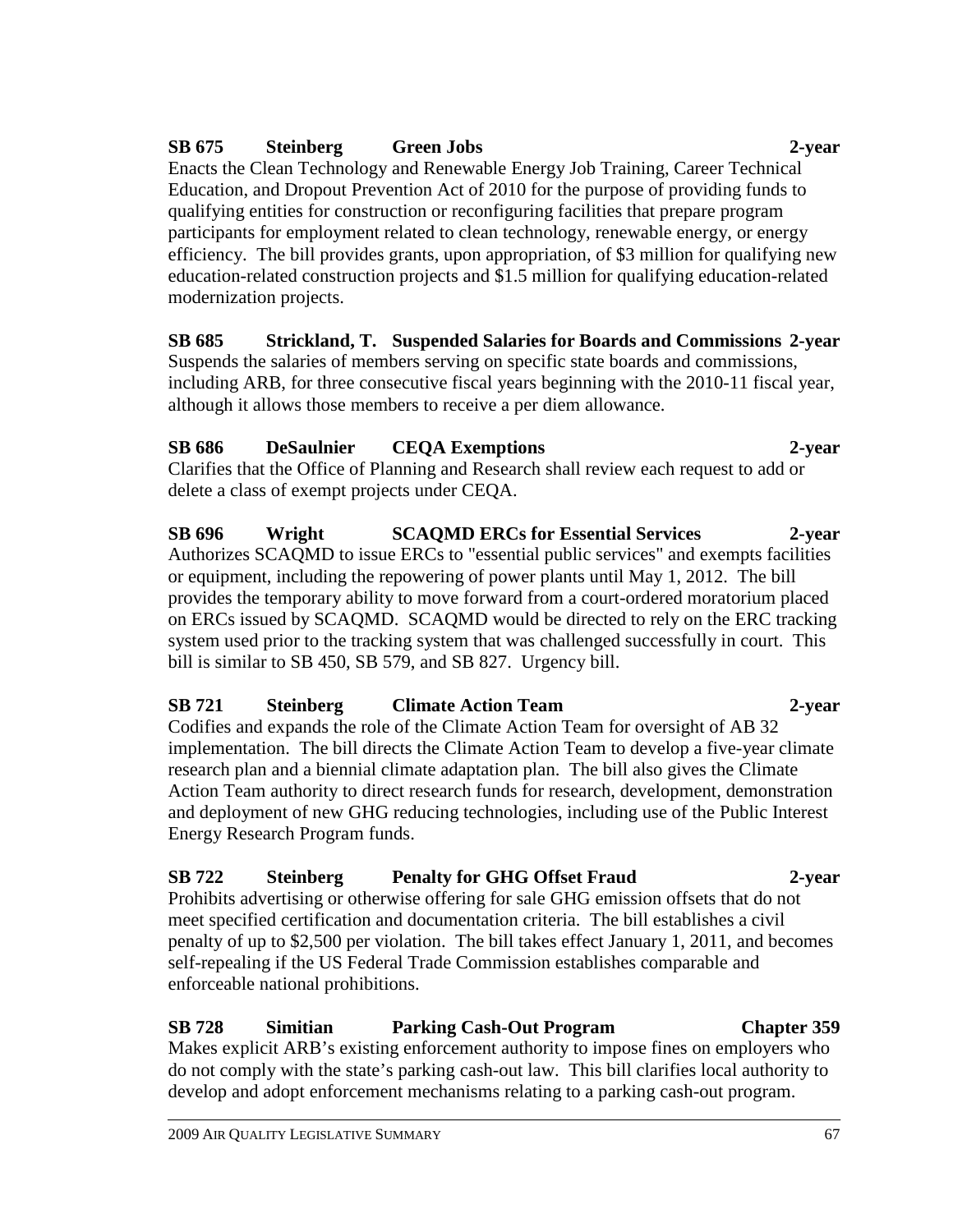**SB 675 Steinberg Green Jobs 2-year**
Enacts the Clean Technology and Renewable Energy Job Training, Career Technical Education, and Dropout Prevention Act of 2010 for the purpose of providing funds to qualifying entities for construction or reconfiguring facilities that prepare program participants for employment related to clean technology, renewable energy, or energy efficiency. The bill provides grants, upon appropriation, of $3 million for qualifying new education-related construction projects and $1.5 million for qualifying education-related modernization projects.

**SB 685 Strickland, T. Suspended Salaries for Boards and Commissions 2-year**
Suspends the salaries of members serving on specific state boards and commissions, including ARB, for three consecutive fiscal years beginning with the 2010-11 fiscal year, although it allows those members to receive a per diem allowance.

**SB 686 DeSaulnier CEQA Exemptions 2-year**
Clarifies that the Office of Planning and Research shall review each request to add or delete a class of exempt projects under CEQA.

**SB 696 Wright SCAQMD ERCs for Essential Services 2-year**
Authorizes SCAQMD to issue ERCs to "essential public services" and exempts facilities or equipment, including the repowering of power plants until May 1, 2012. The bill provides the temporary ability to move forward from a court-ordered moratorium placed on ERCs issued by SCAQMD. SCAQMD would be directed to rely on the ERC tracking system used prior to the tracking system that was challenged successfully in court. This bill is similar to SB 450, SB 579, and SB 827. Urgency bill.

**SB 721 Steinberg Climate Action Team 2-year**
Codifies and expands the role of the Climate Action Team for oversight of AB 32 implementation. The bill directs the Climate Action Team to develop a five-year climate research plan and a biennial climate adaptation plan. The bill also gives the Climate Action Team authority to direct research funds for research, development, demonstration and deployment of new GHG reducing technologies, including use of the Public Interest Energy Research Program funds.

**SB 722 Steinberg Penalty for GHG Offset Fraud 2-year**
Prohibits advertising or otherwise offering for sale GHG emission offsets that do not meet specified certification and documentation criteria. The bill establishes a civil penalty of up to $2,500 per violation. The bill takes effect January 1, 2011, and becomes self-repealing if the US Federal Trade Commission establishes comparable and enforceable national prohibitions.

**SB 728 Simitian Parking Cash-Out Program Chapter 359**
Makes explicit ARB's existing enforcement authority to impose fines on employers who do not comply with the state's parking cash-out law. This bill clarifies local authority to develop and adopt enforcement mechanisms relating to a parking cash-out program.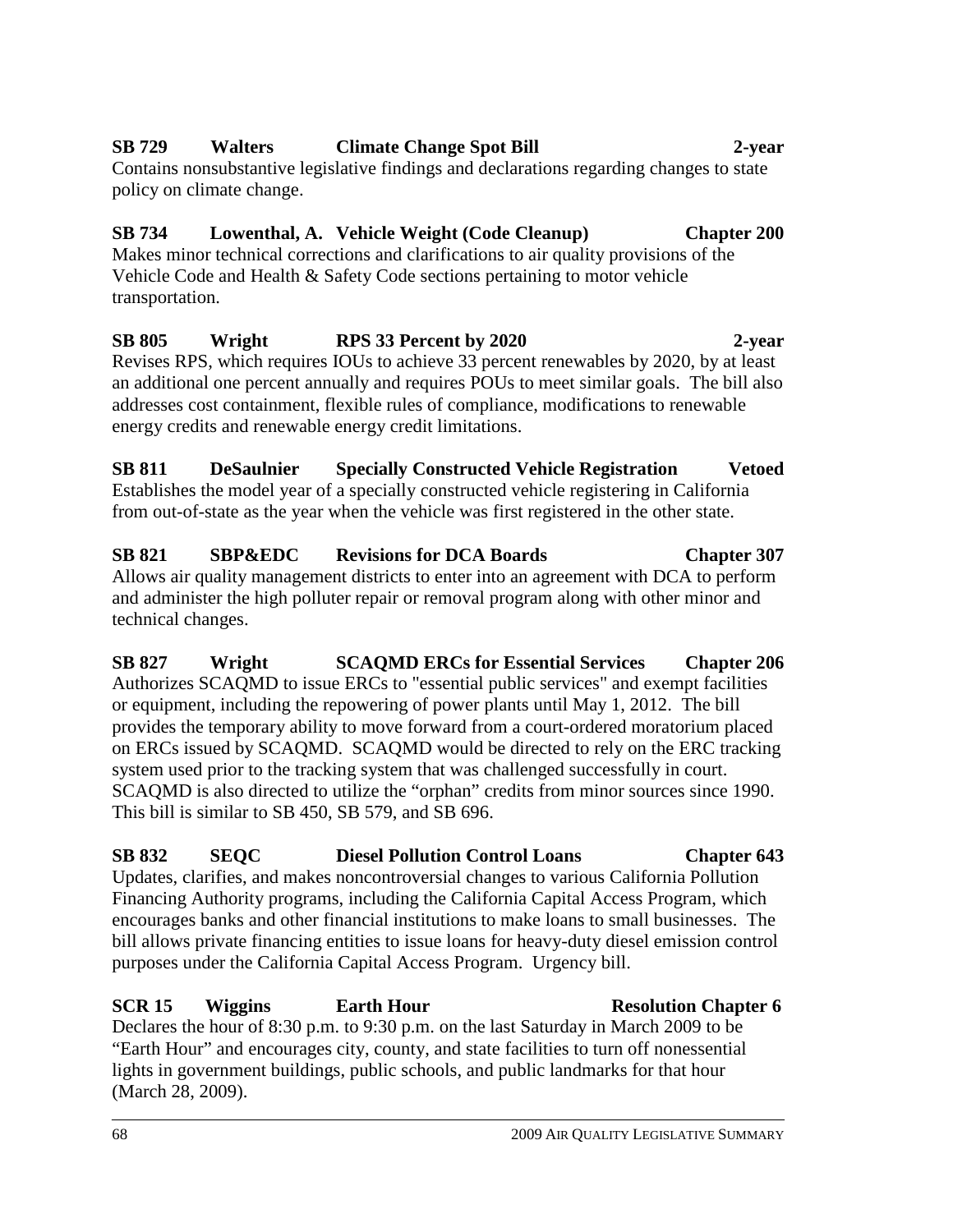**SB 729 Walters Climate Change Spot Bill 2-year**

Contains nonsubstantive legislative findings and declarations regarding changes to state policy on climate change.

**SB 734 Lowenthal, A. Vehicle Weight (Code Cleanup) Chapter 200**

Makes minor technical corrections and clarifications to air quality provisions of the Vehicle Code and Health & Safety Code sections pertaining to motor vehicle transportation.

**SB 805 Wright RPS 33 Percent by 2020 2-year**

Revises RPS, which requires IOUs to achieve 33 percent renewables by 2020, by at least an additional one percent annually and requires POUs to meet similar goals. The bill also addresses cost containment, flexible rules of compliance, modifications to renewable energy credits and renewable energy credit limitations.

**SB 811 DeSaulnier Specially Constructed Vehicle Registration Vetoed**

Establishes the model year of a specially constructed vehicle registering in California from out-of-state as the year when the vehicle was first registered in the other state.

**SB 821 SBP&EDC Revisions for DCA Boards Chapter 307**

Allows air quality management districts to enter into an agreement with DCA to perform and administer the high polluter repair or removal program along with other minor and technical changes.

**SB 827 Wright SCAQMD ERCs for Essential Services Chapter 206**

Authorizes SCAQMD to issue ERCs to "essential public services" and exempt facilities or equipment, including the repowering of power plants until May 1, 2012. The bill provides the temporary ability to move forward from a court-ordered moratorium placed on ERCs issued by SCAQMD. SCAQMD would be directed to rely on the ERC tracking system used prior to the tracking system that was challenged successfully in court. SCAQMD is also directed to utilize the "orphan" credits from minor sources since 1990. This bill is similar to SB 450, SB 579, and SB 696.

**SB 832 SEQC Diesel Pollution Control Loans Chapter 643**

Updates, clarifies, and makes noncontroversial changes to various California Pollution Financing Authority programs, including the California Capital Access Program, which encourages banks and other financial institutions to make loans to small businesses. The bill allows private financing entities to issue loans for heavy-duty diesel emission control purposes under the California Capital Access Program. Urgency bill.

**SCR 15 Wiggins Earth Hour Resolution Chapter 6**

Declares the hour of 8:30 p.m. to 9:30 p.m. on the last Saturday in March 2009 to be "Earth Hour" and encourages city, county, and state facilities to turn off nonessential lights in government buildings, public schools, and public landmarks for that hour (March 28, 2009).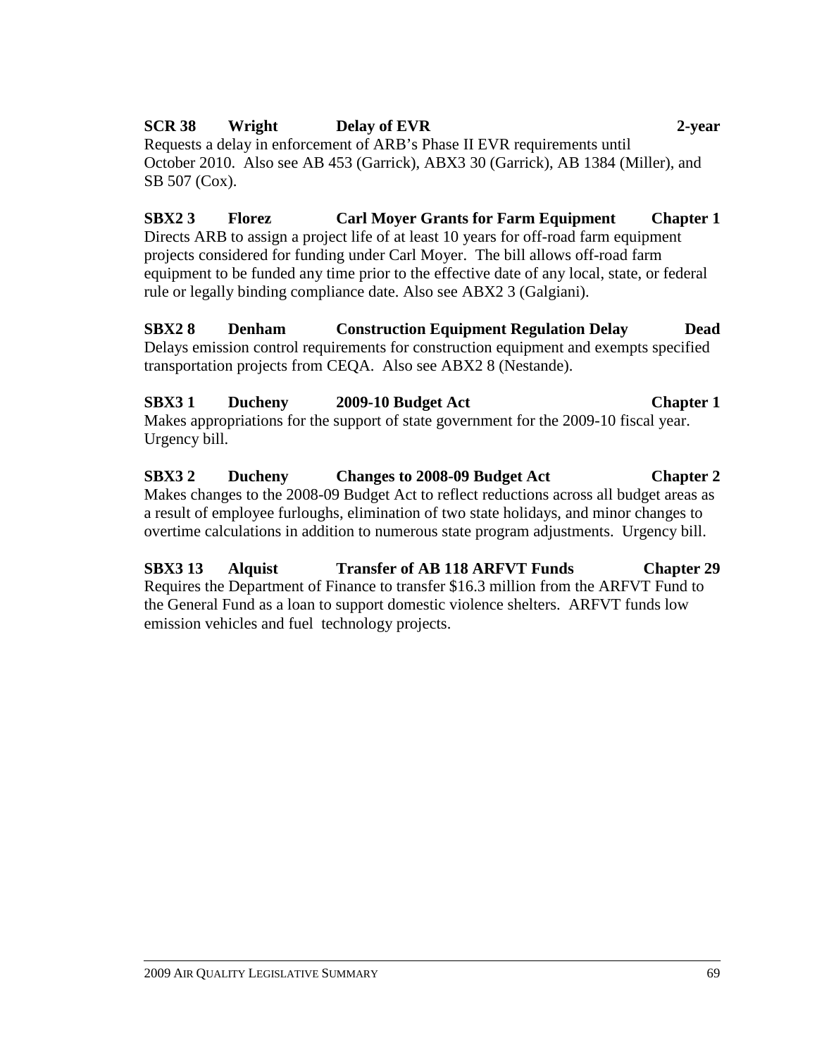**SCR 38 Wright Delay of EVR 2-year**
Requests a delay in enforcement of ARB's Phase II EVR requirements until October 2010. Also see AB 453 (Garrick), ABX3 30 (Garrick), AB 1384 (Miller), and SB 507 (Cox).

**SBX2 3 Florez Carl Moyer Grants for Farm Equipment Chapter 1**
Directs ARB to assign a project life of at least 10 years for off-road farm equipment projects considered for funding under Carl Moyer. The bill allows off-road farm equipment to be funded any time prior to the effective date of any local, state, or federal rule or legally binding compliance date. Also see ABX2 3 (Galgiani).

**SBX2 8 Denham Construction Equipment Regulation Delay Dead**
Delays emission control requirements for construction equipment and exempts specified transportation projects from CEQA. Also see ABX2 8 (Nestande).

**SBX3 1 Ducheny 2009-10 Budget Act Chapter 1**
Makes appropriations for the support of state government for the 2009-10 fiscal year. Urgency bill.

**SBX3 2 Ducheny Changes to 2008-09 Budget Act Chapter 2**
Makes changes to the 2008-09 Budget Act to reflect reductions across all budget areas as a result of employee furloughs, elimination of two state holidays, and minor changes to overtime calculations in addition to numerous state program adjustments. Urgency bill.

**SBX3 13 Alquist Transfer of AB 118 ARFVT Funds Chapter 29**
Requires the Department of Finance to transfer $16.3 million from the ARFVT Fund to the General Fund as a loan to support domestic violence shelters. ARFVT funds low emission vehicles and fuel technology projects.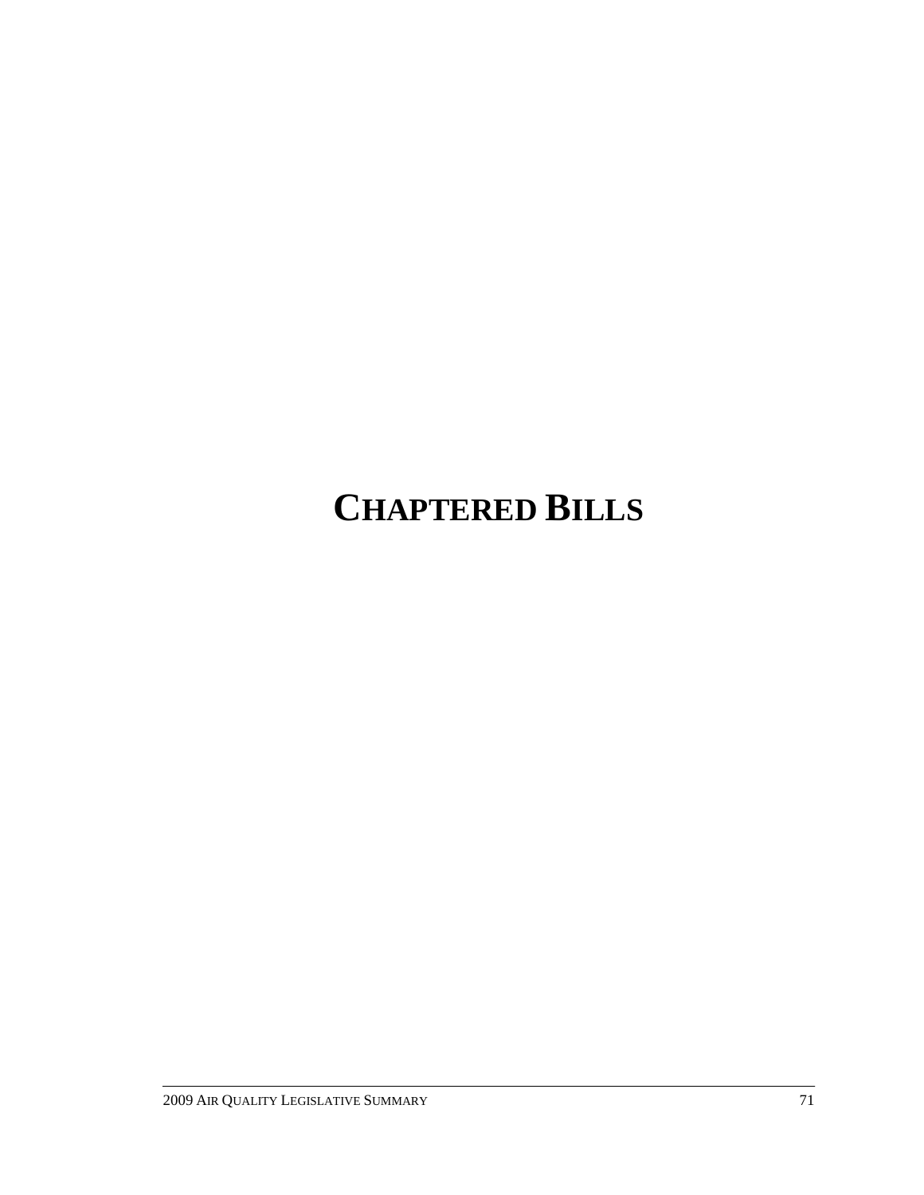# CHAPTERED BILLS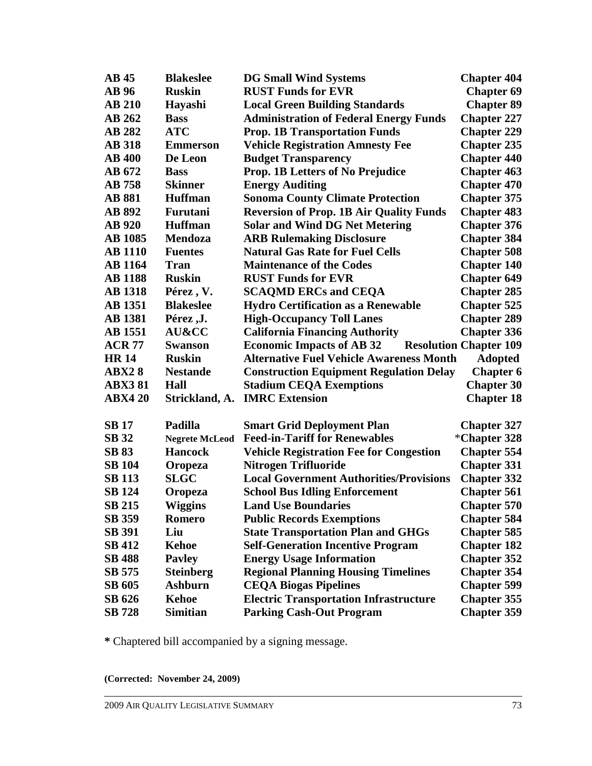| | | | |
|---|---|---|---|
| **AB 45** | **Blakeslee** | **DG Small Wind Systems** | **Chapter 404** |
| **AB 96** | **Ruskin** | **RUST Funds for EVR** | **Chapter 69** |
| **AB 210** | **Hayashi** | **Local Green Building Standards** | **Chapter 89** |
| **AB 262** | **Bass** | **Administration of Federal Energy Funds** | **Chapter 227** |
| **AB 282** | **ATC** | **Prop. 1B Transportation Funds** | **Chapter 229** |
| **AB 318** | **Emmerson** | **Vehicle Registration Amnesty Fee** | **Chapter 235** |
| **AB 400** | **De Leon** | **Budget Transparency** | **Chapter 440** |
| **AB 672** | **Bass** | **Prop. 1B Letters of No Prejudice** | **Chapter 463** |
| **AB 758** | **Skinner** | **Energy Auditing** | **Chapter 470** |
| **AB 881** | **Huffman** | **Sonoma County Climate Protection** | **Chapter 375** |
| **AB 892** | **Furutani** | **Reversion of Prop. 1B Air Quality Funds** | **Chapter 483** |
| **AB 920** | **Huffman** | **Solar and Wind DG Net Metering** | **Chapter 376** |
| **AB 1085** | **Mendoza** | **ARB Rulemaking Disclosure** | **Chapter 384** |
| **AB 1110** | **Fuentes** | **Natural Gas Rate for Fuel Cells** | **Chapter 508** |
| **AB 1164** | **Tran** | **Maintenance of the Codes** | **Chapter 140** |
| **AB 1188** | **Ruskin** | **RUST Funds for EVR** | **Chapter 649** |
| **AB 1318** | **Pérez , V.** | **SCAQMD ERCs and CEQA** | **Chapter 285** |
| **AB 1351** | **Blakeslee** | **Hydro Certification as a Renewable** | **Chapter 525** |
| **AB 1381** | **Pérez ,J.** | **High-Occupancy Toll Lanes** | **Chapter 289** |
| **AB 1551** | **AU&CC** | **California Financing Authority** | **Chapter 336** |
| **ACR 77** | **Swanson** | **Economic Impacts of AB 32** | **Resolution Chapter 109** |
| **HR 14** | **Ruskin** | **Alternative Fuel Vehicle Awareness Month** | **Adopted** |
| **ABX2 8** | **Nestande** | **Construction Equipment Regulation Delay** | **Chapter 6** |
| **ABX3 81** | **Hall** | **Stadium CEQA Exemptions** | **Chapter 30** |
| **ABX4 20** | **Strickland, A.** | **IMRC Extension** | **Chapter 18** |
| | | | |
| **SB 17** | **Padilla** | **Smart Grid Deployment Plan** | **Chapter 327** |
| **SB 32** | **Negrete McLeod** | **Feed-in-Tariff for Renewables** | ***Chapter 328** |
| **SB 83** | **Hancock** | **Vehicle Registration Fee for Congestion** | **Chapter 554** |
| **SB 104** | **Oropeza** | **Nitrogen Trifluoride** | **Chapter 331** |
| **SB 113** | **SLGC** | **Local Government Authorities/Provisions** | **Chapter 332** |
| **SB 124** | **Oropeza** | **School Bus Idling Enforcement** | **Chapter 561** |
| **SB 215** | **Wiggins** | **Land Use Boundaries** | **Chapter 570** |
| **SB 359** | **Romero** | **Public Records Exemptions** | **Chapter 584** |
| **SB 391** | **Liu** | **State Transportation Plan and GHGs** | **Chapter 585** |
| **SB 412** | **Kehoe** | **Self-Generation Incentive Program** | **Chapter 182** |
| **SB 488** | **Pavley** | **Energy Usage Information** | **Chapter 352** |
| **SB 575** | **Steinberg** | **Regional Planning Housing Timelines** | **Chapter 354** |
| **SB 605** | **Ashburn** | **CEQA Biogas Pipelines** | **Chapter 599** |
| **SB 626** | **Kehoe** | **Electric Transportation Infrastructure** | **Chapter 355** |
| **SB 728** | **Simitian** | **Parking Cash-Out Program** | **Chapter 359** |

**\*** Chaptered bill accompanied by a signing message.

**(Corrected: November 24, 2009)**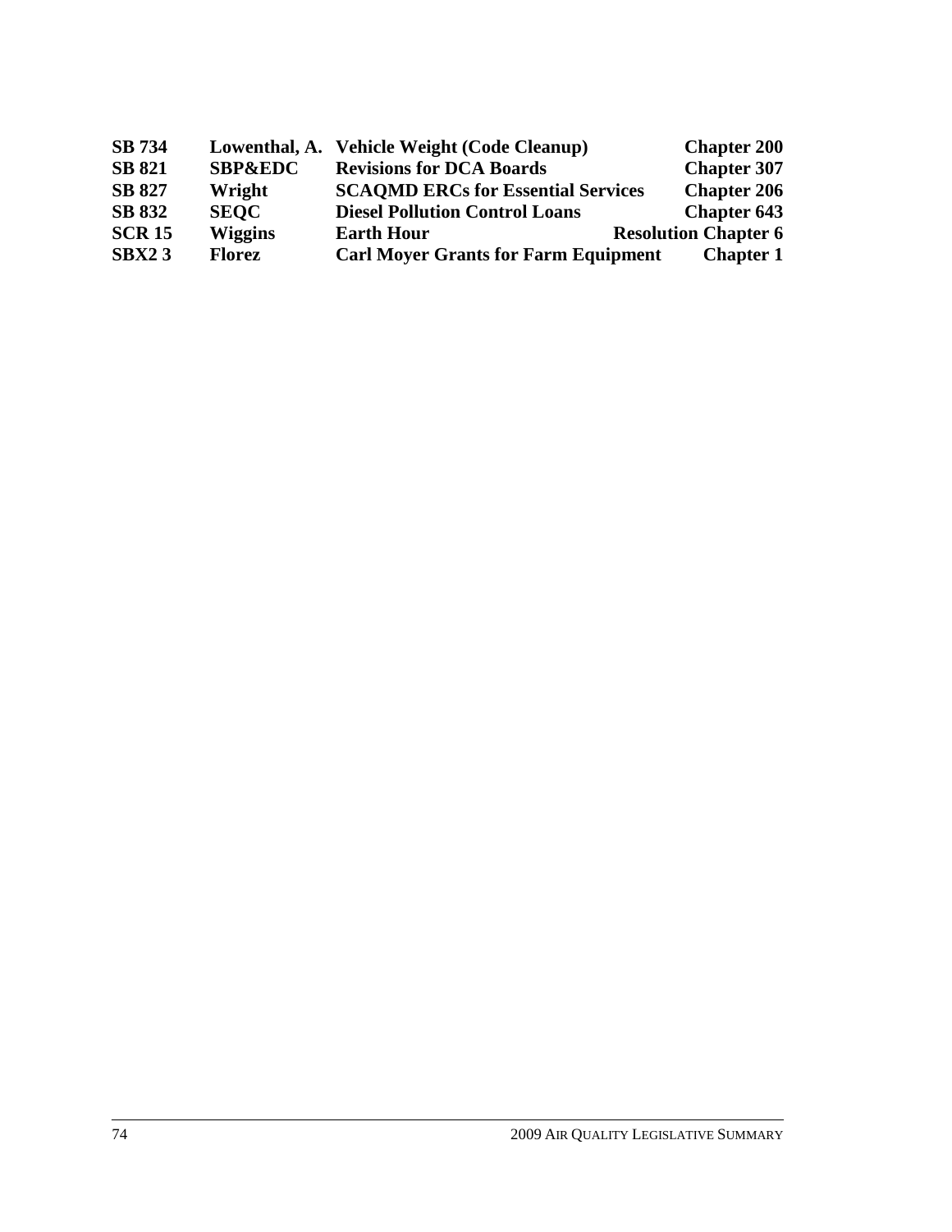| | | | |
|---|---|---|---|
| **SB 734** | **Lowenthal, A.** | **Vehicle Weight (Code Cleanup)** | **Chapter 200** |
| **SB 821** | **SBP&EDC** | **Revisions for DCA Boards** | **Chapter 307** |
| **SB 827** | **Wright** | **SCAQMD ERCs for Essential Services** | **Chapter 206** |
| **SB 832** | **SEQC** | **Diesel Pollution Control Loans** | **Chapter 643** |
| **SCR 15** | **Wiggins** | **Earth Hour** | **Resolution Chapter 6** |
| **SBX2 3** | **Florez** | **Carl Moyer Grants for Farm Equipment** | **Chapter 1** |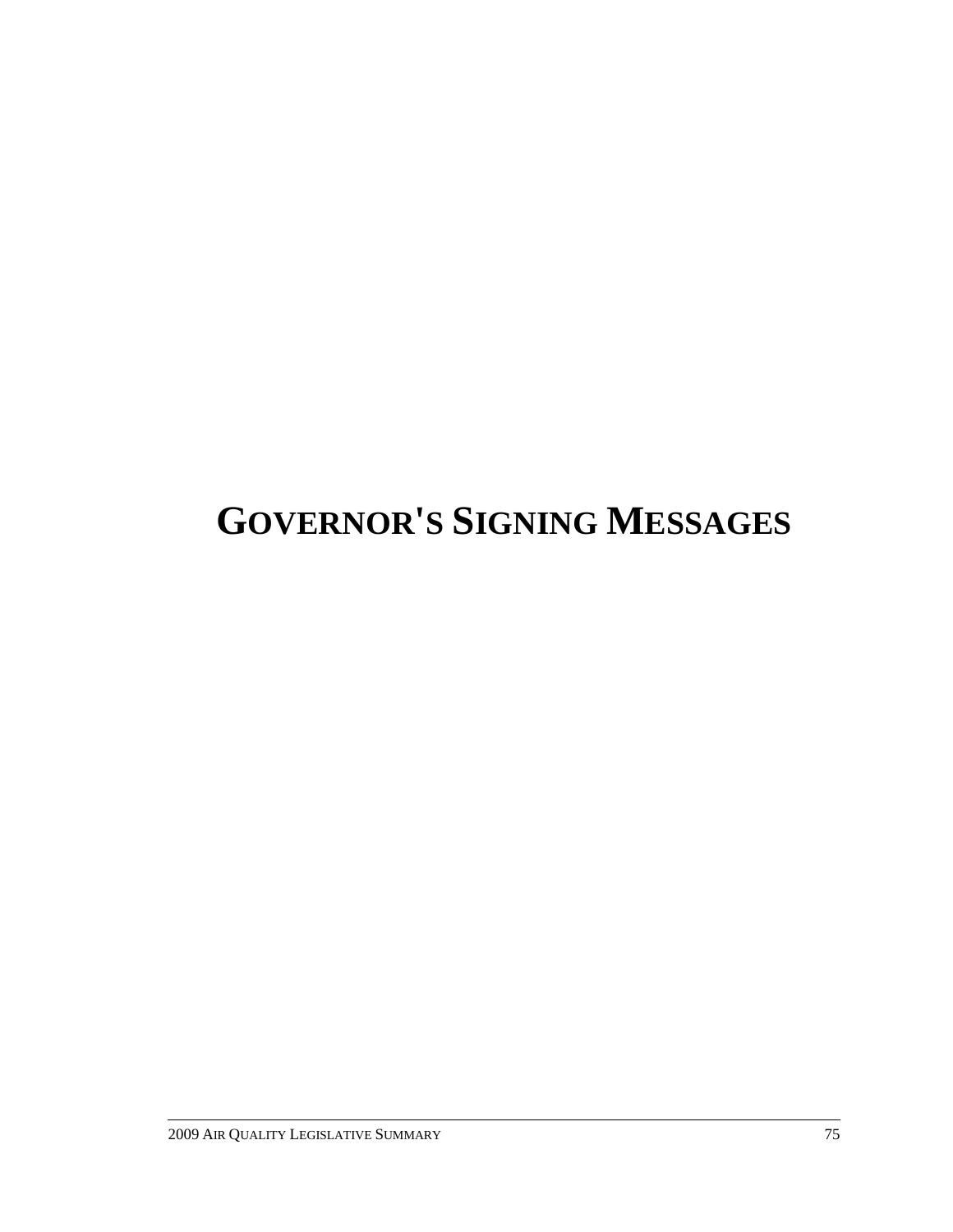# GOVERNOR'S SIGNING MESSAGES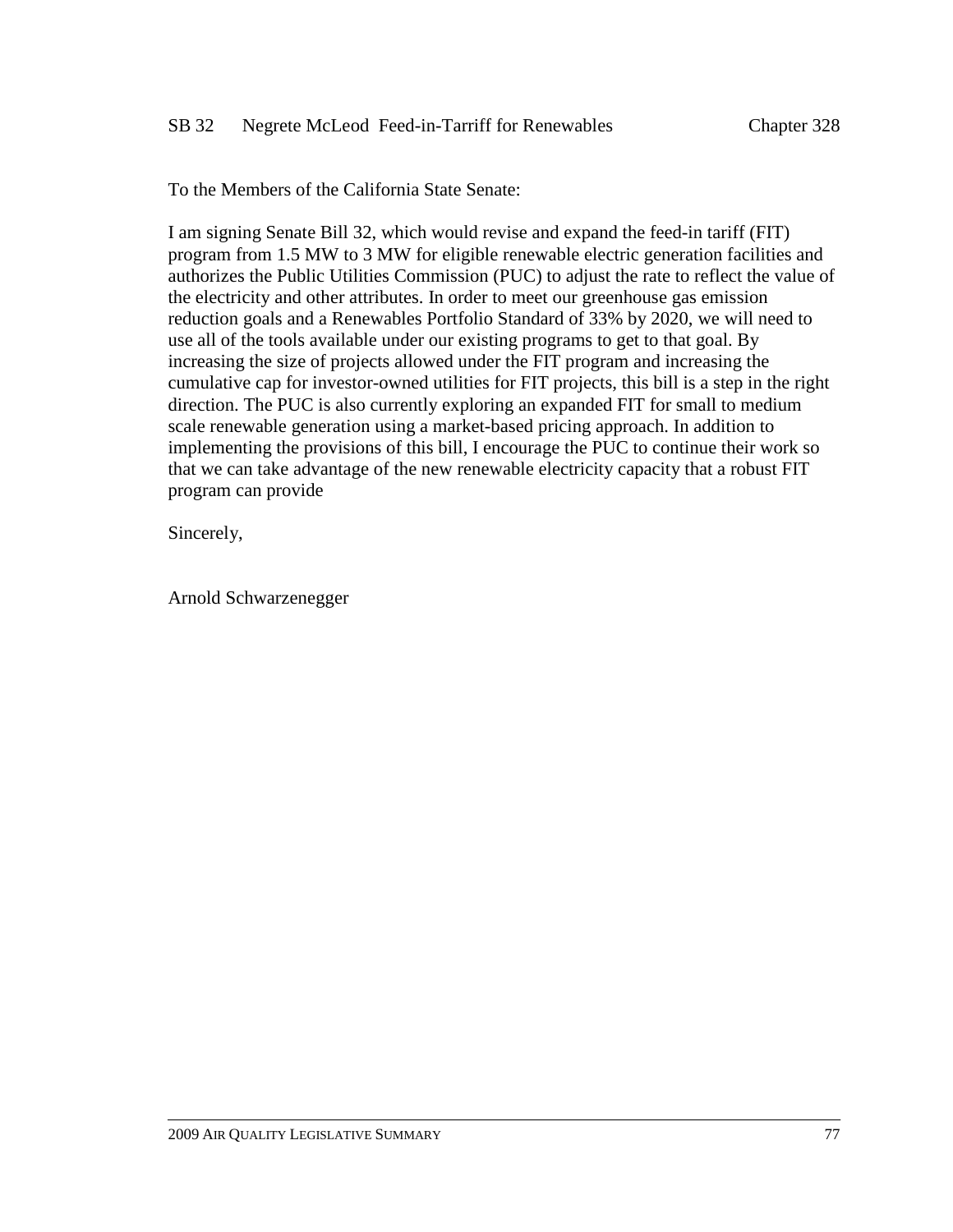SB 32 Negrete McLeod Feed-in-Tarriff for Renewables Chapter 328

To the Members of the California State Senate:

I am signing Senate Bill 32, which would revise and expand the feed-in tariff (FIT) program from 1.5 MW to 3 MW for eligible renewable electric generation facilities and authorizes the Public Utilities Commission (PUC) to adjust the rate to reflect the value of the electricity and other attributes. In order to meet our greenhouse gas emission reduction goals and a Renewables Portfolio Standard of 33% by 2020, we will need to use all of the tools available under our existing programs to get to that goal. By increasing the size of projects allowed under the FIT program and increasing the cumulative cap for investor-owned utilities for FIT projects, this bill is a step in the right direction. The PUC is also currently exploring an expanded FIT for small to medium scale renewable generation using a market-based pricing approach. In addition to implementing the provisions of this bill, I encourage the PUC to continue their work so that we can take advantage of the new renewable electricity capacity that a robust FIT program can provide

Sincerely,

Arnold Schwarzenegger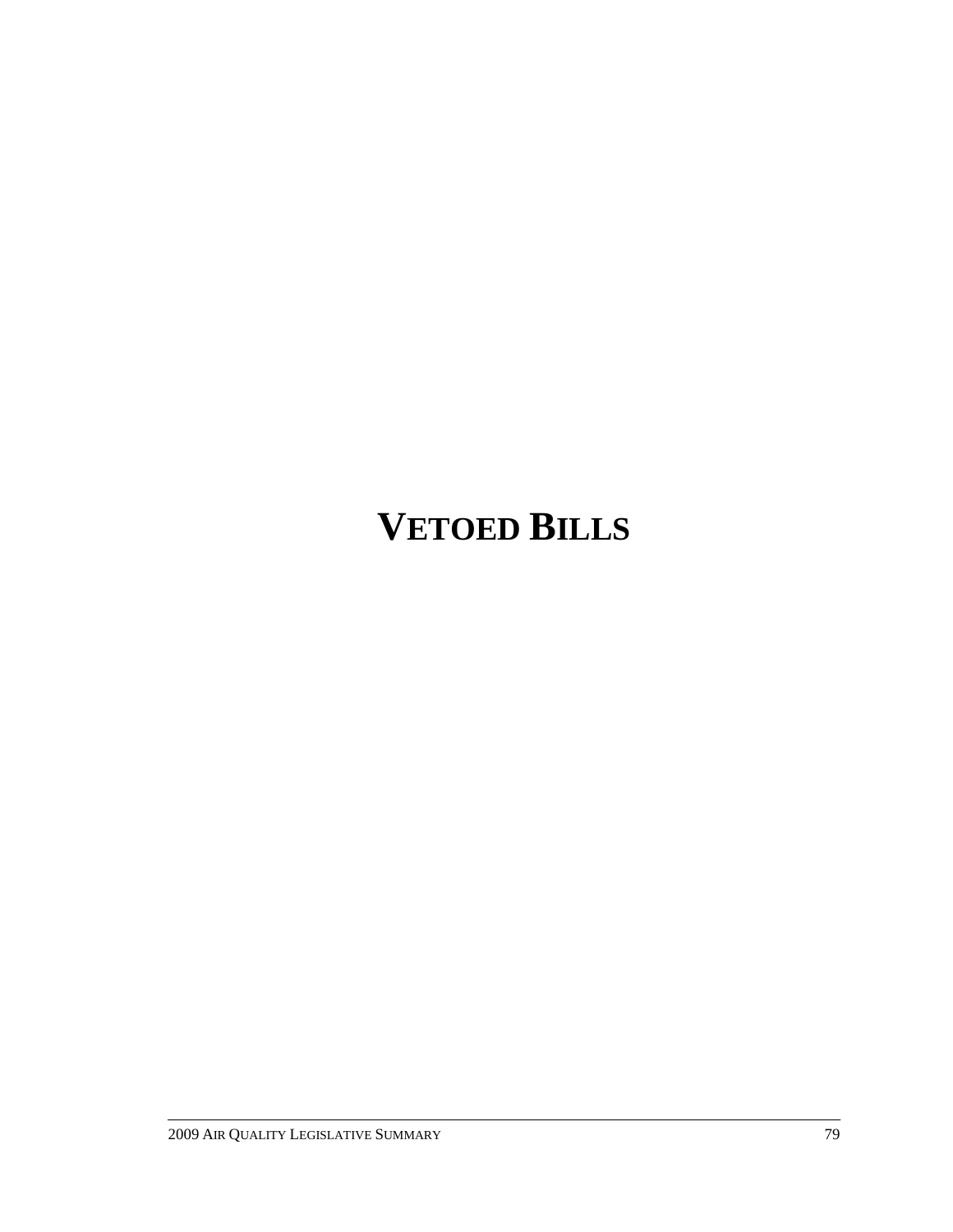# VETOED BILLS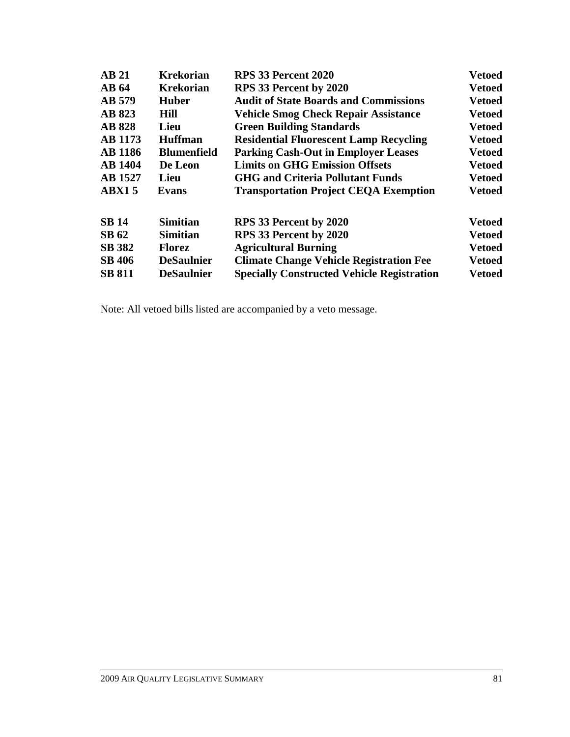| | | | |
|---|---|---|---|
| **AB 21** | **Krekorian** | **RPS 33 Percent 2020** | **Vetoed** |
| **AB 64** | **Krekorian** | **RPS 33 Percent by 2020** | **Vetoed** |
| **AB 579** | **Huber** | **Audit of State Boards and Commissions** | **Vetoed** |
| **AB 823** | **Hill** | **Vehicle Smog Check Repair Assistance** | **Vetoed** |
| **AB 828** | **Lieu** | **Green Building Standards** | **Vetoed** |
| **AB 1173** | **Huffman** | **Residential Fluorescent Lamp Recycling** | **Vetoed** |
| **AB 1186** | **Blumenfield** | **Parking Cash-Out in Employer Leases** | **Vetoed** |
| **AB 1404** | **De Leon** | **Limits on GHG Emission Offsets** | **Vetoed** |
| **AB 1527** | **Lieu** | **GHG and Criteria Pollutant Funds** | **Vetoed** |
| **ABX1 5** | **Evans** | **Transportation Project CEQA Exemption** | **Vetoed** |
| | | | |
| **SB 14** | **Simitian** | **RPS 33 Percent by 2020** | **Vetoed** |
| **SB 62** | **Simitian** | **RPS 33 Percent by 2020** | **Vetoed** |
| **SB 382** | **Florez** | **Agricultural Burning** | **Vetoed** |
| **SB 406** | **DeSaulnier** | **Climate Change Vehicle Registration Fee** | **Vetoed** |
| **SB 811** | **DeSaulnier** | **Specially Constructed Vehicle Registration** | **Vetoed** |

Note: All vetoed bills listed are accompanied by a veto message.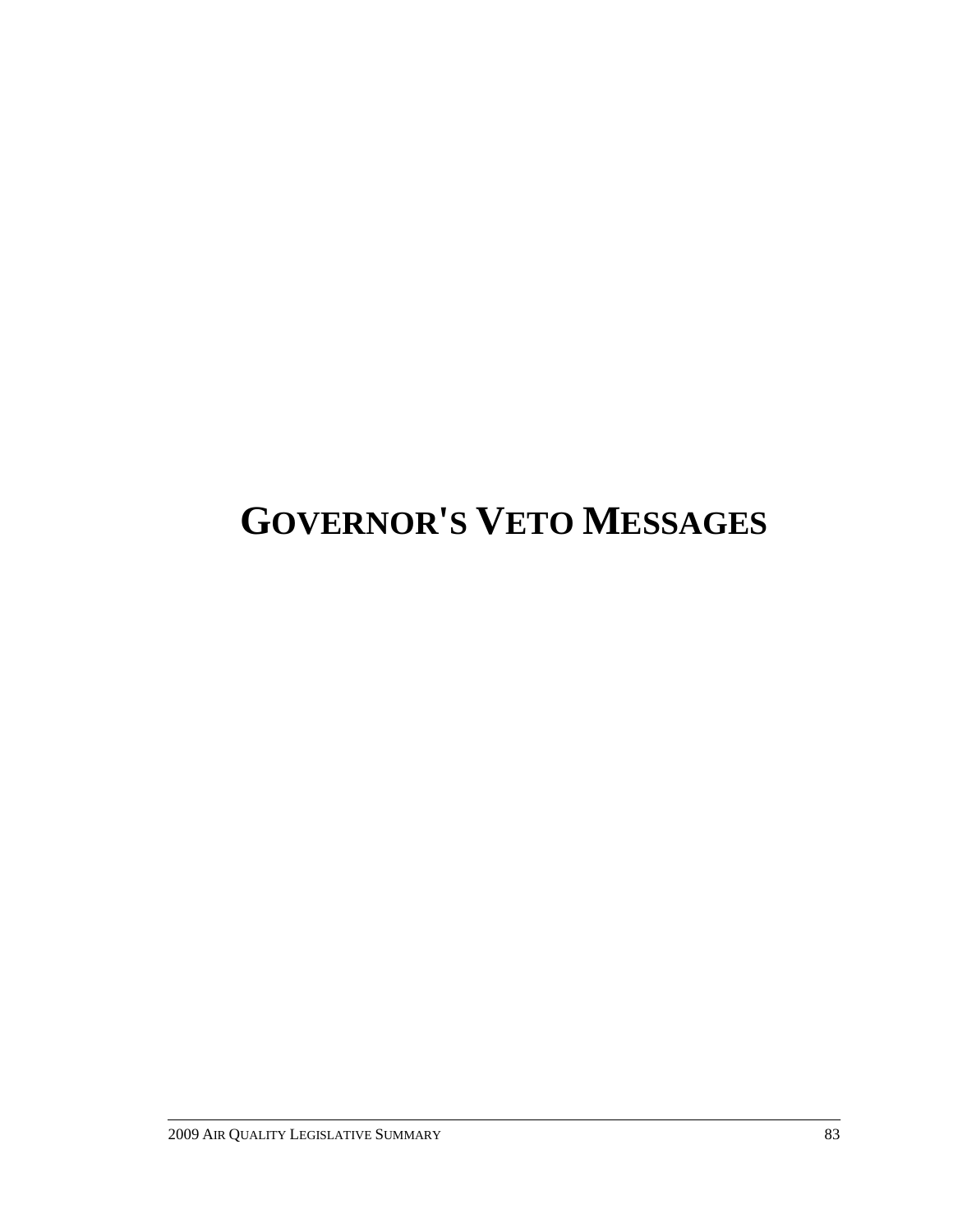# GOVERNOR'S VETO MESSAGES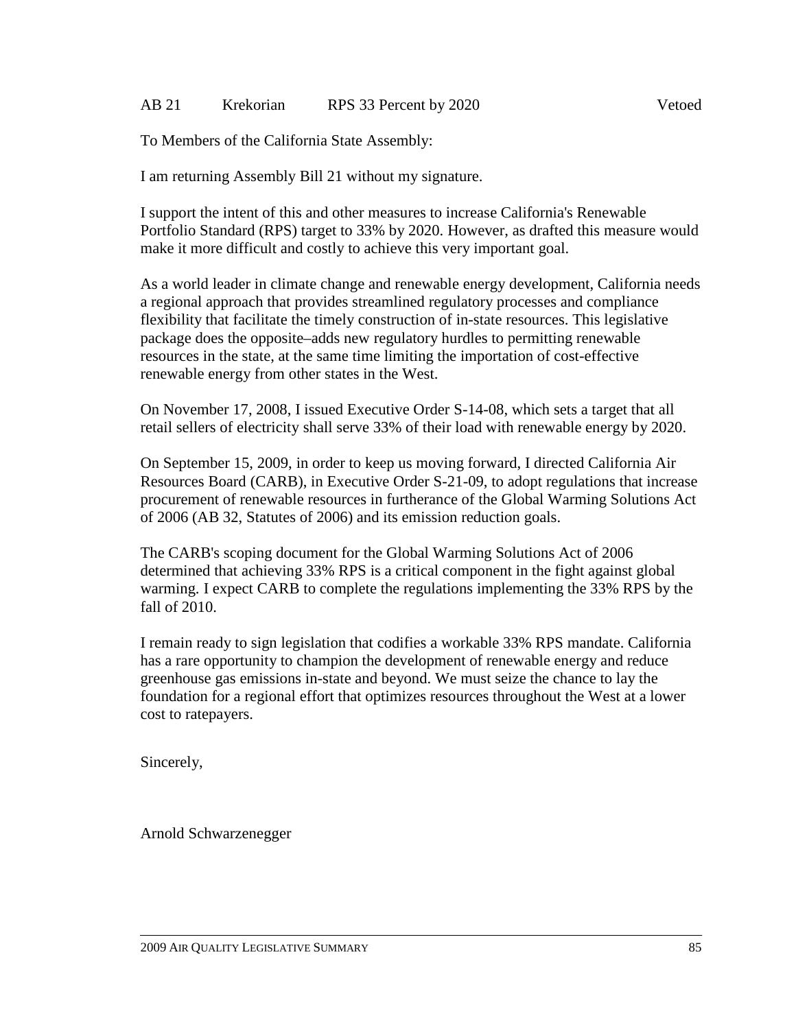AB 21 Krekorian RPS 33 Percent by 2020 Vetoed

To Members of the California State Assembly:

I am returning Assembly Bill 21 without my signature.

I support the intent of this and other measures to increase California's Renewable Portfolio Standard (RPS) target to 33% by 2020. However, as drafted this measure would make it more difficult and costly to achieve this very important goal.

As a world leader in climate change and renewable energy development, California needs a regional approach that provides streamlined regulatory processes and compliance flexibility that facilitate the timely construction of in-state resources. This legislative package does the opposite–adds new regulatory hurdles to permitting renewable resources in the state, at the same time limiting the importation of cost-effective renewable energy from other states in the West.

On November 17, 2008, I issued Executive Order S-14-08, which sets a target that all retail sellers of electricity shall serve 33% of their load with renewable energy by 2020.

On September 15, 2009, in order to keep us moving forward, I directed California Air Resources Board (CARB), in Executive Order S-21-09, to adopt regulations that increase procurement of renewable resources in furtherance of the Global Warming Solutions Act of 2006 (AB 32, Statutes of 2006) and its emission reduction goals.

The CARB's scoping document for the Global Warming Solutions Act of 2006 determined that achieving 33% RPS is a critical component in the fight against global warming. I expect CARB to complete the regulations implementing the 33% RPS by the fall of 2010.

I remain ready to sign legislation that codifies a workable 33% RPS mandate. California has a rare opportunity to champion the development of renewable energy and reduce greenhouse gas emissions in-state and beyond. We must seize the chance to lay the foundation for a regional effort that optimizes resources throughout the West at a lower cost to ratepayers.

Sincerely,

Arnold Schwarzenegger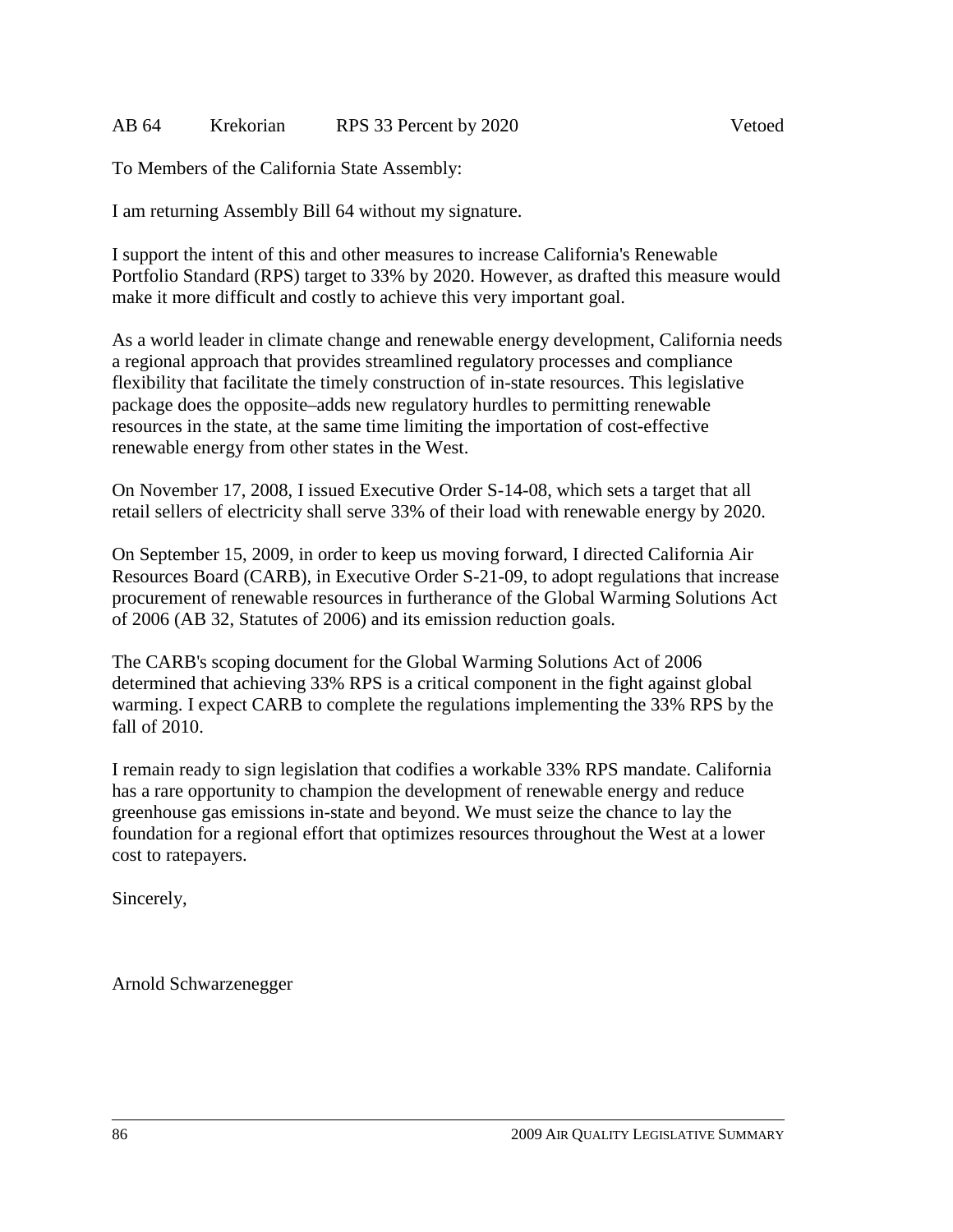AB 64 Krekorian RPS 33 Percent by 2020 Vetoed

To Members of the California State Assembly:

I am returning Assembly Bill 64 without my signature.

I support the intent of this and other measures to increase California's Renewable Portfolio Standard (RPS) target to 33% by 2020. However, as drafted this measure would make it more difficult and costly to achieve this very important goal.

As a world leader in climate change and renewable energy development, California needs a regional approach that provides streamlined regulatory processes and compliance flexibility that facilitate the timely construction of in-state resources. This legislative package does the opposite–adds new regulatory hurdles to permitting renewable resources in the state, at the same time limiting the importation of cost-effective renewable energy from other states in the West.

On November 17, 2008, I issued Executive Order S-14-08, which sets a target that all retail sellers of electricity shall serve 33% of their load with renewable energy by 2020.

On September 15, 2009, in order to keep us moving forward, I directed California Air Resources Board (CARB), in Executive Order S-21-09, to adopt regulations that increase procurement of renewable resources in furtherance of the Global Warming Solutions Act of 2006 (AB 32, Statutes of 2006) and its emission reduction goals.

The CARB's scoping document for the Global Warming Solutions Act of 2006 determined that achieving 33% RPS is a critical component in the fight against global warming. I expect CARB to complete the regulations implementing the 33% RPS by the fall of 2010.

I remain ready to sign legislation that codifies a workable 33% RPS mandate. California has a rare opportunity to champion the development of renewable energy and reduce greenhouse gas emissions in-state and beyond. We must seize the chance to lay the foundation for a regional effort that optimizes resources throughout the West at a lower cost to ratepayers.

Sincerely,

Arnold Schwarzenegger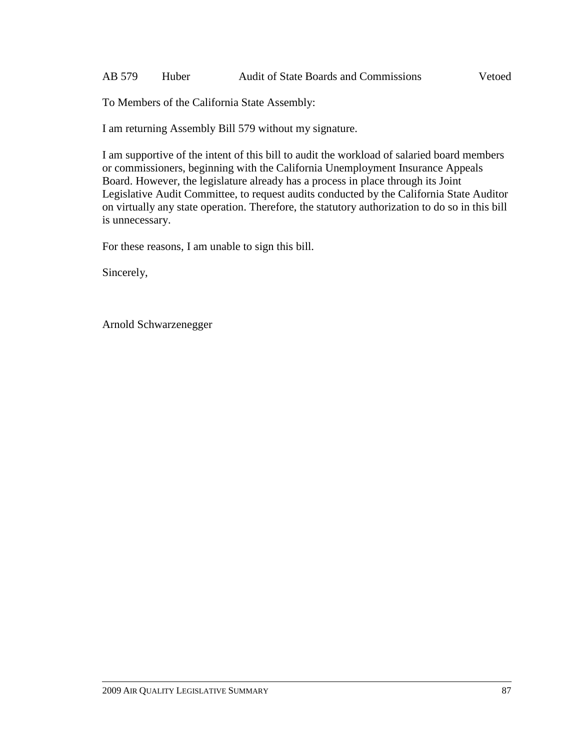AB 579 Huber Audit of State Boards and Commissions Vetoed

To Members of the California State Assembly:

I am returning Assembly Bill 579 without my signature.

I am supportive of the intent of this bill to audit the workload of salaried board members or commissioners, beginning with the California Unemployment Insurance Appeals Board. However, the legislature already has a process in place through its Joint Legislative Audit Committee, to request audits conducted by the California State Auditor on virtually any state operation. Therefore, the statutory authorization to do so in this bill is unnecessary.

For these reasons, I am unable to sign this bill.

Sincerely,

Arnold Schwarzenegger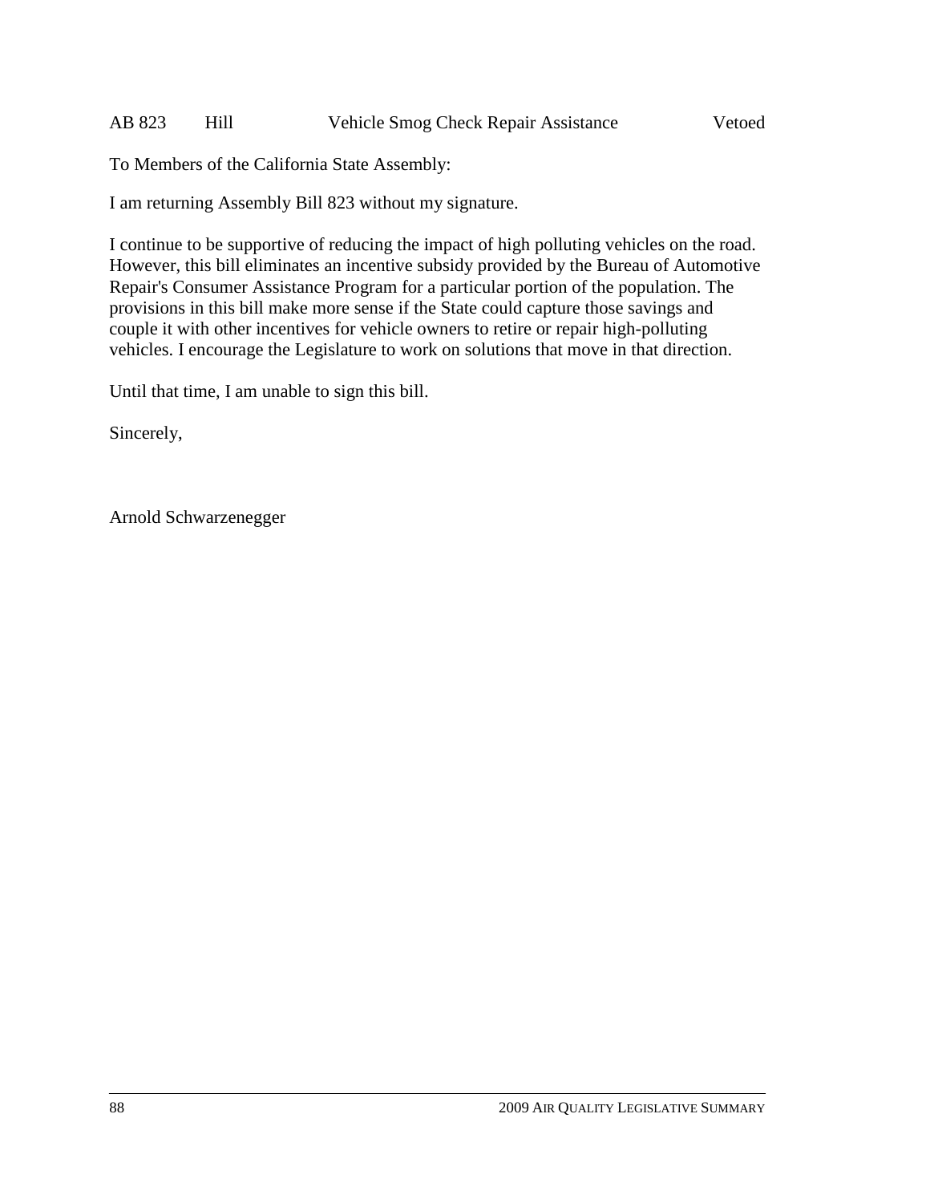AB 823 Hill Vehicle Smog Check Repair Assistance Vetoed

To Members of the California State Assembly:

I am returning Assembly Bill 823 without my signature.

I continue to be supportive of reducing the impact of high polluting vehicles on the road. However, this bill eliminates an incentive subsidy provided by the Bureau of Automotive Repair's Consumer Assistance Program for a particular portion of the population. The provisions in this bill make more sense if the State could capture those savings and couple it with other incentives for vehicle owners to retire or repair high-polluting vehicles. I encourage the Legislature to work on solutions that move in that direction.

Until that time, I am unable to sign this bill.

Sincerely,

Arnold Schwarzenegger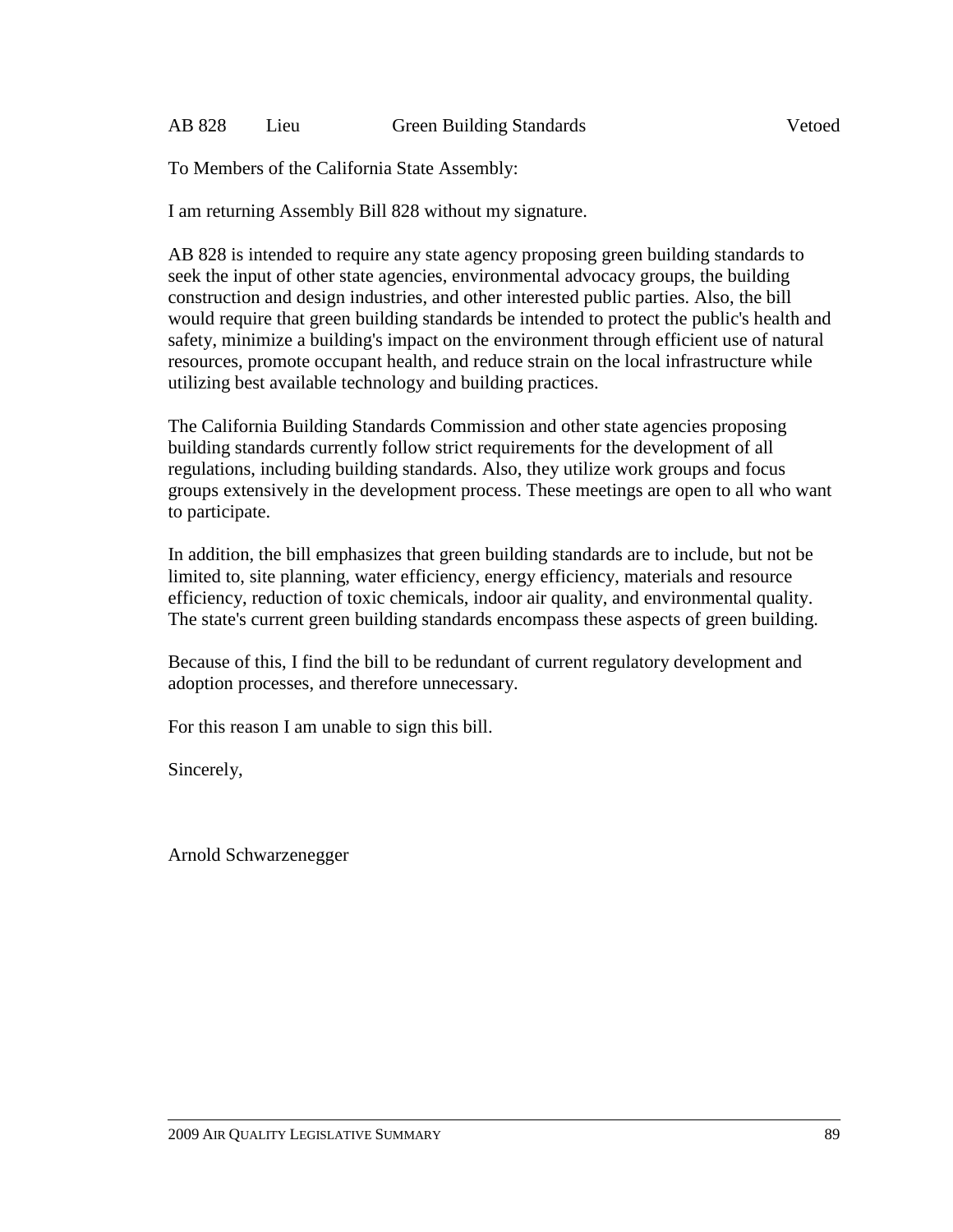AB 828 Lieu Green Building Standards Vetoed

To Members of the California State Assembly:

I am returning Assembly Bill 828 without my signature.

AB 828 is intended to require any state agency proposing green building standards to seek the input of other state agencies, environmental advocacy groups, the building construction and design industries, and other interested public parties. Also, the bill would require that green building standards be intended to protect the public's health and safety, minimize a building's impact on the environment through efficient use of natural resources, promote occupant health, and reduce strain on the local infrastructure while utilizing best available technology and building practices.

The California Building Standards Commission and other state agencies proposing building standards currently follow strict requirements for the development of all regulations, including building standards. Also, they utilize work groups and focus groups extensively in the development process. These meetings are open to all who want to participate.

In addition, the bill emphasizes that green building standards are to include, but not be limited to, site planning, water efficiency, energy efficiency, materials and resource efficiency, reduction of toxic chemicals, indoor air quality, and environmental quality. The state's current green building standards encompass these aspects of green building.

Because of this, I find the bill to be redundant of current regulatory development and adoption processes, and therefore unnecessary.

For this reason I am unable to sign this bill.

Sincerely,

Arnold Schwarzenegger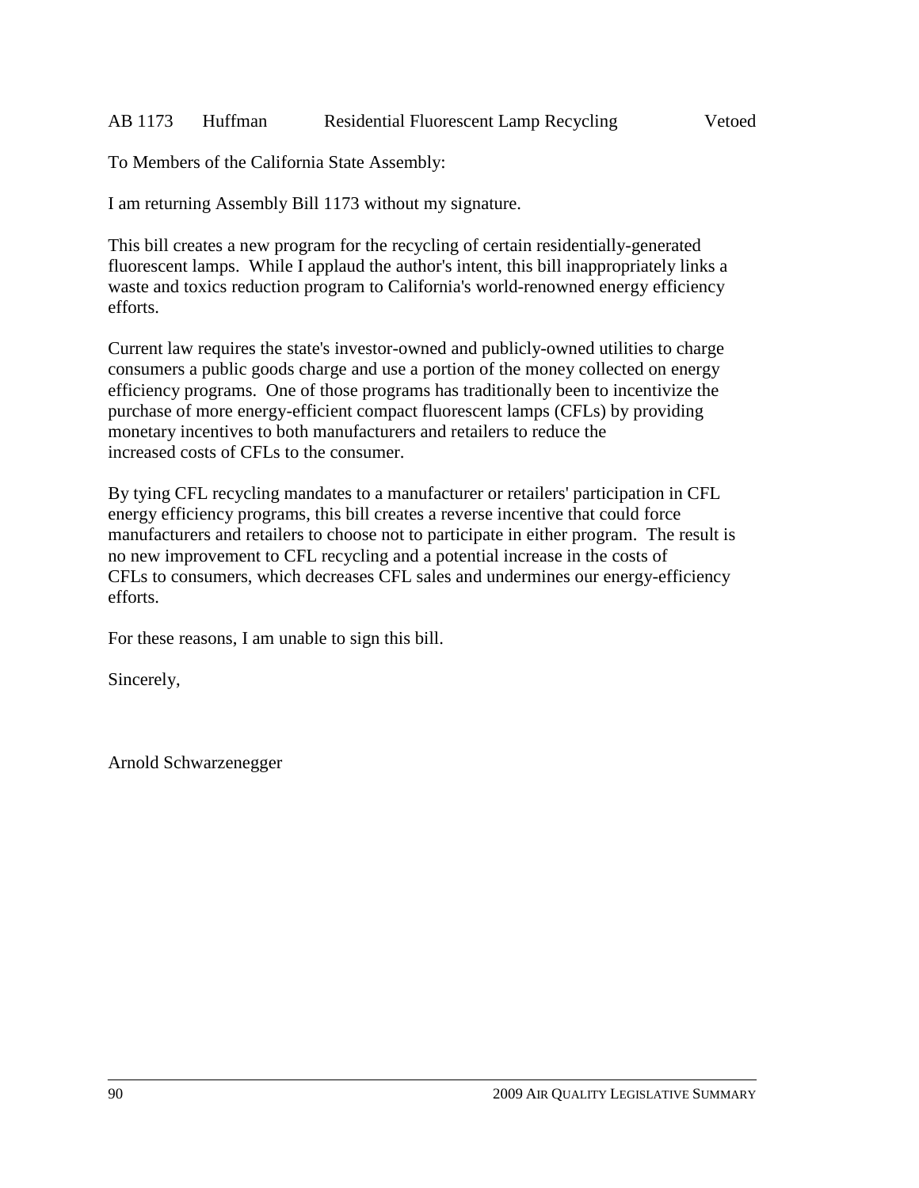AB 1173 Huffman Residential Fluorescent Lamp Recycling Vetoed

To Members of the California State Assembly:

I am returning Assembly Bill 1173 without my signature.

This bill creates a new program for the recycling of certain residentially-generated fluorescent lamps. While I applaud the author's intent, this bill inappropriately links a waste and toxics reduction program to California's world-renowned energy efficiency efforts.

Current law requires the state's investor-owned and publicly-owned utilities to charge consumers a public goods charge and use a portion of the money collected on energy efficiency programs. One of those programs has traditionally been to incentivize the purchase of more energy-efficient compact fluorescent lamps (CFLs) by providing monetary incentives to both manufacturers and retailers to reduce the increased costs of CFLs to the consumer.

By tying CFL recycling mandates to a manufacturer or retailers' participation in CFL energy efficiency programs, this bill creates a reverse incentive that could force manufacturers and retailers to choose not to participate in either program. The result is no new improvement to CFL recycling and a potential increase in the costs of CFLs to consumers, which decreases CFL sales and undermines our energy-efficiency efforts.

For these reasons, I am unable to sign this bill.

Sincerely,

Arnold Schwarzenegger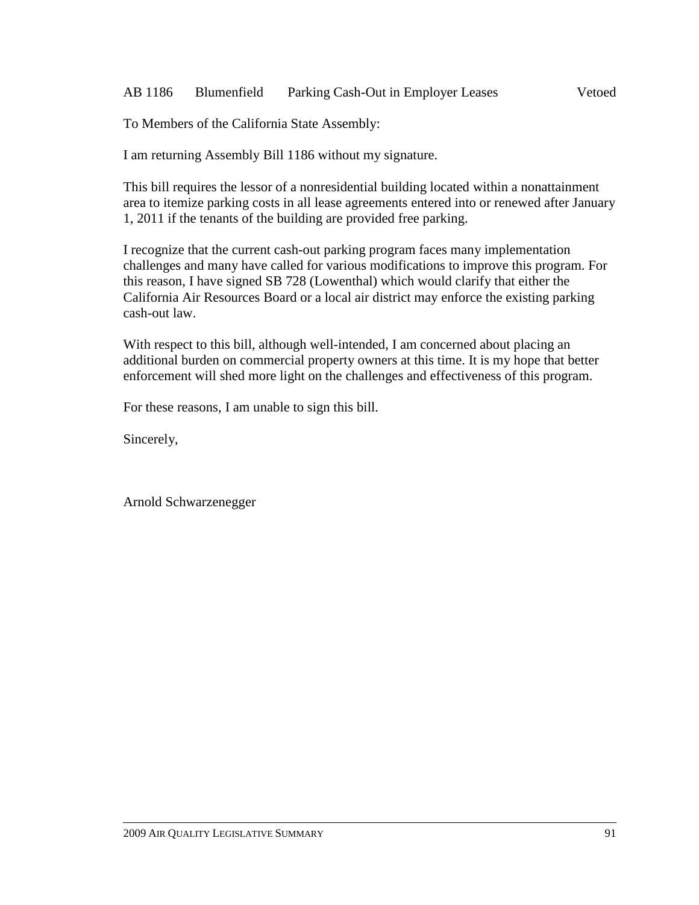AB 1186 Blumenfield Parking Cash-Out in Employer Leases Vetoed

To Members of the California State Assembly:

I am returning Assembly Bill 1186 without my signature.

This bill requires the lessor of a nonresidential building located within a nonattainment area to itemize parking costs in all lease agreements entered into or renewed after January 1, 2011 if the tenants of the building are provided free parking.

I recognize that the current cash-out parking program faces many implementation challenges and many have called for various modifications to improve this program. For this reason, I have signed SB 728 (Lowenthal) which would clarify that either the California Air Resources Board or a local air district may enforce the existing parking cash-out law.

With respect to this bill, although well-intended, I am concerned about placing an additional burden on commercial property owners at this time. It is my hope that better enforcement will shed more light on the challenges and effectiveness of this program.

For these reasons, I am unable to sign this bill.

Sincerely,

Arnold Schwarzenegger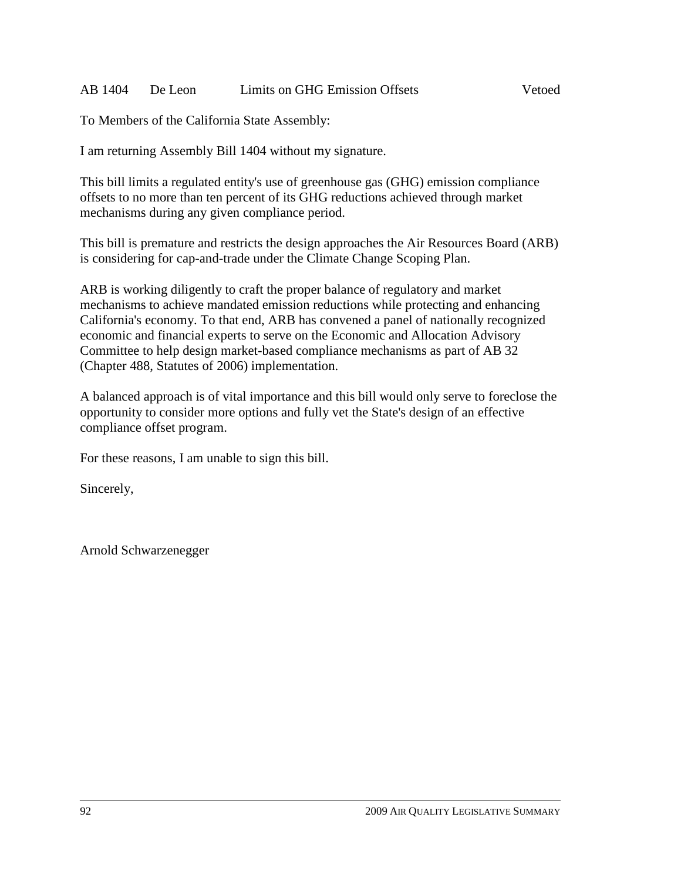AB 1404 De Leon Limits on GHG Emission Offsets Vetoed

To Members of the California State Assembly:

I am returning Assembly Bill 1404 without my signature.

This bill limits a regulated entity's use of greenhouse gas (GHG) emission compliance offsets to no more than ten percent of its GHG reductions achieved through market mechanisms during any given compliance period.

This bill is premature and restricts the design approaches the Air Resources Board (ARB) is considering for cap-and-trade under the Climate Change Scoping Plan.

ARB is working diligently to craft the proper balance of regulatory and market mechanisms to achieve mandated emission reductions while protecting and enhancing California's economy. To that end, ARB has convened a panel of nationally recognized economic and financial experts to serve on the Economic and Allocation Advisory Committee to help design market-based compliance mechanisms as part of AB 32 (Chapter 488, Statutes of 2006) implementation.

A balanced approach is of vital importance and this bill would only serve to foreclose the opportunity to consider more options and fully vet the State's design of an effective compliance offset program.

For these reasons, I am unable to sign this bill.

Sincerely,

Arnold Schwarzenegger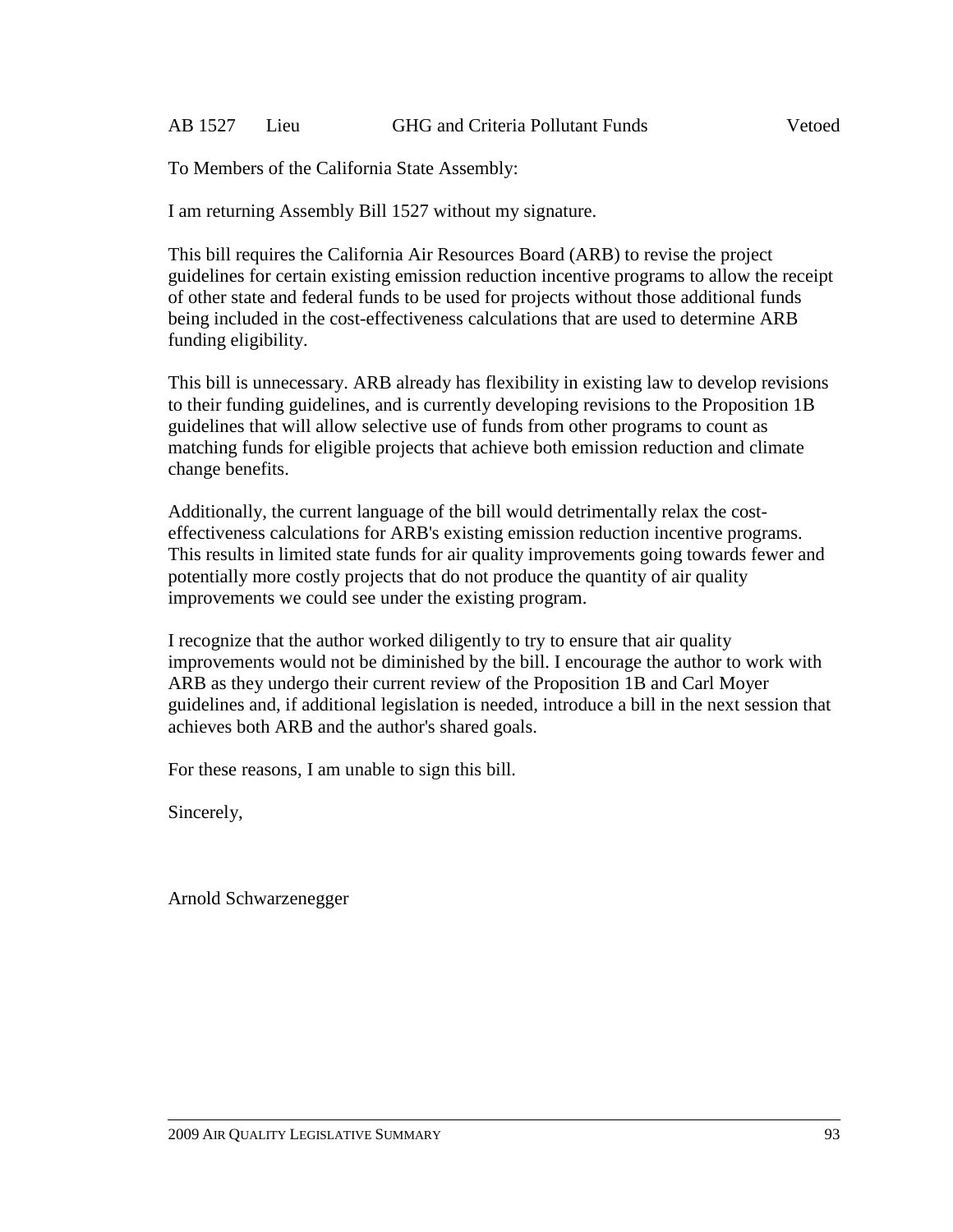AB 1527 Lieu GHG and Criteria Pollutant Funds Vetoed

To Members of the California State Assembly:

I am returning Assembly Bill 1527 without my signature.

This bill requires the California Air Resources Board (ARB) to revise the project guidelines for certain existing emission reduction incentive programs to allow the receipt of other state and federal funds to be used for projects without those additional funds being included in the cost-effectiveness calculations that are used to determine ARB funding eligibility.

This bill is unnecessary. ARB already has flexibility in existing law to develop revisions to their funding guidelines, and is currently developing revisions to the Proposition 1B guidelines that will allow selective use of funds from other programs to count as matching funds for eligible projects that achieve both emission reduction and climate change benefits.

Additionally, the current language of the bill would detrimentally relax the cost-effectiveness calculations for ARB's existing emission reduction incentive programs. This results in limited state funds for air quality improvements going towards fewer and potentially more costly projects that do not produce the quantity of air quality improvements we could see under the existing program.

I recognize that the author worked diligently to try to ensure that air quality improvements would not be diminished by the bill. I encourage the author to work with ARB as they undergo their current review of the Proposition 1B and Carl Moyer guidelines and, if additional legislation is needed, introduce a bill in the next session that achieves both ARB and the author's shared goals.

For these reasons, I am unable to sign this bill.

Sincerely,

Arnold Schwarzenegger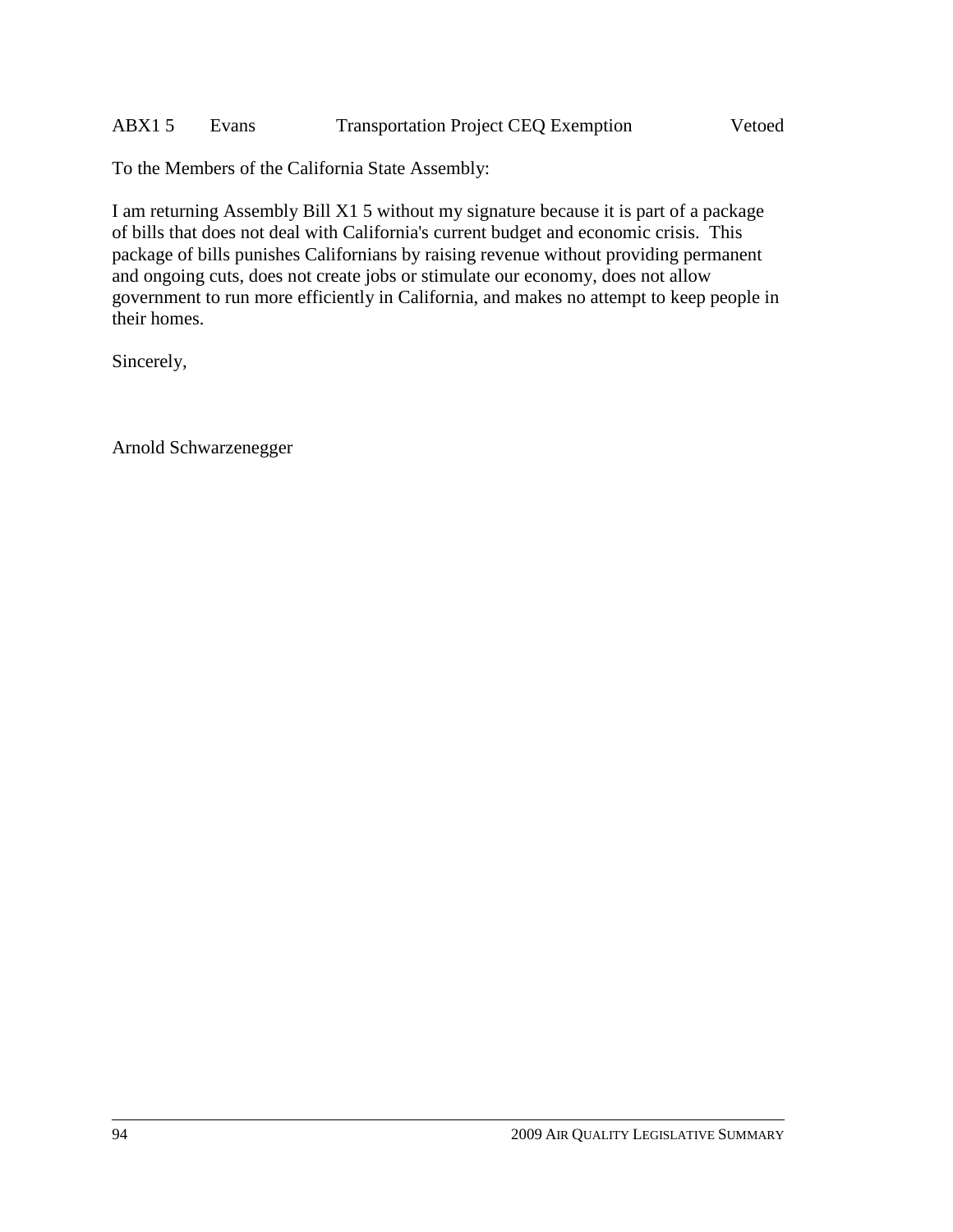ABX1 5 Evans Transportation Project CEQ Exemption Vetoed

To the Members of the California State Assembly:

I am returning Assembly Bill X1 5 without my signature because it is part of a package of bills that does not deal with California's current budget and economic crisis. This package of bills punishes Californians by raising revenue without providing permanent and ongoing cuts, does not create jobs or stimulate our economy, does not allow government to run more efficiently in California, and makes no attempt to keep people in their homes.

Sincerely,

Arnold Schwarzenegger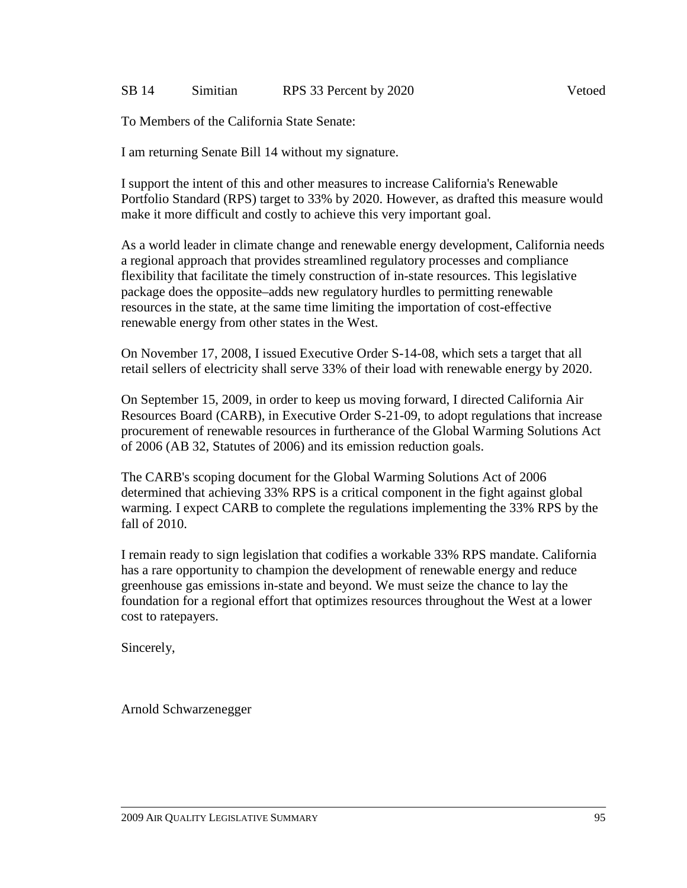SB 14 Simitian RPS 33 Percent by 2020 Vetoed

To Members of the California State Senate:

I am returning Senate Bill 14 without my signature.

I support the intent of this and other measures to increase California's Renewable Portfolio Standard (RPS) target to 33% by 2020. However, as drafted this measure would make it more difficult and costly to achieve this very important goal.

As a world leader in climate change and renewable energy development, California needs a regional approach that provides streamlined regulatory processes and compliance flexibility that facilitate the timely construction of in-state resources. This legislative package does the opposite–adds new regulatory hurdles to permitting renewable resources in the state, at the same time limiting the importation of cost-effective renewable energy from other states in the West.

On November 17, 2008, I issued Executive Order S-14-08, which sets a target that all retail sellers of electricity shall serve 33% of their load with renewable energy by 2020.

On September 15, 2009, in order to keep us moving forward, I directed California Air Resources Board (CARB), in Executive Order S-21-09, to adopt regulations that increase procurement of renewable resources in furtherance of the Global Warming Solutions Act of 2006 (AB 32, Statutes of 2006) and its emission reduction goals.

The CARB's scoping document for the Global Warming Solutions Act of 2006 determined that achieving 33% RPS is a critical component in the fight against global warming. I expect CARB to complete the regulations implementing the 33% RPS by the fall of 2010.

I remain ready to sign legislation that codifies a workable 33% RPS mandate. California has a rare opportunity to champion the development of renewable energy and reduce greenhouse gas emissions in-state and beyond. We must seize the chance to lay the foundation for a regional effort that optimizes resources throughout the West at a lower cost to ratepayers.

Sincerely,

Arnold Schwarzenegger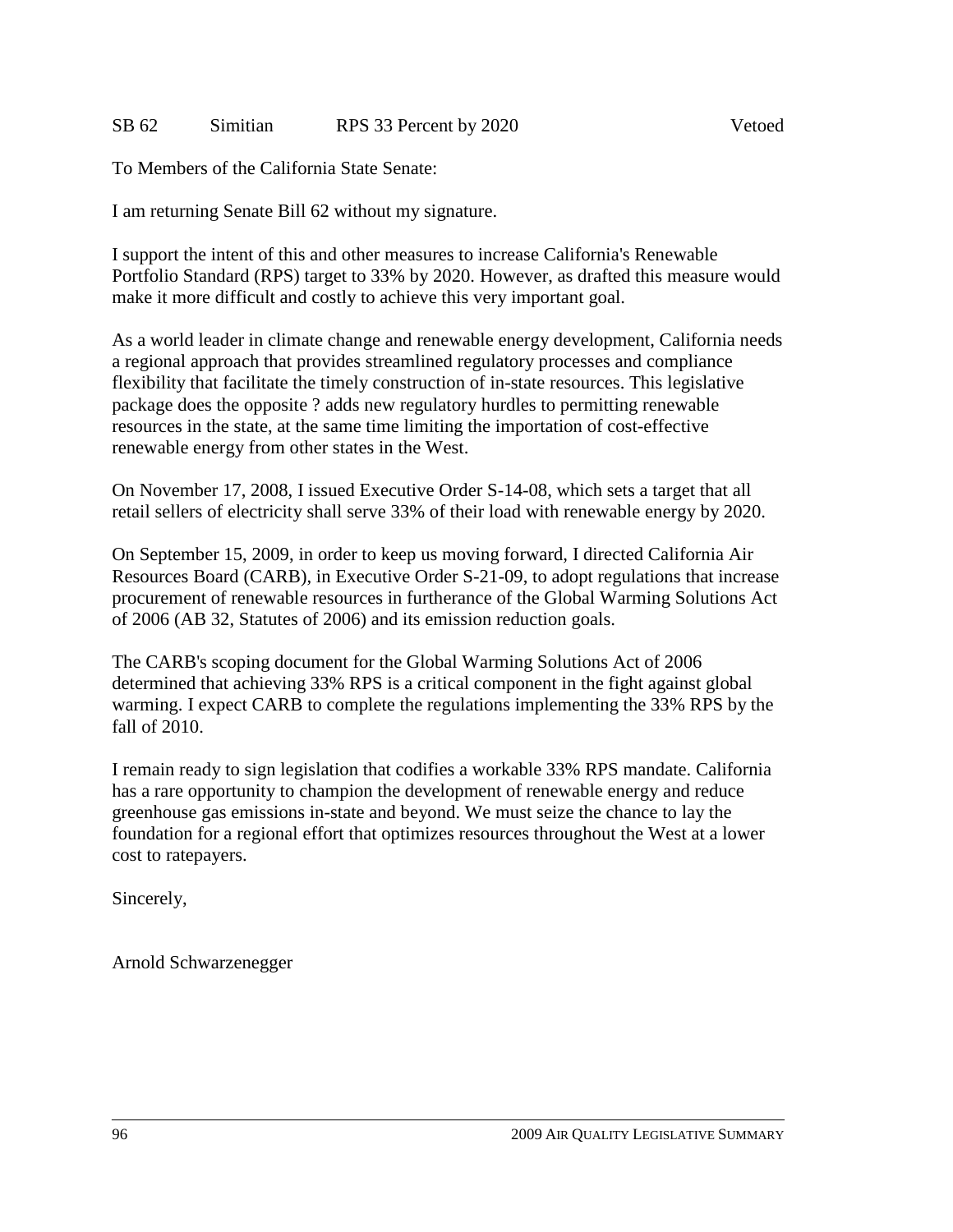SB 62 Simitian RPS 33 Percent by 2020 Vetoed

To Members of the California State Senate:

I am returning Senate Bill 62 without my signature.

I support the intent of this and other measures to increase California's Renewable Portfolio Standard (RPS) target to 33% by 2020. However, as drafted this measure would make it more difficult and costly to achieve this very important goal.

As a world leader in climate change and renewable energy development, California needs a regional approach that provides streamlined regulatory processes and compliance flexibility that facilitate the timely construction of in-state resources. This legislative package does the opposite ? adds new regulatory hurdles to permitting renewable resources in the state, at the same time limiting the importation of cost-effective renewable energy from other states in the West.

On November 17, 2008, I issued Executive Order S-14-08, which sets a target that all retail sellers of electricity shall serve 33% of their load with renewable energy by 2020.

On September 15, 2009, in order to keep us moving forward, I directed California Air Resources Board (CARB), in Executive Order S-21-09, to adopt regulations that increase procurement of renewable resources in furtherance of the Global Warming Solutions Act of 2006 (AB 32, Statutes of 2006) and its emission reduction goals.

The CARB's scoping document for the Global Warming Solutions Act of 2006 determined that achieving 33% RPS is a critical component in the fight against global warming. I expect CARB to complete the regulations implementing the 33% RPS by the fall of 2010.

I remain ready to sign legislation that codifies a workable 33% RPS mandate. California has a rare opportunity to champion the development of renewable energy and reduce greenhouse gas emissions in-state and beyond. We must seize the chance to lay the foundation for a regional effort that optimizes resources throughout the West at a lower cost to ratepayers.

Sincerely,

Arnold Schwarzenegger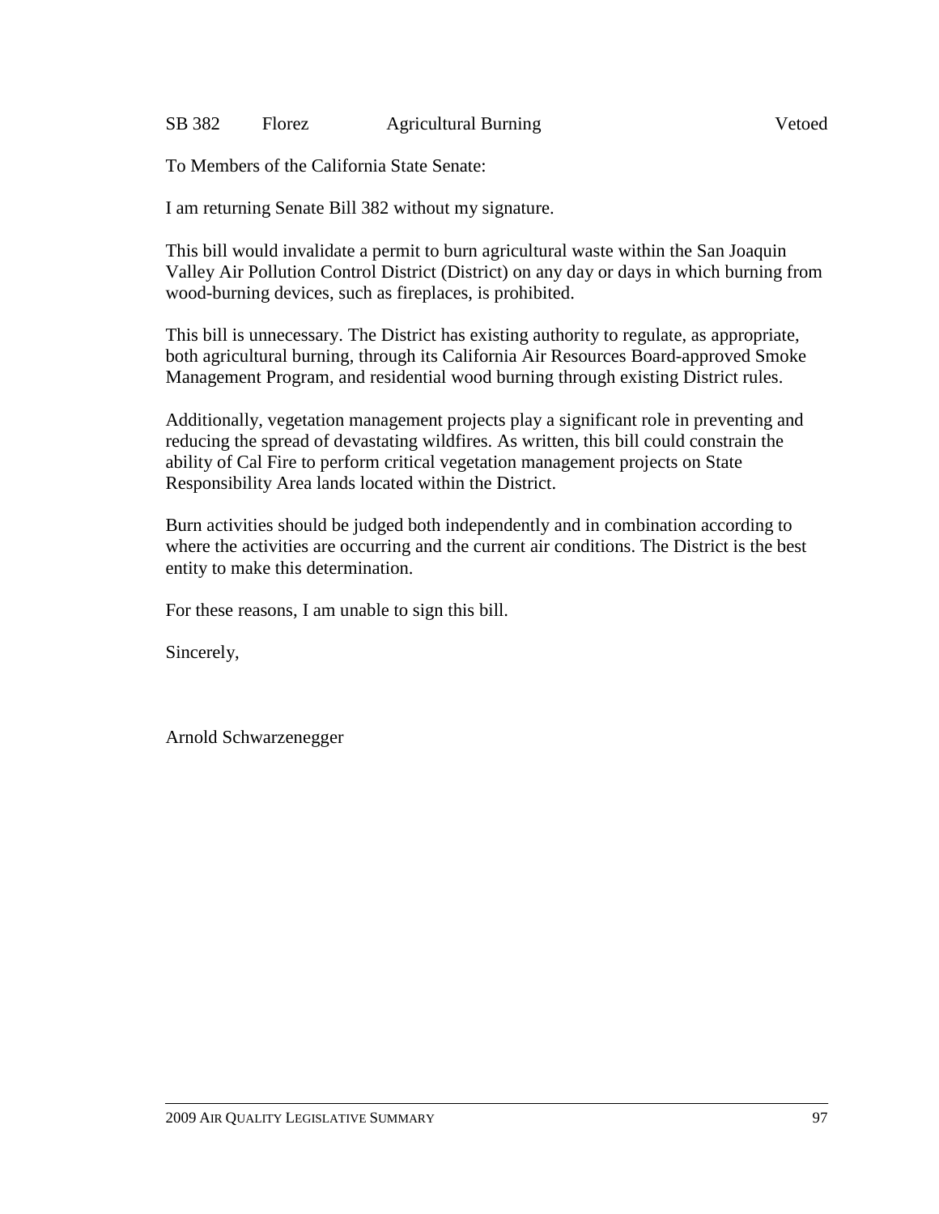SB 382 Florez Agricultural Burning Vetoed

To Members of the California State Senate:

I am returning Senate Bill 382 without my signature.

This bill would invalidate a permit to burn agricultural waste within the San Joaquin Valley Air Pollution Control District (District) on any day or days in which burning from wood-burning devices, such as fireplaces, is prohibited.

This bill is unnecessary. The District has existing authority to regulate, as appropriate, both agricultural burning, through its California Air Resources Board-approved Smoke Management Program, and residential wood burning through existing District rules.

Additionally, vegetation management projects play a significant role in preventing and reducing the spread of devastating wildfires. As written, this bill could constrain the ability of Cal Fire to perform critical vegetation management projects on State Responsibility Area lands located within the District.

Burn activities should be judged both independently and in combination according to where the activities are occurring and the current air conditions. The District is the best entity to make this determination.

For these reasons, I am unable to sign this bill.

Sincerely,

Arnold Schwarzenegger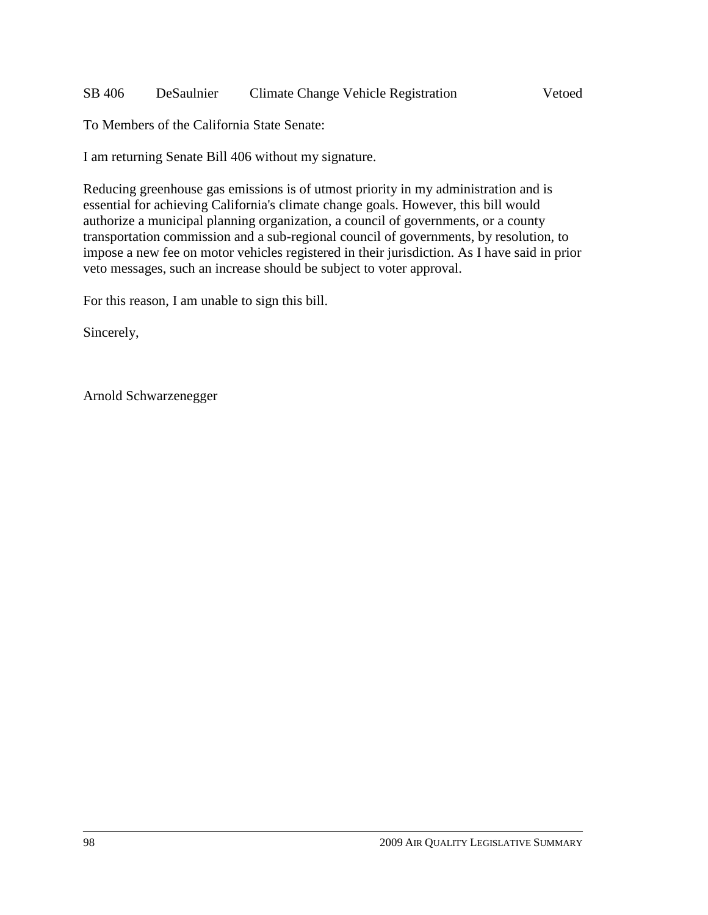SB 406 DeSaulnier Climate Change Vehicle Registration Vetoed

To Members of the California State Senate:

I am returning Senate Bill 406 without my signature.

Reducing greenhouse gas emissions is of utmost priority in my administration and is essential for achieving California's climate change goals. However, this bill would authorize a municipal planning organization, a council of governments, or a county transportation commission and a sub-regional council of governments, by resolution, to impose a new fee on motor vehicles registered in their jurisdiction. As I have said in prior veto messages, such an increase should be subject to voter approval.

For this reason, I am unable to sign this bill.

Sincerely,

Arnold Schwarzenegger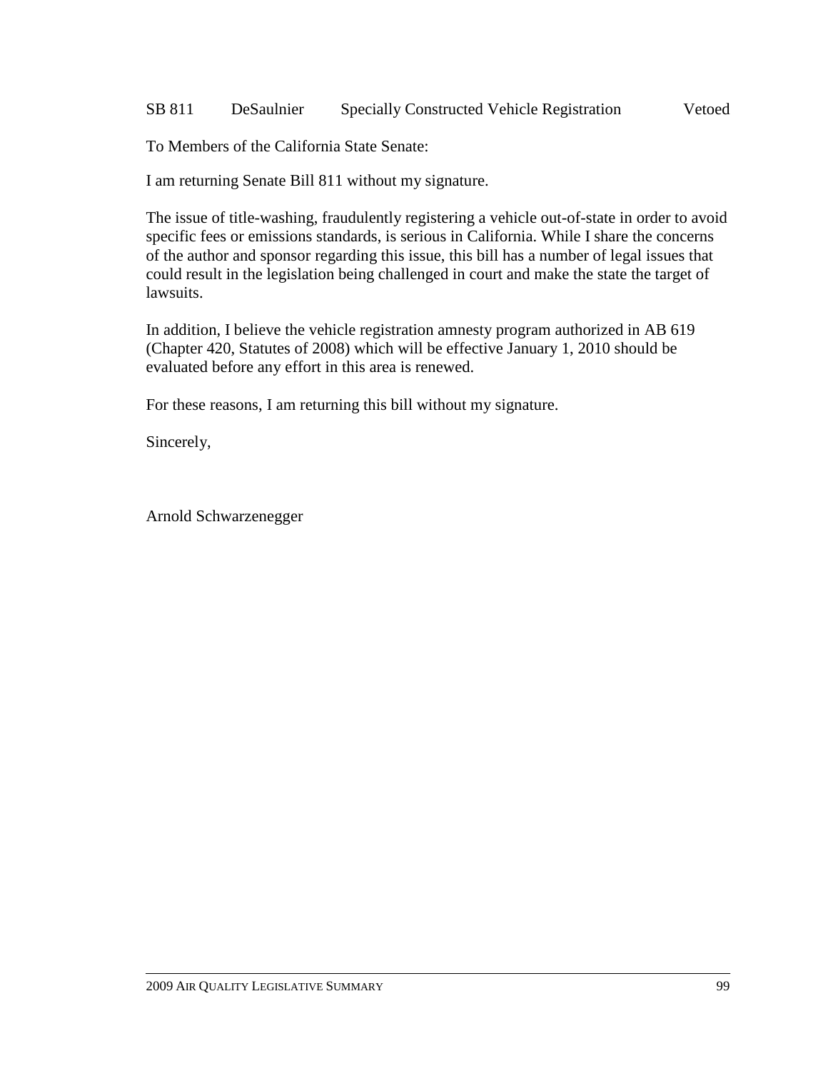SB 811 DeSaulnier Specially Constructed Vehicle Registration Vetoed

To Members of the California State Senate:

I am returning Senate Bill 811 without my signature.

The issue of title-washing, fraudulently registering a vehicle out-of-state in order to avoid specific fees or emissions standards, is serious in California. While I share the concerns of the author and sponsor regarding this issue, this bill has a number of legal issues that could result in the legislation being challenged in court and make the state the target of lawsuits.

In addition, I believe the vehicle registration amnesty program authorized in AB 619 (Chapter 420, Statutes of 2008) which will be effective January 1, 2010 should be evaluated before any effort in this area is renewed.

For these reasons, I am returning this bill without my signature.

Sincerely,

Arnold Schwarzenegger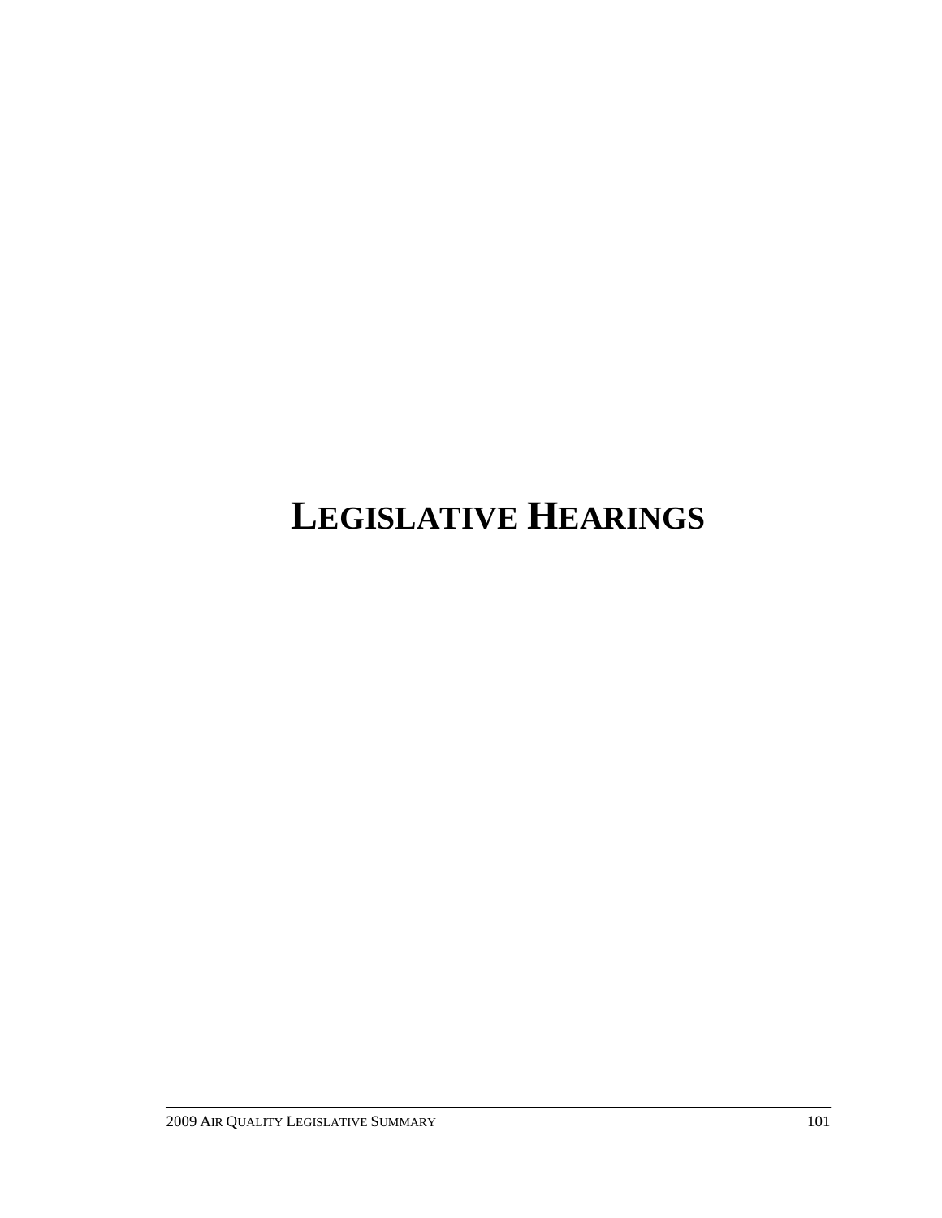# LEGISLATIVE HEARINGS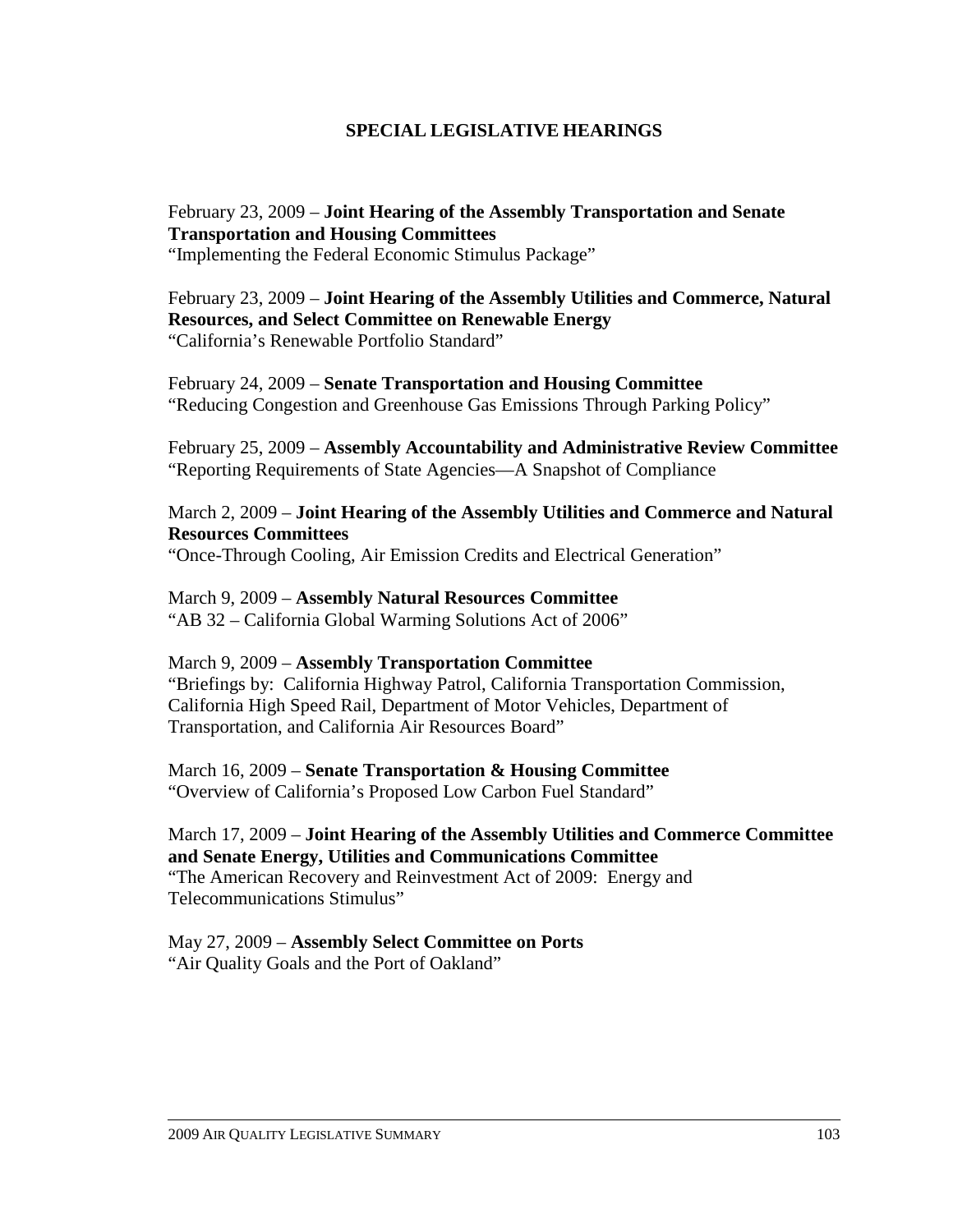# SPECIAL LEGISLATIVE HEARINGS

February 23, 2009 – **Joint Hearing of the Assembly Transportation and Senate Transportation and Housing Committees**
"Implementing the Federal Economic Stimulus Package"

February 23, 2009 – **Joint Hearing of the Assembly Utilities and Commerce, Natural Resources, and Select Committee on Renewable Energy**
"California's Renewable Portfolio Standard"

February 24, 2009 – **Senate Transportation and Housing Committee**
"Reducing Congestion and Greenhouse Gas Emissions Through Parking Policy"

February 25, 2009 – **Assembly Accountability and Administrative Review Committee**
"Reporting Requirements of State Agencies—A Snapshot of Compliance

March 2, 2009 – **Joint Hearing of the Assembly Utilities and Commerce and Natural Resources Committees**
"Once-Through Cooling, Air Emission Credits and Electrical Generation"

March 9, 2009 – **Assembly Natural Resources Committee**
"AB 32 – California Global Warming Solutions Act of 2006"

March 9, 2009 – **Assembly Transportation Committee**
"Briefings by: California Highway Patrol, California Transportation Commission, California High Speed Rail, Department of Motor Vehicles, Department of Transportation, and California Air Resources Board"

March 16, 2009 – **Senate Transportation & Housing Committee**
"Overview of California's Proposed Low Carbon Fuel Standard"

March 17, 2009 – **Joint Hearing of the Assembly Utilities and Commerce Committee and Senate Energy, Utilities and Communications Committee**
"The American Recovery and Reinvestment Act of 2009: Energy and Telecommunications Stimulus"

May 27, 2009 – **Assembly Select Committee on Ports**
"Air Quality Goals and the Port of Oakland"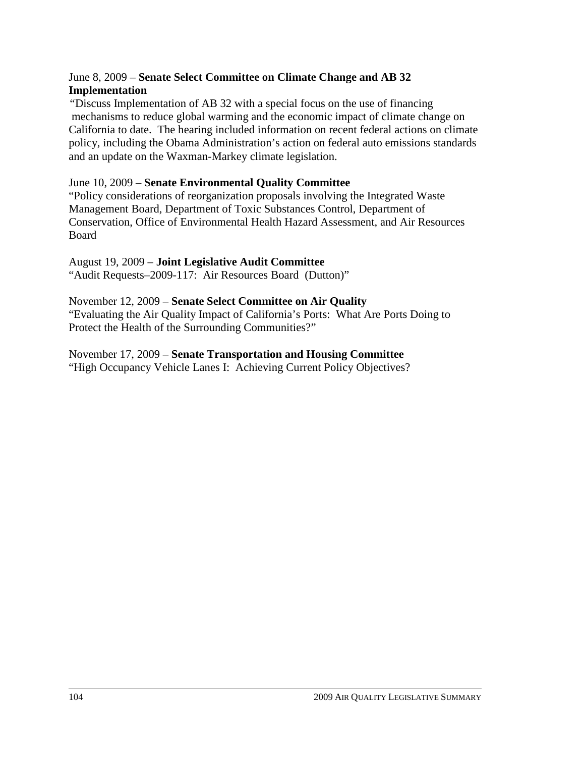June 8, 2009 – **Senate Select Committee on Climate Change and AB 32 Implementation**
"Discuss Implementation of AB 32 with a special focus on the use of financing mechanisms to reduce global warming and the economic impact of climate change on California to date. The hearing included information on recent federal actions on climate policy, including the Obama Administration's action on federal auto emissions standards and an update on the Waxman-Markey climate legislation.

June 10, 2009 – **Senate Environmental Quality Committee**
"Policy considerations of reorganization proposals involving the Integrated Waste Management Board, Department of Toxic Substances Control, Department of Conservation, Office of Environmental Health Hazard Assessment, and Air Resources Board

August 19, 2009 – **Joint Legislative Audit Committee**
"Audit Requests–2009-117: Air Resources Board (Dutton)"

November 12, 2009 – **Senate Select Committee on Air Quality**
"Evaluating the Air Quality Impact of California's Ports: What Are Ports Doing to Protect the Health of the Surrounding Communities?"

November 17, 2009 – **Senate Transportation and Housing Committee**
"High Occupancy Vehicle Lanes I: Achieving Current Policy Objectives?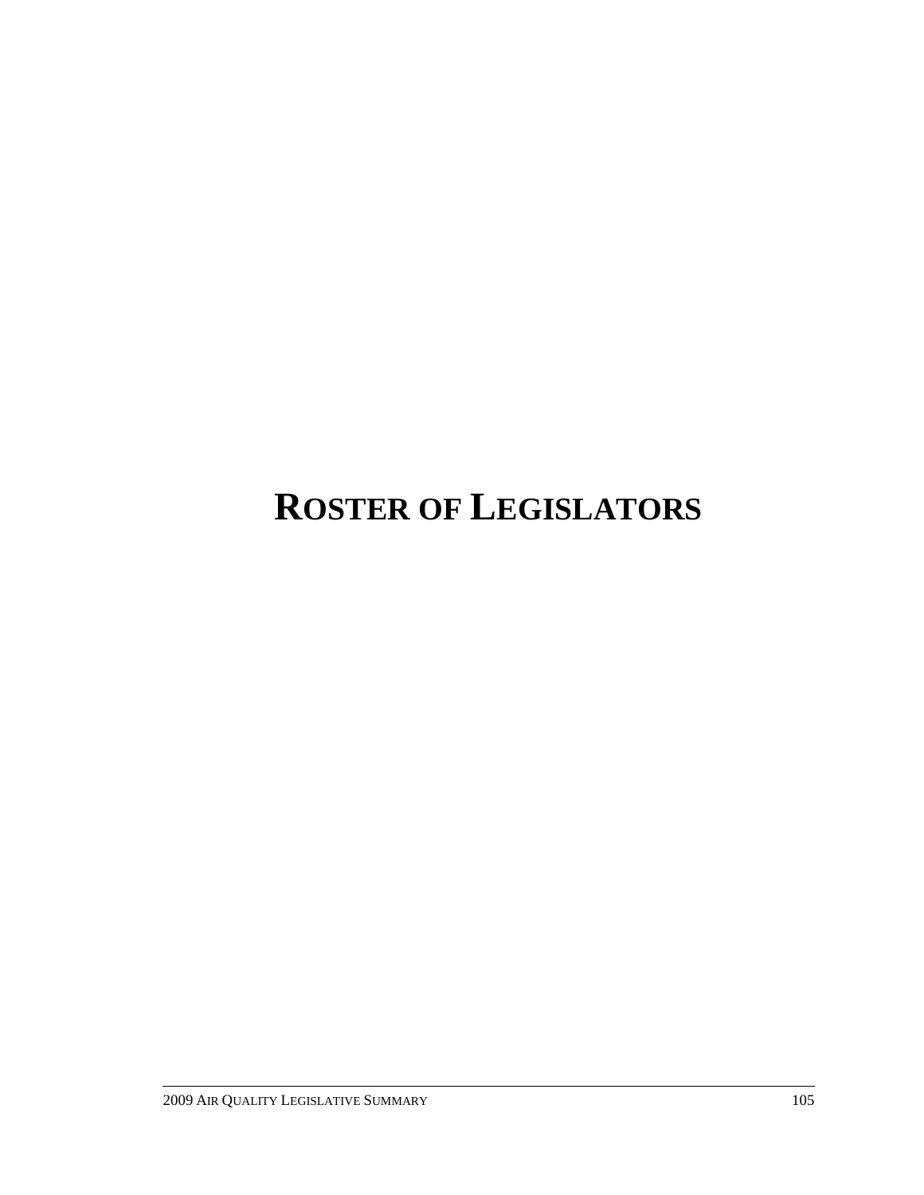# ROSTER OF LEGISLATORS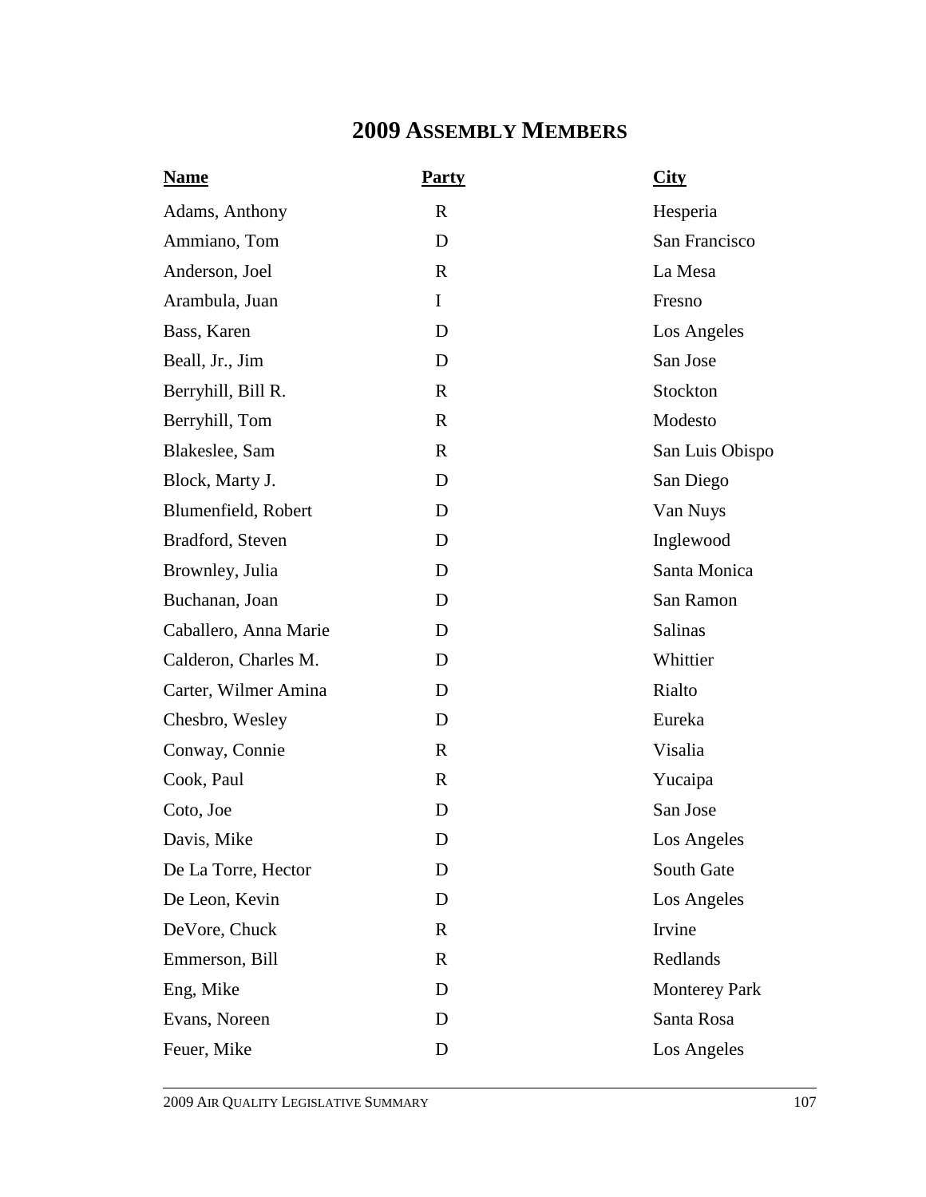# 2009 ASSEMBLY MEMBERS

| Name | Party | City |
|---|---|---|
| Adams, Anthony | R | Hesperia |
| Ammiano, Tom | D | San Francisco |
| Anderson, Joel | R | La Mesa |
| Arambula, Juan | I | Fresno |
| Bass, Karen | D | Los Angeles |
| Beall, Jr., Jim | D | San Jose |
| Berryhill, Bill R. | R | Stockton |
| Berryhill, Tom | R | Modesto |
| Blakeslee, Sam | R | San Luis Obispo |
| Block, Marty J. | D | San Diego |
| Blumenfield, Robert | D | Van Nuys |
| Bradford, Steven | D | Inglewood |
| Brownley, Julia | D | Santa Monica |
| Buchanan, Joan | D | San Ramon |
| Caballero, Anna Marie | D | Salinas |
| Calderon, Charles M. | D | Whittier |
| Carter, Wilmer Amina | D | Rialto |
| Chesbro, Wesley | D | Eureka |
| Conway, Connie | R | Visalia |
| Cook, Paul | R | Yucaipa |
| Coto, Joe | D | San Jose |
| Davis, Mike | D | Los Angeles |
| De La Torre, Hector | D | South Gate |
| De Leon, Kevin | D | Los Angeles |
| DeVore, Chuck | R | Irvine |
| Emmerson, Bill | R | Redlands |
| Eng, Mike | D | Monterey Park |
| Evans, Noreen | D | Santa Rosa |
| Feuer, Mike | D | Los Angeles |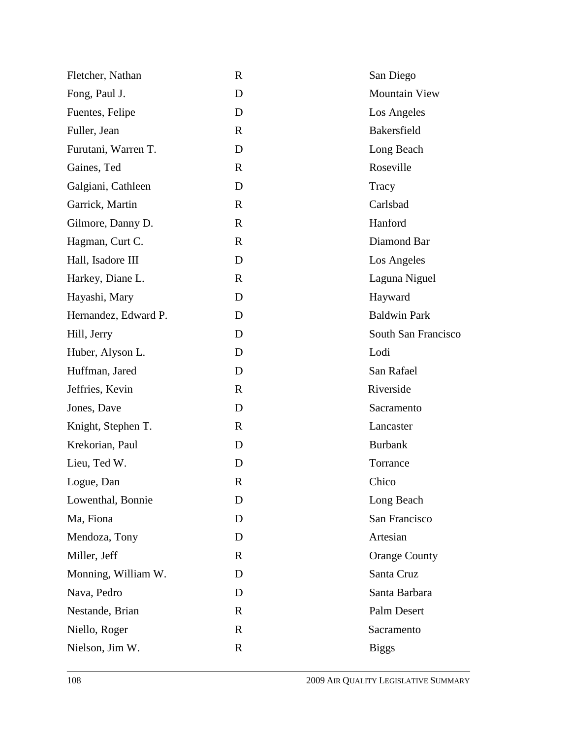| | | |
|---|---|---|
| Fletcher, Nathan | R | San Diego |
| Fong, Paul J. | D | Mountain View |
| Fuentes, Felipe | D | Los Angeles |
| Fuller, Jean | R | Bakersfield |
| Furutani, Warren T. | D | Long Beach |
| Gaines, Ted | R | Roseville |
| Galgiani, Cathleen | D | Tracy |
| Garrick, Martin | R | Carlsbad |
| Gilmore, Danny D. | R | Hanford |
| Hagman, Curt C. | R | Diamond Bar |
| Hall, Isadore III | D | Los Angeles |
| Harkey, Diane L. | R | Laguna Niguel |
| Hayashi, Mary | D | Hayward |
| Hernandez, Edward P. | D | Baldwin Park |
| Hill, Jerry | D | South San Francisco |
| Huber, Alyson L. | D | Lodi |
| Huffman, Jared | D | San Rafael |
| Jeffries, Kevin | R | Riverside |
| Jones, Dave | D | Sacramento |
| Knight, Stephen T. | R | Lancaster |
| Krekorian, Paul | D | Burbank |
| Lieu, Ted W. | D | Torrance |
| Logue, Dan | R | Chico |
| Lowenthal, Bonnie | D | Long Beach |
| Ma, Fiona | D | San Francisco |
| Mendoza, Tony | D | Artesian |
| Miller, Jeff | R | Orange County |
| Monning, William W. | D | Santa Cruz |
| Nava, Pedro | D | Santa Barbara |
| Nestande, Brian | R | Palm Desert |
| Niello, Roger | R | Sacramento |
| Nielson, Jim W. | R | Biggs |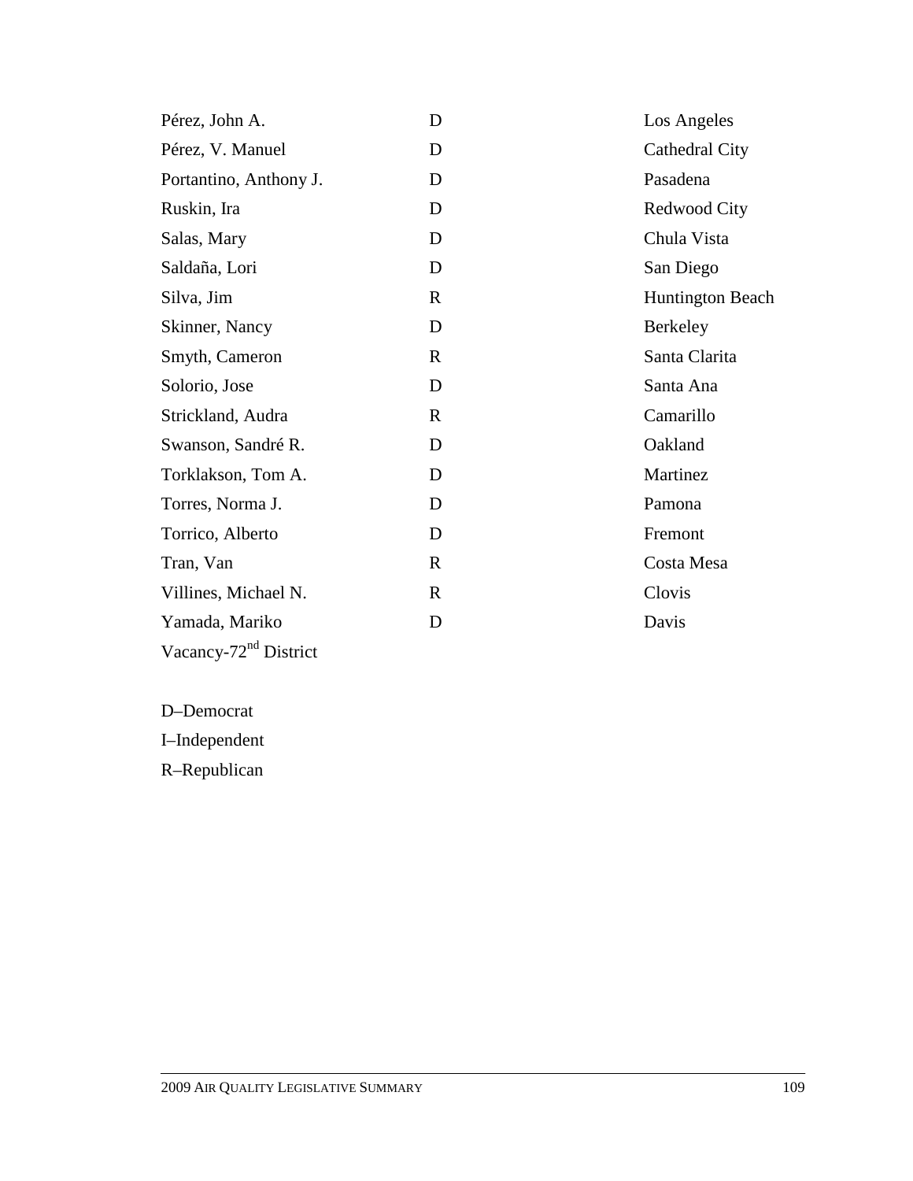| | | |
|---|---|---|
| Pérez, John A. | D | Los Angeles |
| Pérez, V. Manuel | D | Cathedral City |
| Portantino, Anthony J. | D | Pasadena |
| Ruskin, Ira | D | Redwood City |
| Salas, Mary | D | Chula Vista |
| Saldaña, Lori | D | San Diego |
| Silva, Jim | R | Huntington Beach |
| Skinner, Nancy | D | Berkeley |
| Smyth, Cameron | R | Santa Clarita |
| Solorio, Jose | D | Santa Ana |
| Strickland, Audra | R | Camarillo |
| Swanson, Sandré R. | D | Oakland |
| Torklakson, Tom A. | D | Martinez |
| Torres, Norma J. | D | Pamona |
| Torrico, Alberto | D | Fremont |
| Tran, Van | R | Costa Mesa |
| Villines, Michael N. | R | Clovis |
| Yamada, Mariko | D | Davis |
| Vacancy-72nd District | | |

D–Democrat

I–Independent

R–Republican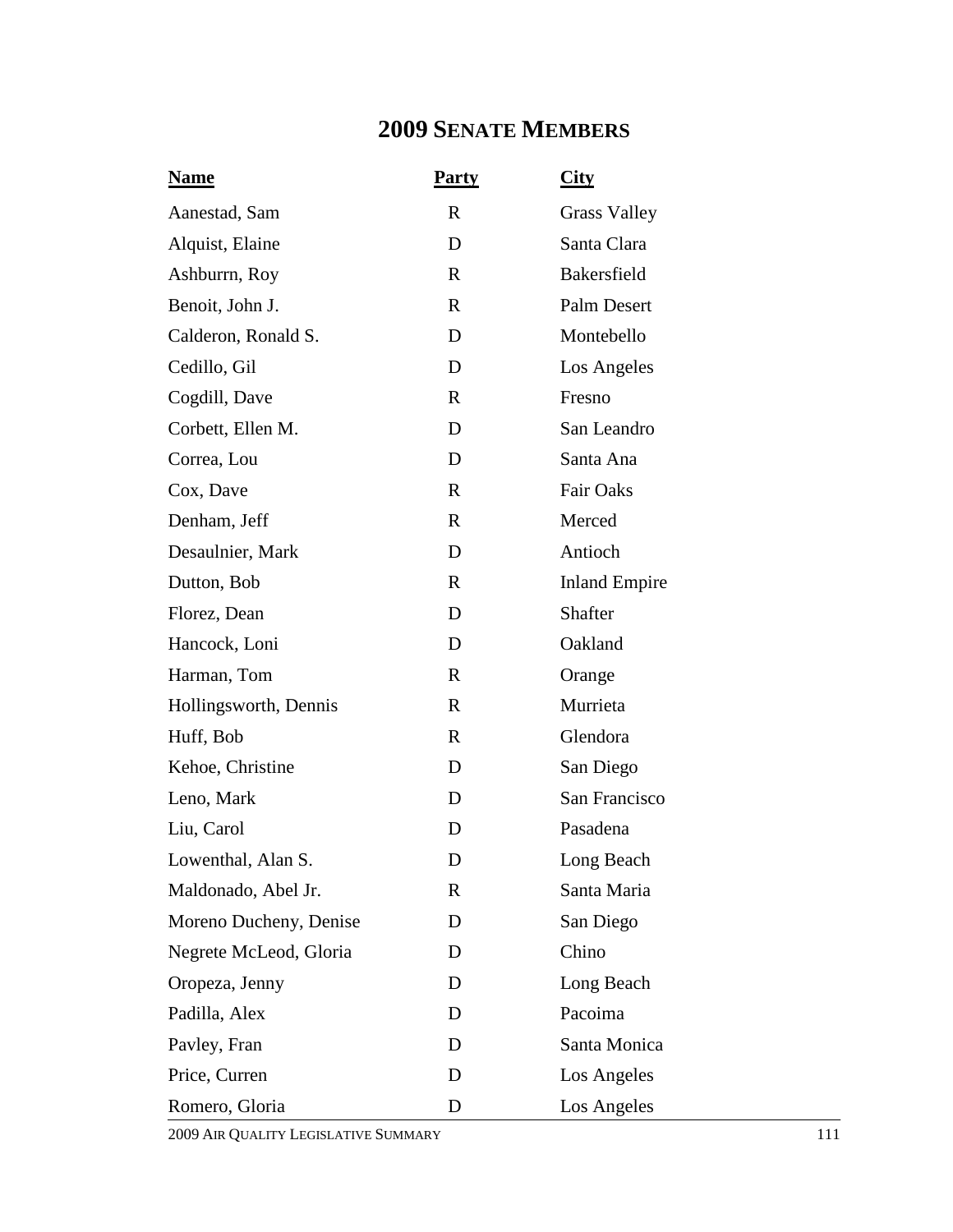## 2009 SENATE MEMBERS

| Name | Party | City |
|---|---|---|
| Aanestad, Sam | R | Grass Valley |
| Alquist, Elaine | D | Santa Clara |
| Ashburrn, Roy | R | Bakersfield |
| Benoit, John J. | R | Palm Desert |
| Calderon, Ronald S. | D | Montebello |
| Cedillo, Gil | D | Los Angeles |
| Cogdill, Dave | R | Fresno |
| Corbett, Ellen M. | D | San Leandro |
| Correa, Lou | D | Santa Ana |
| Cox, Dave | R | Fair Oaks |
| Denham, Jeff | R | Merced |
| Desaulnier, Mark | D | Antioch |
| Dutton, Bob | R | Inland Empire |
| Florez, Dean | D | Shafter |
| Hancock, Loni | D | Oakland |
| Harman, Tom | R | Orange |
| Hollingsworth, Dennis | R | Murrieta |
| Huff, Bob | R | Glendora |
| Kehoe, Christine | D | San Diego |
| Leno, Mark | D | San Francisco |
| Liu, Carol | D | Pasadena |
| Lowenthal, Alan S. | D | Long Beach |
| Maldonado, Abel Jr. | R | Santa Maria |
| Moreno Ducheny, Denise | D | San Diego |
| Negrete McLeod, Gloria | D | Chino |
| Oropeza, Jenny | D | Long Beach |
| Padilla, Alex | D | Pacoima |
| Pavley, Fran | D | Santa Monica |
| Price, Curren | D | Los Angeles |
| Romero, Gloria | D | Los Angeles |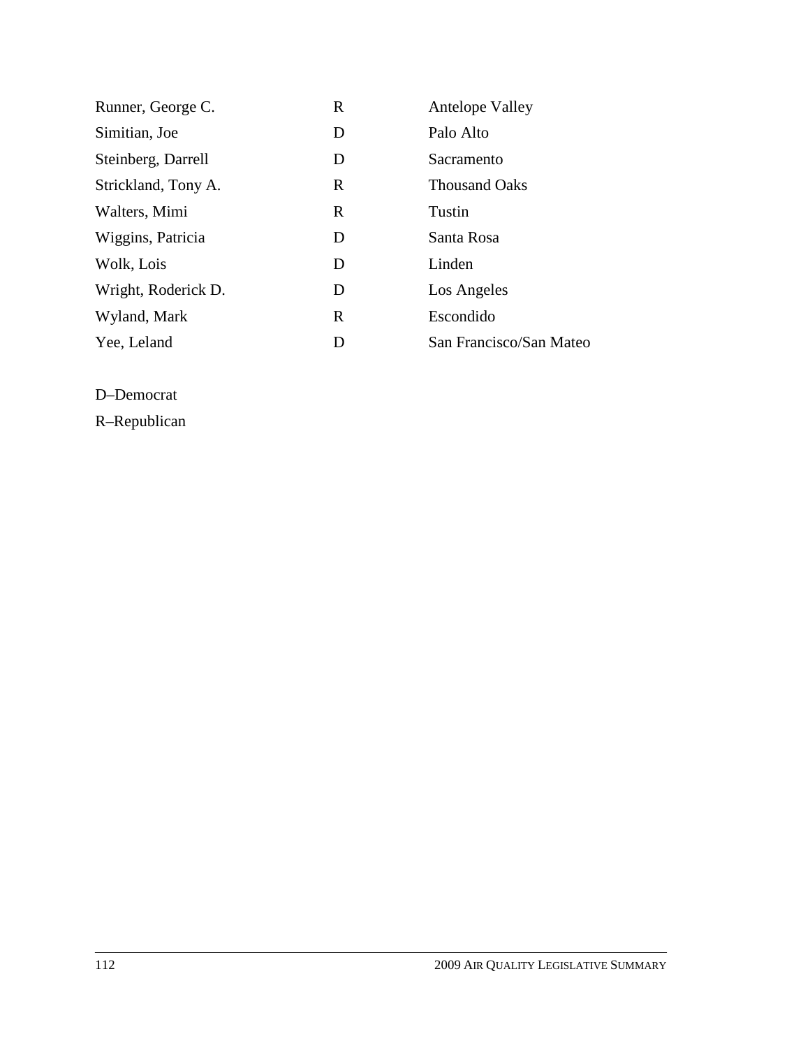| | | |
|---|---|---|
| Runner, George C. | R | Antelope Valley |
| Simitian, Joe | D | Palo Alto |
| Steinberg, Darrell | D | Sacramento |
| Strickland, Tony A. | R | Thousand Oaks |
| Walters, Mimi | R | Tustin |
| Wiggins, Patricia | D | Santa Rosa |
| Wolk, Lois | D | Linden |
| Wright, Roderick D. | D | Los Angeles |
| Wyland, Mark | R | Escondido |
| Yee, Leland | D | San Francisco/San Mateo |

D–Democrat

R–Republican